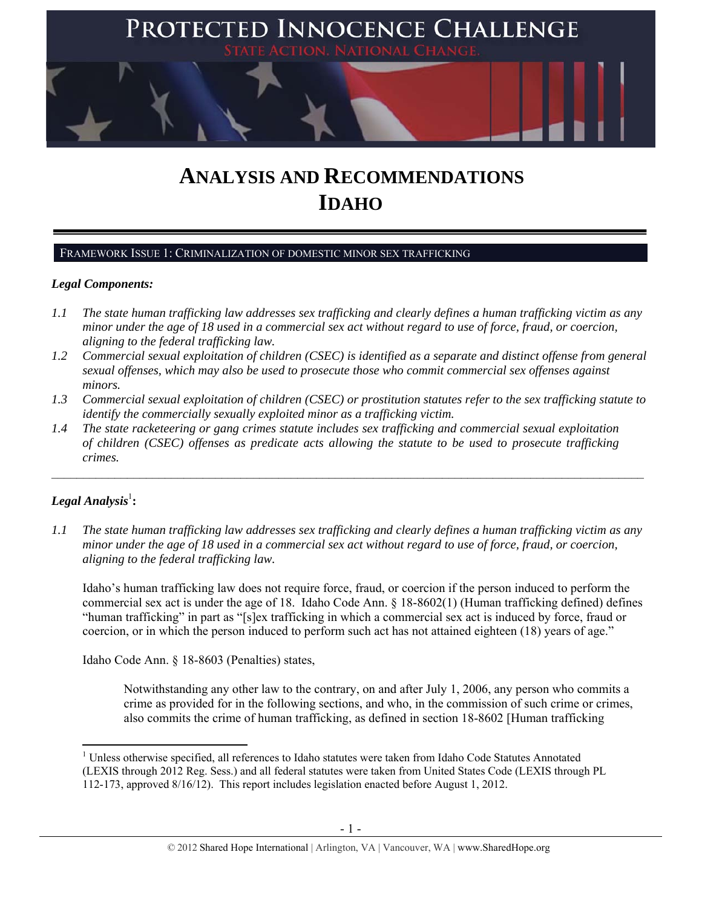# PROTECTED INNOCENCE CHALLENGE

STATE ACTION. NATIONAL CHANGE.

# ANALYSIS AND RECOMMENDATIONS
# IDAHO

## FRAMEWORK ISSUE 1: CRIMINALIZATION OF DOMESTIC MINOR SEX TRAFFICKING

***Legal Components:***

*1.1 The state human trafficking law addresses sex trafficking and clearly defines a human trafficking victim as any minor under the age of 18 used in a commercial sex act without regard to use of force, fraud, or coercion, aligning to the federal trafficking law.*

*1.2 Commercial sexual exploitation of children (CSEC) is identified as a separate and distinct offense from general sexual offenses, which may also be used to prosecute those who commit commercial sex offenses against minors.*

*1.3 Commercial sexual exploitation of children (CSEC) or prostitution statutes refer to the sex trafficking statute to identify the commercially sexually exploited minor as a trafficking victim.*

*1.4 The state racketeering or gang crimes statute includes sex trafficking and commercial sexual exploitation of children (CSEC) offenses as predicate acts allowing the statute to be used to prosecute trafficking crimes.*

---

***Legal Analysis*[1]:**

*1.1 The state human trafficking law addresses sex trafficking and clearly defines a human trafficking victim as any minor under the age of 18 used in a commercial sex act without regard to use of force, fraud, or coercion, aligning to the federal trafficking law.*

Idaho's human trafficking law does not require force, fraud, or coercion if the person induced to perform the commercial sex act is under the age of 18. Idaho Code Ann. § 18-8602(1) (Human trafficking defined) defines "human trafficking" in part as "[s]ex trafficking in which a commercial sex act is induced by force, fraud or coercion, or in which the person induced to perform such act has not attained eighteen (18) years of age."

Idaho Code Ann. § 18-8603 (Penalties) states,

> Notwithstanding any other law to the contrary, on and after July 1, 2006, any person who commits a crime as provided for in the following sections, and who, in the commission of such crime or crimes, also commits the crime of human trafficking, as defined in section 18-8602 [Human trafficking

[1] Unless otherwise specified, all references to Idaho statutes were taken from Idaho Code Statutes Annotated (LEXIS through 2012 Reg. Sess.) and all federal statutes were taken from United States Code (LEXIS through PL 112-173, approved 8/16/12). This report includes legislation enacted before August 1, 2012.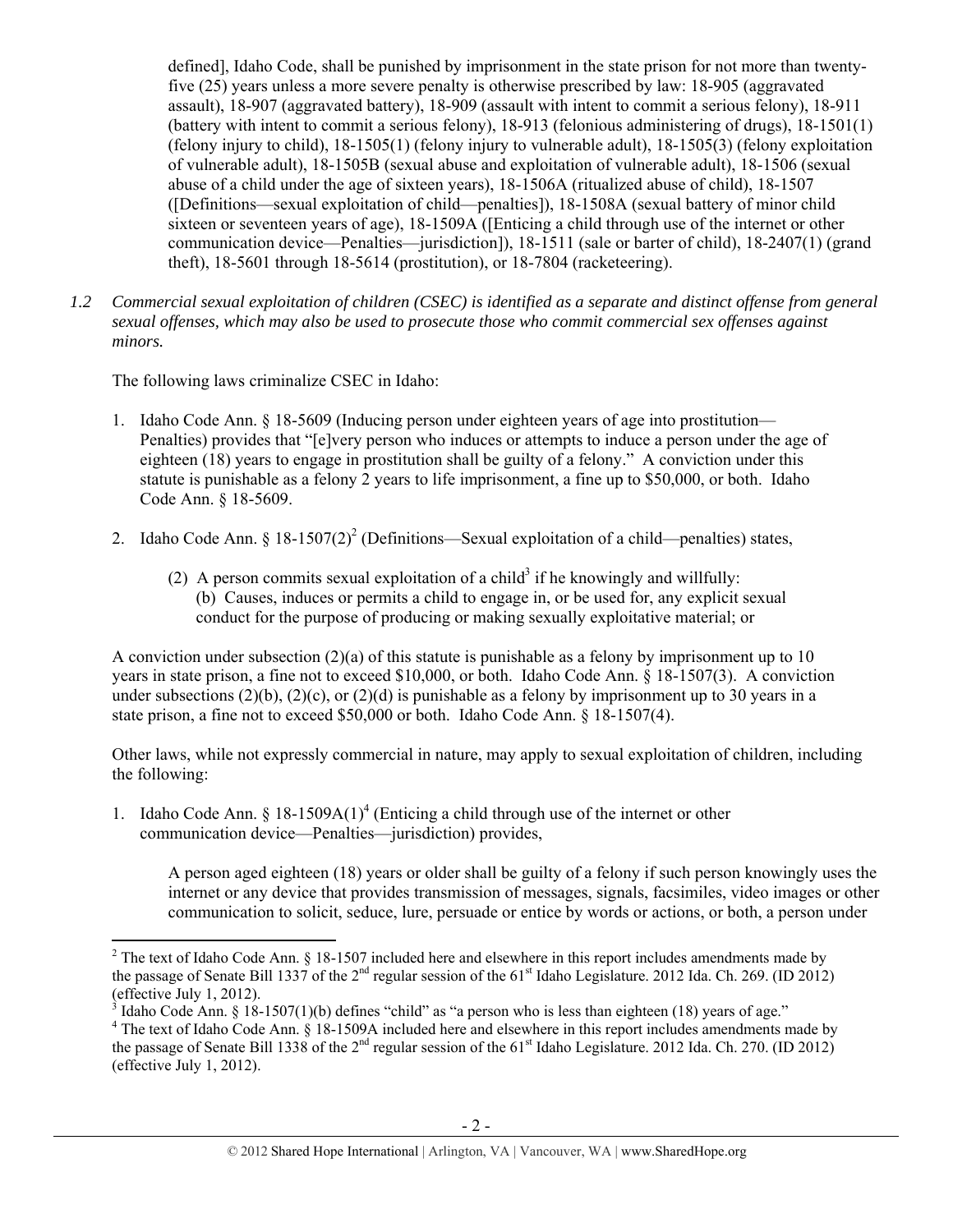defined], Idaho Code, shall be punished by imprisonment in the state prison for not more than twenty-five (25) years unless a more severe penalty is otherwise prescribed by law: 18-905 (aggravated assault), 18-907 (aggravated battery), 18-909 (assault with intent to commit a serious felony), 18-911 (battery with intent to commit a serious felony), 18-913 (felonious administering of drugs), 18-1501(1) (felony injury to child), 18-1505(1) (felony injury to vulnerable adult), 18-1505(3) (felony exploitation of vulnerable adult), 18-1505B (sexual abuse and exploitation of vulnerable adult), 18-1506 (sexual abuse of a child under the age of sixteen years), 18-1506A (ritualized abuse of child), 18-1507 ([Definitions—sexual exploitation of child—penalties]), 18-1508A (sexual battery of minor child sixteen or seventeen years of age), 18-1509A ([Enticing a child through use of the internet or other communication device—Penalties—jurisdiction]), 18-1511 (sale or barter of child), 18-2407(1) (grand theft), 18-5601 through 18-5614 (prostitution), or 18-7804 (racketeering).

*1.2 Commercial sexual exploitation of children (CSEC) is identified as a separate and distinct offense from general sexual offenses, which may also be used to prosecute those who commit commercial sex offenses against minors.*

The following laws criminalize CSEC in Idaho:

1. Idaho Code Ann. § 18-5609 (Inducing person under eighteen years of age into prostitution—Penalties) provides that "[e]very person who induces or attempts to induce a person under the age of eighteen (18) years to engage in prostitution shall be guilty of a felony." A conviction under this statute is punishable as a felony 2 years to life imprisonment, a fine up to $50,000, or both. Idaho Code Ann. § 18-5609.

2. Idaho Code Ann. § 18-1507(2)[2] (Definitions—Sexual exploitation of a child—penalties) states,

   (2) A person commits sexual exploitation of a child[3] if he knowingly and willfully:
   (b) Causes, induces or permits a child to engage in, or be used for, any explicit sexual conduct for the purpose of producing or making sexually exploitative material; or

A conviction under subsection (2)(a) of this statute is punishable as a felony by imprisonment up to 10 years in state prison, a fine not to exceed $10,000, or both. Idaho Code Ann. § 18-1507(3). A conviction under subsections (2)(b), (2)(c), or (2)(d) is punishable as a felony by imprisonment up to 30 years in a state prison, a fine not to exceed $50,000 or both. Idaho Code Ann. § 18-1507(4).

Other laws, while not expressly commercial in nature, may apply to sexual exploitation of children, including the following:

1. Idaho Code Ann. § 18-1509A(1)[4] (Enticing a child through use of the internet or other communication device—Penalties—jurisdiction) provides,

   A person aged eighteen (18) years or older shall be guilty of a felony if such person knowingly uses the internet or any device that provides transmission of messages, signals, facsimiles, video images or other communication to solicit, seduce, lure, persuade or entice by words or actions, or both, a person under

---

[2] The text of Idaho Code Ann. § 18-1507 included here and elsewhere in this report includes amendments made by the passage of Senate Bill 1337 of the 2nd regular session of the 61st Idaho Legislature. 2012 Ida. Ch. 269. (ID 2012) (effective July 1, 2012).

[3] Idaho Code Ann. § 18-1507(1)(b) defines "child" as "a person who is less than eighteen (18) years of age."

[4] The text of Idaho Code Ann. § 18-1509A included here and elsewhere in this report includes amendments made by the passage of Senate Bill 1338 of the 2nd regular session of the 61st Idaho Legislature. 2012 Ida. Ch. 270. (ID 2012) (effective July 1, 2012).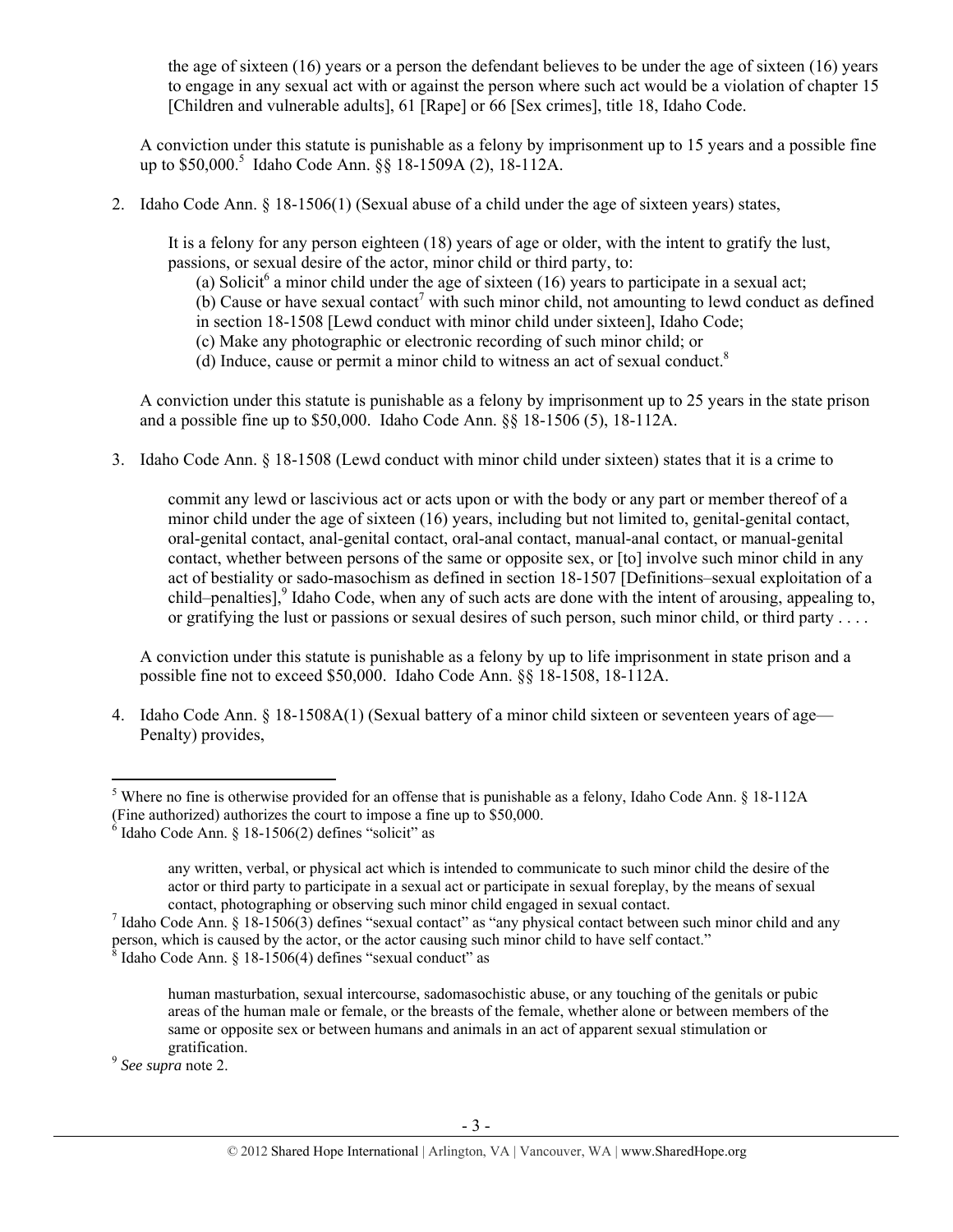the age of sixteen (16) years or a person the defendant believes to be under the age of sixteen (16) years to engage in any sexual act with or against the person where such act would be a violation of chapter 15 [Children and vulnerable adults], 61 [Rape] or 66 [Sex crimes], title 18, Idaho Code.

A conviction under this statute is punishable as a felony by imprisonment up to 15 years and a possible fine up to $50,000.[5] Idaho Code Ann. §§ 18-1509A (2), 18-112A.

2. Idaho Code Ann. § 18-1506(1) (Sexual abuse of a child under the age of sixteen years) states,

   It is a felony for any person eighteen (18) years of age or older, with the intent to gratify the lust, passions, or sexual desire of the actor, minor child or third party, to:
   
   (a) Solicit[6] a minor child under the age of sixteen (16) years to participate in a sexual act;
   (b) Cause or have sexual contact[7] with such minor child, not amounting to lewd conduct as defined in section 18-1508 [Lewd conduct with minor child under sixteen], Idaho Code;
   (c) Make any photographic or electronic recording of such minor child; or
   (d) Induce, cause or permit a minor child to witness an act of sexual conduct.[8]

   A conviction under this statute is punishable as a felony by imprisonment up to 25 years in the state prison and a possible fine up to $50,000. Idaho Code Ann. §§ 18-1506 (5), 18-112A.

3. Idaho Code Ann. § 18-1508 (Lewd conduct with minor child under sixteen) states that it is a crime to

   commit any lewd or lascivious act or acts upon or with the body or any part or member thereof of a minor child under the age of sixteen (16) years, including but not limited to, genital-genital contact, oral-genital contact, anal-genital contact, oral-anal contact, manual-anal contact, or manual-genital contact, whether between persons of the same or opposite sex, or [to] involve such minor child in any act of bestiality or sado-masochism as defined in section 18-1507 [Definitions–sexual exploitation of a child–penalties],[9] Idaho Code, when any of such acts are done with the intent of arousing, appealing to, or gratifying the lust or passions or sexual desires of such person, such minor child, or third party . . . .

   A conviction under this statute is punishable as a felony by up to life imprisonment in state prison and a possible fine not to exceed $50,000. Idaho Code Ann. §§ 18-1508, 18-112A.

4. Idaho Code Ann. § 18-1508A(1) (Sexual battery of a minor child sixteen or seventeen years of age—Penalty) provides,

---

[5] Where no fine is otherwise provided for an offense that is punishable as a felony, Idaho Code Ann. § 18-112A (Fine authorized) authorizes the court to impose a fine up to $50,000.

[6] Idaho Code Ann. § 18-1506(2) defines "solicit" as

> any written, verbal, or physical act which is intended to communicate to such minor child the desire of the actor or third party to participate in a sexual act or participate in sexual foreplay, by the means of sexual contact, photographing or observing such minor child engaged in sexual contact.

[7] Idaho Code Ann. § 18-1506(3) defines "sexual contact" as "any physical contact between such minor child and any person, which is caused by the actor, or the actor causing such minor child to have self contact."

[8] Idaho Code Ann. § 18-1506(4) defines "sexual conduct" as

> human masturbation, sexual intercourse, sadomasochistic abuse, or any touching of the genitals or pubic areas of the human male or female, or the breasts of the female, whether alone or between members of the same or opposite sex or between humans and animals in an act of apparent sexual stimulation or gratification.

[9] *See supra* note 2.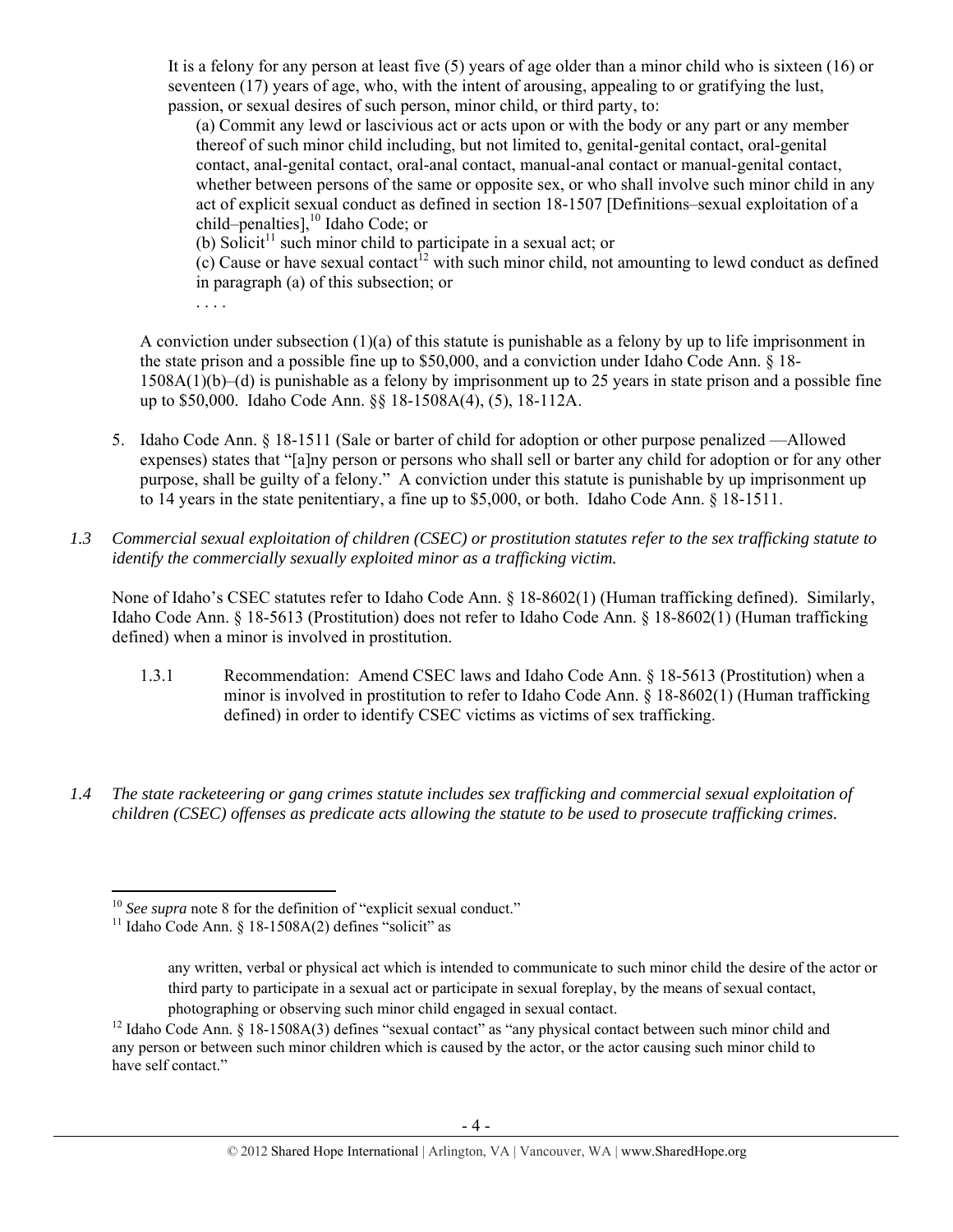> It is a felony for any person at least five (5) years of age older than a minor child who is sixteen (16) or seventeen (17) years of age, who, with the intent of arousing, appealing to or gratifying the lust, passion, or sexual desires of such person, minor child, or third party, to:
>
> > (a) Commit any lewd or lascivious act or acts upon or with the body or any part or any member thereof of such minor child including, but not limited to, genital-genital contact, oral-genital contact, anal-genital contact, oral-anal contact, manual-anal contact or manual-genital contact, whether between persons of the same or opposite sex, or who shall involve such minor child in any act of explicit sexual conduct as defined in section 18-1507 [Definitions–sexual exploitation of a child–penalties],[10] Idaho Code; or
> > (b) Solicit[11] such minor child to participate in a sexual act; or
> > (c) Cause or have sexual contact[12] with such minor child, not amounting to lewd conduct as defined in paragraph (a) of this subsection; or
> > . . . .

A conviction under subsection (1)(a) of this statute is punishable as a felony by up to life imprisonment in the state prison and a possible fine up to $50,000, and a conviction under Idaho Code Ann. § 18-1508A(1)(b)–(d) is punishable as a felony by imprisonment up to 25 years in state prison and a possible fine up to $50,000. Idaho Code Ann. §§ 18-1508A(4), (5), 18-112A.

5. Idaho Code Ann. § 18-1511 (Sale or barter of child for adoption or other purpose penalized —Allowed expenses) states that "[a]ny person or persons who shall sell or barter any child for adoption or for any other purpose, shall be guilty of a felony." A conviction under this statute is punishable by up imprisonment up to 14 years in the state penitentiary, a fine up to $5,000, or both. Idaho Code Ann. § 18-1511.

*1.3 Commercial sexual exploitation of children (CSEC) or prostitution statutes refer to the sex trafficking statute to identify the commercially sexually exploited minor as a trafficking victim.*

None of Idaho's CSEC statutes refer to Idaho Code Ann. § 18-8602(1) (Human trafficking defined). Similarly, Idaho Code Ann. § 18-5613 (Prostitution) does not refer to Idaho Code Ann. § 18-8602(1) (Human trafficking defined) when a minor is involved in prostitution.

1.3.1 Recommendation: Amend CSEC laws and Idaho Code Ann. § 18-5613 (Prostitution) when a minor is involved in prostitution to refer to Idaho Code Ann. § 18-8602(1) (Human trafficking defined) in order to identify CSEC victims as victims of sex trafficking.

*1.4 The state racketeering or gang crimes statute includes sex trafficking and commercial sexual exploitation of children (CSEC) offenses as predicate acts allowing the statute to be used to prosecute trafficking crimes.*

---

[10] *See supra* note 8 for the definition of "explicit sexual conduct."

[11] Idaho Code Ann. § 18-1508A(2) defines "solicit" as

> any written, verbal or physical act which is intended to communicate to such minor child the desire of the actor or third party to participate in a sexual act or participate in sexual foreplay, by the means of sexual contact, photographing or observing such minor child engaged in sexual contact.

[12] Idaho Code Ann. § 18-1508A(3) defines "sexual contact" as "any physical contact between such minor child and any person or between such minor children which is caused by the actor, or the actor causing such minor child to have self contact."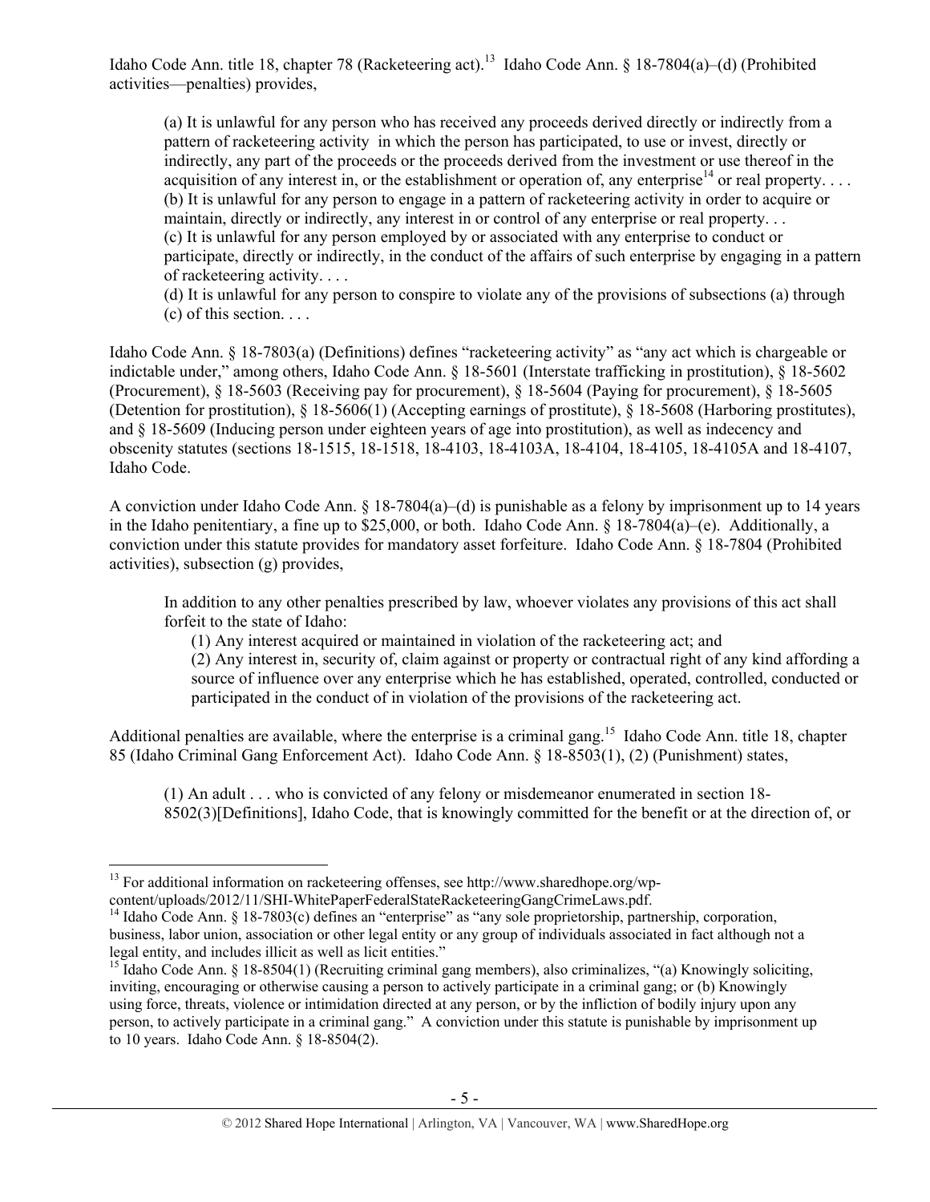Idaho Code Ann. title 18, chapter 78 (Racketeering act).[13] Idaho Code Ann. § 18-7804(a)–(d) (Prohibited activities—penalties) provides,

> (a) It is unlawful for any person who has received any proceeds derived directly or indirectly from a pattern of racketeering activity in which the person has participated, to use or invest, directly or indirectly, any part of the proceeds or the proceeds derived from the investment or use thereof in the acquisition of any interest in, or the establishment or operation of, any enterprise[14] or real property. . . .
> (b) It is unlawful for any person to engage in a pattern of racketeering activity in order to acquire or maintain, directly or indirectly, any interest in or control of any enterprise or real property. . .
> (c) It is unlawful for any person employed by or associated with any enterprise to conduct or participate, directly or indirectly, in the conduct of the affairs of such enterprise by engaging in a pattern of racketeering activity. . . .
> (d) It is unlawful for any person to conspire to violate any of the provisions of subsections (a) through (c) of this section. . . .

Idaho Code Ann. § 18-7803(a) (Definitions) defines "racketeering activity" as "any act which is chargeable or indictable under," among others, Idaho Code Ann. § 18-5601 (Interstate trafficking in prostitution), § 18-5602 (Procurement), § 18-5603 (Receiving pay for procurement), § 18-5604 (Paying for procurement), § 18-5605 (Detention for prostitution), § 18-5606(1) (Accepting earnings of prostitute), § 18-5608 (Harboring prostitutes), and § 18-5609 (Inducing person under eighteen years of age into prostitution), as well as indecency and obscenity statutes (sections 18-1515, 18-1518, 18-4103, 18-4103A, 18-4104, 18-4105, 18-4105A and 18-4107, Idaho Code.

A conviction under Idaho Code Ann. § 18-7804(a)–(d) is punishable as a felony by imprisonment up to 14 years in the Idaho penitentiary, a fine up to $25,000, or both. Idaho Code Ann. § 18-7804(a)–(e). Additionally, a conviction under this statute provides for mandatory asset forfeiture. Idaho Code Ann. § 18-7804 (Prohibited activities), subsection (g) provides,

> In addition to any other penalties prescribed by law, whoever violates any provisions of this act shall forfeit to the state of Idaho:
> (1) Any interest acquired or maintained in violation of the racketeering act; and
> (2) Any interest in, security of, claim against or property or contractual right of any kind affording a source of influence over any enterprise which he has established, operated, controlled, conducted or participated in the conduct of in violation of the provisions of the racketeering act.

Additional penalties are available, where the enterprise is a criminal gang.[15] Idaho Code Ann. title 18, chapter 85 (Idaho Criminal Gang Enforcement Act). Idaho Code Ann. § 18-8503(1), (2) (Punishment) states,

> (1) An adult . . . who is convicted of any felony or misdemeanor enumerated in section 18-8502(3)[Definitions], Idaho Code, that is knowingly committed for the benefit or at the direction of, or

---

[13] For additional information on racketeering offenses, see http://www.sharedhope.org/wp-content/uploads/2012/11/SHI-WhitePaperFederalStateRacketeeringGangCrimeLaws.pdf.

[14] Idaho Code Ann. § 18-7803(c) defines an "enterprise" as "any sole proprietorship, partnership, corporation, business, labor union, association or other legal entity or any group of individuals associated in fact although not a legal entity, and includes illicit as well as licit entities."

[15] Idaho Code Ann. § 18-8504(1) (Recruiting criminal gang members), also criminalizes, "(a) Knowingly soliciting, inviting, encouraging or otherwise causing a person to actively participate in a criminal gang; or (b) Knowingly using force, threats, violence or intimidation directed at any person, or by the infliction of bodily injury upon any person, to actively participate in a criminal gang." A conviction under this statute is punishable by imprisonment up to 10 years. Idaho Code Ann. § 18-8504(2).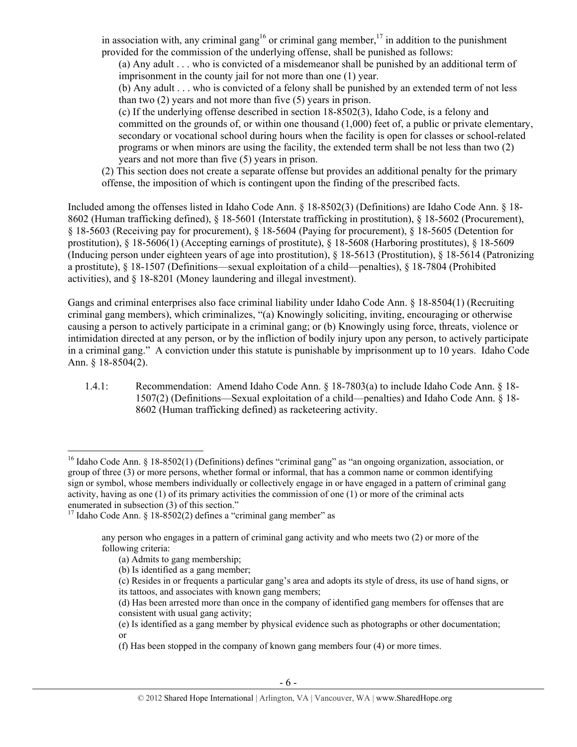in association with, any criminal gang[16] or criminal gang member,[17] in addition to the punishment provided for the commission of the underlying offense, shall be punished as follows:

> (a) Any adult . . . who is convicted of a misdemeanor shall be punished by an additional term of imprisonment in the county jail for not more than one (1) year.
>
> (b) Any adult . . . who is convicted of a felony shall be punished by an extended term of not less than two (2) years and not more than five (5) years in prison.
>
> (c) If the underlying offense described in section 18-8502(3), Idaho Code, is a felony and committed on the grounds of, or within one thousand (1,000) feet of, a public or private elementary, secondary or vocational school during hours when the facility is open for classes or school-related programs or when minors are using the facility, the extended term shall be not less than two (2) years and not more than five (5) years in prison.
>
> (2) This section does not create a separate offense but provides an additional penalty for the primary offense, the imposition of which is contingent upon the finding of the prescribed facts.

Included among the offenses listed in Idaho Code Ann. § 18-8502(3) (Definitions) are Idaho Code Ann. § 18-8602 (Human trafficking defined), § 18-5601 (Interstate trafficking in prostitution), § 18-5602 (Procurement), § 18-5603 (Receiving pay for procurement), § 18-5604 (Paying for procurement), § 18-5605 (Detention for prostitution), § 18-5606(1) (Accepting earnings of prostitute), § 18-5608 (Harboring prostitutes), § 18-5609 (Inducing person under eighteen years of age into prostitution), § 18-5613 (Prostitution), § 18-5614 (Patronizing a prostitute), § 18-1507 (Definitions—sexual exploitation of a child—penalties), § 18-7804 (Prohibited activities), and § 18-8201 (Money laundering and illegal investment).

Gangs and criminal enterprises also face criminal liability under Idaho Code Ann. § 18-8504(1) (Recruiting criminal gang members), which criminalizes, "(a) Knowingly soliciting, inviting, encouraging or otherwise causing a person to actively participate in a criminal gang; or (b) Knowingly using force, threats, violence or intimidation directed at any person, or by the infliction of bodily injury upon any person, to actively participate in a criminal gang." A conviction under this statute is punishable by imprisonment up to 10 years. Idaho Code Ann. § 18-8504(2).

1.4.1: Recommendation: Amend Idaho Code Ann. § 18-7803(a) to include Idaho Code Ann. § 18-1507(2) (Definitions—Sexual exploitation of a child—penalties) and Idaho Code Ann. § 18-8602 (Human trafficking defined) as racketeering activity.

---

[16] Idaho Code Ann. § 18-8502(1) (Definitions) defines "criminal gang" as "an ongoing organization, association, or group of three (3) or more persons, whether formal or informal, that has a common name or common identifying sign or symbol, whose members individually or collectively engage in or have engaged in a pattern of criminal gang activity, having as one (1) of its primary activities the commission of one (1) or more of the criminal acts enumerated in subsection (3) of this section."

[17] Idaho Code Ann. § 18-8502(2) defines a "criminal gang member" as

> any person who engages in a pattern of criminal gang activity and who meets two (2) or more of the following criteria:
>
> (a) Admits to gang membership;
>
> (b) Is identified as a gang member;
>
> (c) Resides in or frequents a particular gang's area and adopts its style of dress, its use of hand signs, or its tattoos, and associates with known gang members;
>
> (d) Has been arrested more than once in the company of identified gang members for offenses that are consistent with usual gang activity;
>
> (e) Is identified as a gang member by physical evidence such as photographs or other documentation; or
>
> (f) Has been stopped in the company of known gang members four (4) or more times.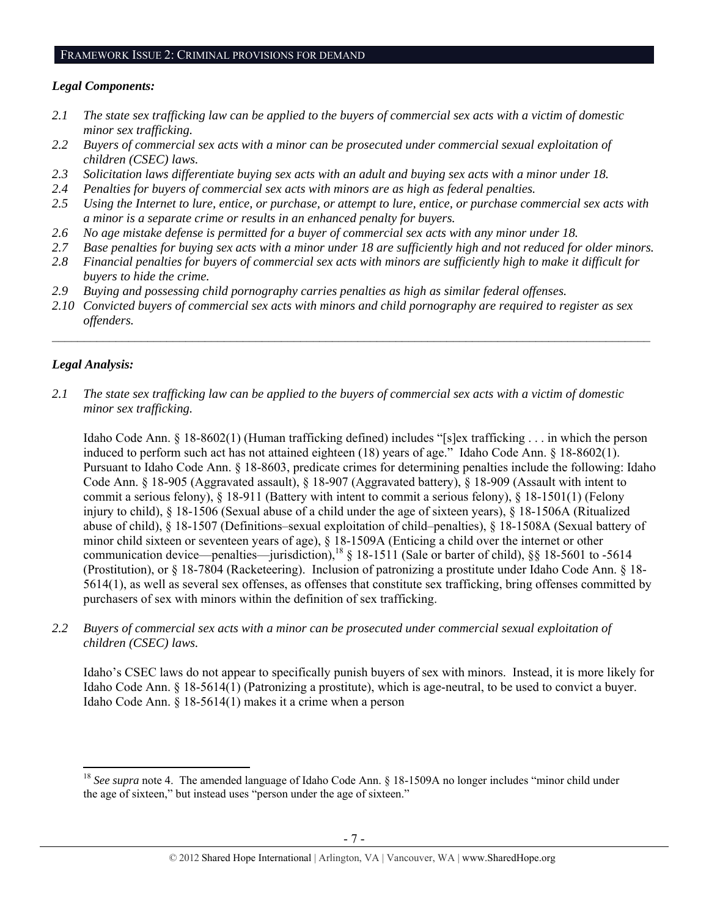## FRAMEWORK ISSUE 2: CRIMINAL PROVISIONS FOR DEMAND

### *Legal Components:*

*2.1 The state sex trafficking law can be applied to the buyers of commercial sex acts with a victim of domestic minor sex trafficking.*

*2.2 Buyers of commercial sex acts with a minor can be prosecuted under commercial sexual exploitation of children (CSEC) laws.*

*2.3 Solicitation laws differentiate buying sex acts with an adult and buying sex acts with a minor under 18.*

*2.4 Penalties for buyers of commercial sex acts with minors are as high as federal penalties.*

*2.5 Using the Internet to lure, entice, or purchase, or attempt to lure, entice, or purchase commercial sex acts with a minor is a separate crime or results in an enhanced penalty for buyers.*

*2.6 No age mistake defense is permitted for a buyer of commercial sex acts with any minor under 18.*

*2.7 Base penalties for buying sex acts with a minor under 18 are sufficiently high and not reduced for older minors.*

*2.8 Financial penalties for buyers of commercial sex acts with minors are sufficiently high to make it difficult for buyers to hide the crime.*

*2.9 Buying and possessing child pornography carries penalties as high as similar federal offenses.*

*2.10 Convicted buyers of commercial sex acts with minors and child pornography are required to register as sex offenders.*

---

### *Legal Analysis:*

*2.1 The state sex trafficking law can be applied to the buyers of commercial sex acts with a victim of domestic minor sex trafficking.*

Idaho Code Ann. § 18-8602(1) (Human trafficking defined) includes "[s]ex trafficking . . . in which the person induced to perform such act has not attained eighteen (18) years of age." Idaho Code Ann. § 18-8602(1). Pursuant to Idaho Code Ann. § 18-8603, predicate crimes for determining penalties include the following: Idaho Code Ann. § 18-905 (Aggravated assault), § 18-907 (Aggravated battery), § 18-909 (Assault with intent to commit a serious felony), § 18-911 (Battery with intent to commit a serious felony), § 18-1501(1) (Felony injury to child), § 18-1506 (Sexual abuse of a child under the age of sixteen years), § 18-1506A (Ritualized abuse of child), § 18-1507 (Definitions–sexual exploitation of child–penalties), § 18-1508A (Sexual battery of minor child sixteen or seventeen years of age), § 18-1509A (Enticing a child over the internet or other communication device—penalties—jurisdiction),[18] § 18-1511 (Sale or barter of child), §§ 18-5601 to -5614 (Prostitution), or § 18-7804 (Racketeering). Inclusion of patronizing a prostitute under Idaho Code Ann. § 18-5614(1), as well as several sex offenses, as offenses that constitute sex trafficking, bring offenses committed by purchasers of sex with minors within the definition of sex trafficking.

*2.2 Buyers of commercial sex acts with a minor can be prosecuted under commercial sexual exploitation of children (CSEC) laws.*

Idaho's CSEC laws do not appear to specifically punish buyers of sex with minors. Instead, it is more likely for Idaho Code Ann. § 18-5614(1) (Patronizing a prostitute), which is age-neutral, to be used to convict a buyer. Idaho Code Ann. § 18-5614(1) makes it a crime when a person

---

[18] *See supra* note 4. The amended language of Idaho Code Ann. § 18-1509A no longer includes "minor child under the age of sixteen," but instead uses "person under the age of sixteen."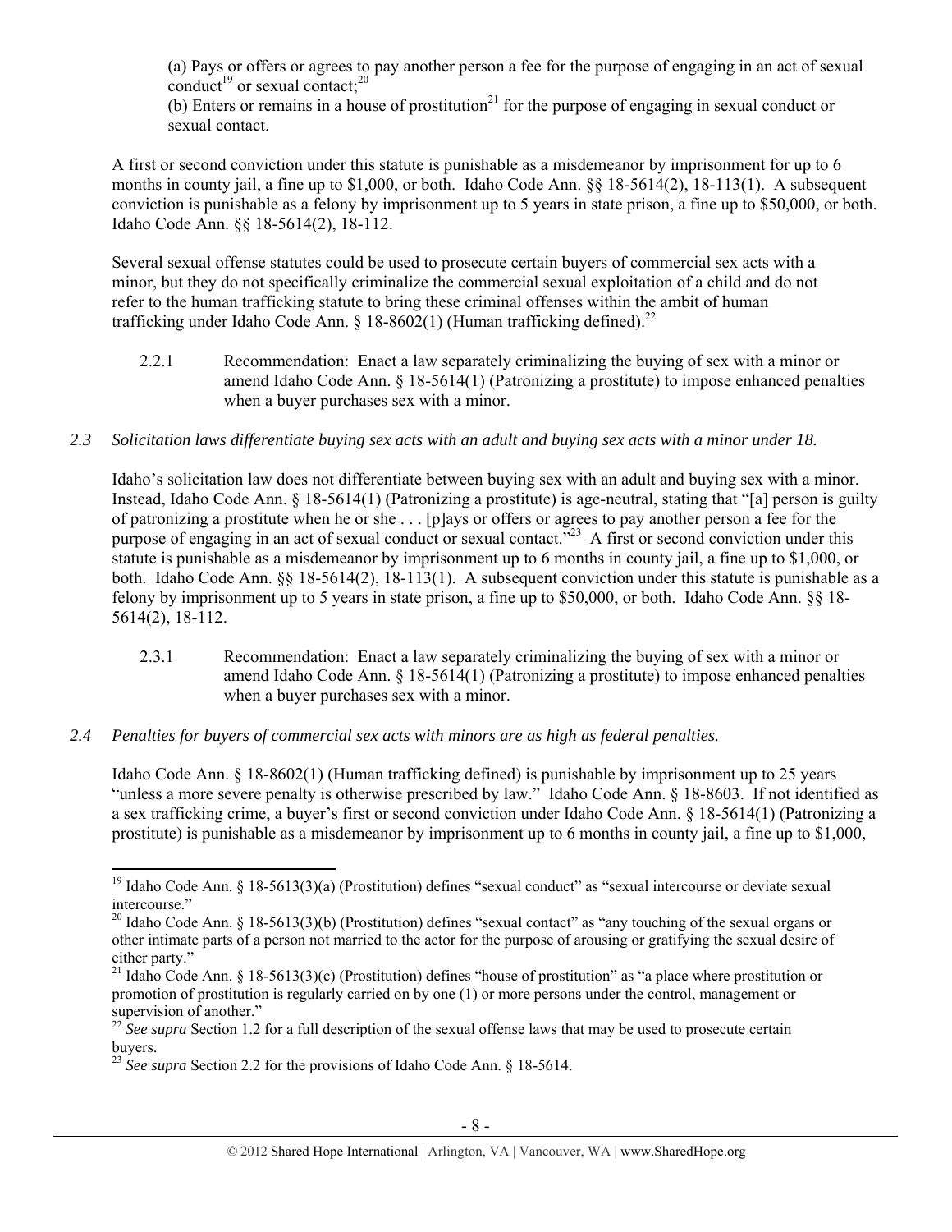(a) Pays or offers or agrees to pay another person a fee for the purpose of engaging in an act of sexual conduct[19] or sexual contact;[20]

(b) Enters or remains in a house of prostitution[21] for the purpose of engaging in sexual conduct or sexual contact.

A first or second conviction under this statute is punishable as a misdemeanor by imprisonment for up to 6 months in county jail, a fine up to $1,000, or both. Idaho Code Ann. §§ 18-5614(2), 18-113(1). A subsequent conviction is punishable as a felony by imprisonment up to 5 years in state prison, a fine up to $50,000, or both. Idaho Code Ann. §§ 18-5614(2), 18-112.

Several sexual offense statutes could be used to prosecute certain buyers of commercial sex acts with a minor, but they do not specifically criminalize the commercial sexual exploitation of a child and do not refer to the human trafficking statute to bring these criminal offenses within the ambit of human trafficking under Idaho Code Ann. § 18-8602(1) (Human trafficking defined).[22]

2.2.1 Recommendation: Enact a law separately criminalizing the buying of sex with a minor or amend Idaho Code Ann. § 18-5614(1) (Patronizing a prostitute) to impose enhanced penalties when a buyer purchases sex with a minor.

*2.3 Solicitation laws differentiate buying sex acts with an adult and buying sex acts with a minor under 18.*

Idaho's solicitation law does not differentiate between buying sex with an adult and buying sex with a minor. Instead, Idaho Code Ann. § 18-5614(1) (Patronizing a prostitute) is age-neutral, stating that "[a] person is guilty of patronizing a prostitute when he or she . . . [p]ays or offers or agrees to pay another person a fee for the purpose of engaging in an act of sexual conduct or sexual contact."[23] A first or second conviction under this statute is punishable as a misdemeanor by imprisonment up to 6 months in county jail, a fine up to $1,000, or both. Idaho Code Ann. §§ 18-5614(2), 18-113(1). A subsequent conviction under this statute is punishable as a felony by imprisonment up to 5 years in state prison, a fine up to $50,000, or both. Idaho Code Ann. §§ 18-5614(2), 18-112.

2.3.1 Recommendation: Enact a law separately criminalizing the buying of sex with a minor or amend Idaho Code Ann. § 18-5614(1) (Patronizing a prostitute) to impose enhanced penalties when a buyer purchases sex with a minor.

*2.4 Penalties for buyers of commercial sex acts with minors are as high as federal penalties.*

Idaho Code Ann. § 18-8602(1) (Human trafficking defined) is punishable by imprisonment up to 25 years "unless a more severe penalty is otherwise prescribed by law." Idaho Code Ann. § 18-8603. If not identified as a sex trafficking crime, a buyer's first or second conviction under Idaho Code Ann. § 18-5614(1) (Patronizing a prostitute) is punishable as a misdemeanor by imprisonment up to 6 months in county jail, a fine up to $1,000,

---

[19] Idaho Code Ann. § 18-5613(3)(a) (Prostitution) defines "sexual conduct" as "sexual intercourse or deviate sexual intercourse."

[20] Idaho Code Ann. § 18-5613(3)(b) (Prostitution) defines "sexual contact" as "any touching of the sexual organs or other intimate parts of a person not married to the actor for the purpose of arousing or gratifying the sexual desire of either party."

[21] Idaho Code Ann. § 18-5613(3)(c) (Prostitution) defines "house of prostitution" as "a place where prostitution or promotion of prostitution is regularly carried on by one (1) or more persons under the control, management or supervision of another."

[22] *See supra* Section 1.2 for a full description of the sexual offense laws that may be used to prosecute certain buyers.

[23] *See supra* Section 2.2 for the provisions of Idaho Code Ann. § 18-5614.

© 2012 Shared Hope International | Arlington, VA | Vancouver, WA | www.SharedHope.org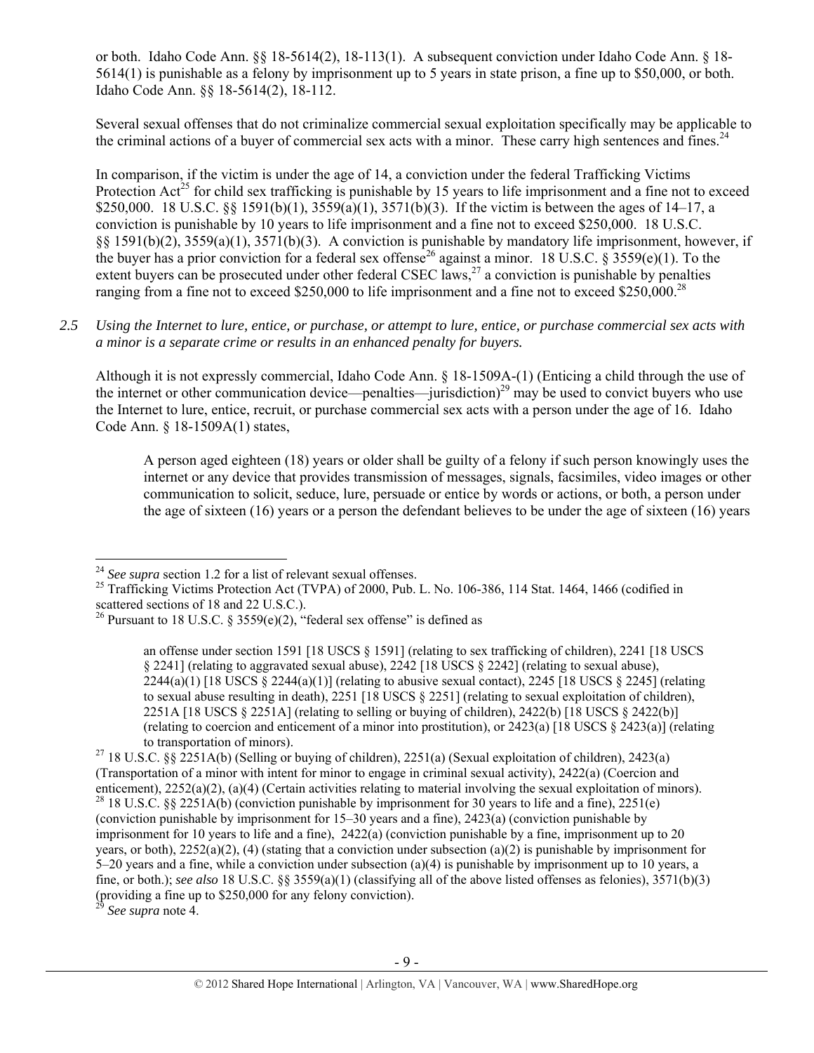or both. Idaho Code Ann. §§ 18-5614(2), 18-113(1). A subsequent conviction under Idaho Code Ann. § 18-5614(1) is punishable as a felony by imprisonment up to 5 years in state prison, a fine up to $50,000, or both. Idaho Code Ann. §§ 18-5614(2), 18-112.

Several sexual offenses that do not criminalize commercial sexual exploitation specifically may be applicable to the criminal actions of a buyer of commercial sex acts with a minor. These carry high sentences and fines.[24]

In comparison, if the victim is under the age of 14, a conviction under the federal Trafficking Victims Protection Act[25] for child sex trafficking is punishable by 15 years to life imprisonment and a fine not to exceed $250,000. 18 U.S.C. §§ 1591(b)(1), 3559(a)(1), 3571(b)(3). If the victim is between the ages of 14–17, a conviction is punishable by 10 years to life imprisonment and a fine not to exceed $250,000. 18 U.S.C. §§ 1591(b)(2), 3559(a)(1), 3571(b)(3). A conviction is punishable by mandatory life imprisonment, however, if the buyer has a prior conviction for a federal sex offense[26] against a minor. 18 U.S.C. § 3559(e)(1). To the extent buyers can be prosecuted under other federal CSEC laws,[27] a conviction is punishable by penalties ranging from a fine not to exceed $250,000 to life imprisonment and a fine not to exceed $250,000.[28]

*2.5 Using the Internet to lure, entice, or purchase, or attempt to lure, entice, or purchase commercial sex acts with a minor is a separate crime or results in an enhanced penalty for buyers.*

Although it is not expressly commercial, Idaho Code Ann. § 18-1509A-(1) (Enticing a child through the use of the internet or other communication device—penalties—jurisdiction)[29] may be used to convict buyers who use the Internet to lure, entice, recruit, or purchase commercial sex acts with a person under the age of 16. Idaho Code Ann. § 18-1509A(1) states,

> A person aged eighteen (18) years or older shall be guilty of a felony if such person knowingly uses the internet or any device that provides transmission of messages, signals, facsimiles, video images or other communication to solicit, seduce, lure, persuade or entice by words or actions, or both, a person under the age of sixteen (16) years or a person the defendant believes to be under the age of sixteen (16) years

---

[24] *See supra* section 1.2 for a list of relevant sexual offenses.

[25] Trafficking Victims Protection Act (TVPA) of 2000, Pub. L. No. 106-386, 114 Stat. 1464, 1466 (codified in scattered sections of 18 and 22 U.S.C.).

[26] Pursuant to 18 U.S.C. § 3559(e)(2), "federal sex offense" is defined as

> an offense under section 1591 [18 USCS § 1591] (relating to sex trafficking of children), 2241 [18 USCS § 2241] (relating to aggravated sexual abuse), 2242 [18 USCS § 2242] (relating to sexual abuse), 2244(a)(1) [18 USCS § 2244(a)(1)] (relating to abusive sexual contact), 2245 [18 USCS § 2245] (relating to sexual abuse resulting in death), 2251 [18 USCS § 2251] (relating to sexual exploitation of children), 2251A [18 USCS § 2251A] (relating to selling or buying of children), 2422(b) [18 USCS § 2422(b)] (relating to coercion and enticement of a minor into prostitution), or 2423(a) [18 USCS § 2423(a)] (relating to transportation of minors).

[27] 18 U.S.C. §§ 2251A(b) (Selling or buying of children), 2251(a) (Sexual exploitation of children), 2423(a) (Transportation of a minor with intent for minor to engage in criminal sexual activity), 2422(a) (Coercion and enticement), 2252(a)(2), (a)(4) (Certain activities relating to material involving the sexual exploitation of minors).

[28] 18 U.S.C. §§ 2251A(b) (conviction punishable by imprisonment for 30 years to life and a fine), 2251(e) (conviction punishable by imprisonment for 15–30 years and a fine), 2423(a) (conviction punishable by imprisonment for 10 years to life and a fine), 2422(a) (conviction punishable by a fine, imprisonment up to 20 years, or both), 2252(a)(2), (4) (stating that a conviction under subsection (a)(2) is punishable by imprisonment for 5–20 years and a fine, while a conviction under subsection (a)(4) is punishable by imprisonment up to 10 years, a fine, or both.); *see also* 18 U.S.C. §§ 3559(a)(1) (classifying all of the above listed offenses as felonies), 3571(b)(3) (providing a fine up to $250,000 for any felony conviction).

[29] *See supra* note 4.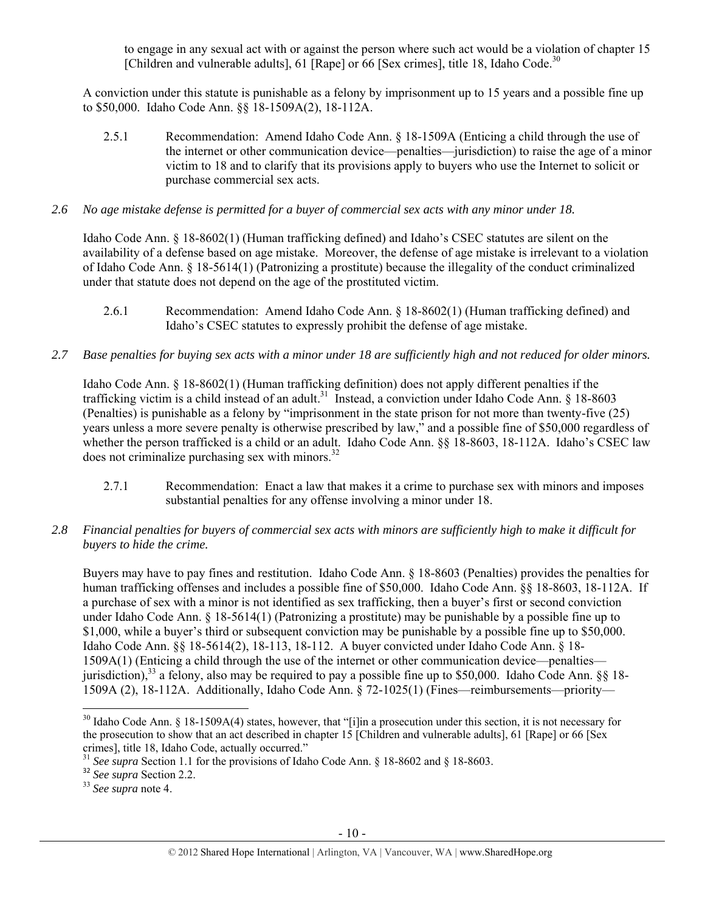to engage in any sexual act with or against the person where such act would be a violation of chapter 15 [Children and vulnerable adults], 61 [Rape] or 66 [Sex crimes], title 18, Idaho Code.[30]

A conviction under this statute is punishable as a felony by imprisonment up to 15 years and a possible fine up to $50,000. Idaho Code Ann. §§ 18-1509A(2), 18-112A.

2.5.1 Recommendation: Amend Idaho Code Ann. § 18-1509A (Enticing a child through the use of the internet or other communication device—penalties—jurisdiction) to raise the age of a minor victim to 18 and to clarify that its provisions apply to buyers who use the Internet to solicit or purchase commercial sex acts.

*2.6 No age mistake defense is permitted for a buyer of commercial sex acts with any minor under 18.*

Idaho Code Ann. § 18-8602(1) (Human trafficking defined) and Idaho's CSEC statutes are silent on the availability of a defense based on age mistake. Moreover, the defense of age mistake is irrelevant to a violation of Idaho Code Ann. § 18-5614(1) (Patronizing a prostitute) because the illegality of the conduct criminalized under that statute does not depend on the age of the prostituted victim.

2.6.1 Recommendation: Amend Idaho Code Ann. § 18-8602(1) (Human trafficking defined) and Idaho's CSEC statutes to expressly prohibit the defense of age mistake.

*2.7 Base penalties for buying sex acts with a minor under 18 are sufficiently high and not reduced for older minors.*

Idaho Code Ann. § 18-8602(1) (Human trafficking definition) does not apply different penalties if the trafficking victim is a child instead of an adult.[31] Instead, a conviction under Idaho Code Ann. § 18-8603 (Penalties) is punishable as a felony by "imprisonment in the state prison for not more than twenty-five (25) years unless a more severe penalty is otherwise prescribed by law," and a possible fine of $50,000 regardless of whether the person trafficked is a child or an adult. Idaho Code Ann. §§ 18-8603, 18-112A. Idaho's CSEC law does not criminalize purchasing sex with minors.[32]

2.7.1 Recommendation: Enact a law that makes it a crime to purchase sex with minors and imposes substantial penalties for any offense involving a minor under 18.

*2.8 Financial penalties for buyers of commercial sex acts with minors are sufficiently high to make it difficult for buyers to hide the crime.*

Buyers may have to pay fines and restitution. Idaho Code Ann. § 18-8603 (Penalties) provides the penalties for human trafficking offenses and includes a possible fine of $50,000. Idaho Code Ann. §§ 18-8603, 18-112A. If a purchase of sex with a minor is not identified as sex trafficking, then a buyer's first or second conviction under Idaho Code Ann. § 18-5614(1) (Patronizing a prostitute) may be punishable by a possible fine up to $1,000, while a buyer's third or subsequent conviction may be punishable by a possible fine up to $50,000. Idaho Code Ann. §§ 18-5614(2), 18-113, 18-112. A buyer convicted under Idaho Code Ann. § 18-1509A(1) (Enticing a child through the use of the internet or other communication device—penalties—jurisdiction),[33] a felony, also may be required to pay a possible fine up to $50,000. Idaho Code Ann. §§ 18-1509A (2), 18-112A. Additionally, Idaho Code Ann. § 72-1025(1) (Fines—reimbursements—priority—

---

[30] Idaho Code Ann. § 18-1509A(4) states, however, that "[i]n a prosecution under this section, it is not necessary for the prosecution to show that an act described in chapter 15 [Children and vulnerable adults], 61 [Rape] or 66 [Sex crimes], title 18, Idaho Code, actually occurred."

[31] *See supra* Section 1.1 for the provisions of Idaho Code Ann. § 18-8602 and § 18-8603.

[32] *See supra* Section 2.2.

[33] *See supra* note 4.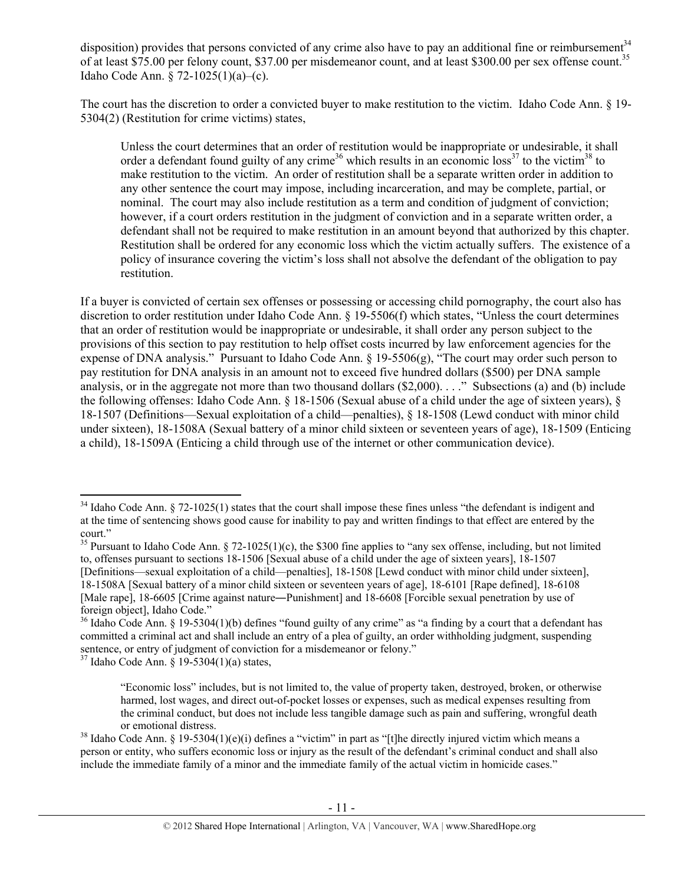disposition) provides that persons convicted of any crime also have to pay an additional fine or reimbursement[34] of at least $75.00 per felony count, $37.00 per misdemeanor count, and at least $300.00 per sex offense count.[35] Idaho Code Ann. § 72-1025(1)(a)–(c).

The court has the discretion to order a convicted buyer to make restitution to the victim. Idaho Code Ann. § 19-5304(2) (Restitution for crime victims) states,

> Unless the court determines that an order of restitution would be inappropriate or undesirable, it shall order a defendant found guilty of any crime[36] which results in an economic loss[37] to the victim[38] to make restitution to the victim. An order of restitution shall be a separate written order in addition to any other sentence the court may impose, including incarceration, and may be complete, partial, or nominal. The court may also include restitution as a term and condition of judgment of conviction; however, if a court orders restitution in the judgment of conviction and in a separate written order, a defendant shall not be required to make restitution in an amount beyond that authorized by this chapter. Restitution shall be ordered for any economic loss which the victim actually suffers. The existence of a policy of insurance covering the victim's loss shall not absolve the defendant of the obligation to pay restitution.

If a buyer is convicted of certain sex offenses or possessing or accessing child pornography, the court also has discretion to order restitution under Idaho Code Ann. § 19-5506(f) which states, "Unless the court determines that an order of restitution would be inappropriate or undesirable, it shall order any person subject to the provisions of this section to pay restitution to help offset costs incurred by law enforcement agencies for the expense of DNA analysis." Pursuant to Idaho Code Ann. § 19-5506(g), "The court may order such person to pay restitution for DNA analysis in an amount not to exceed five hundred dollars ($500) per DNA sample analysis, or in the aggregate not more than two thousand dollars ($2,000). . . ." Subsections (a) and (b) include the following offenses: Idaho Code Ann. § 18-1506 (Sexual abuse of a child under the age of sixteen years), § 18-1507 (Definitions—Sexual exploitation of a child—penalties), § 18-1508 (Lewd conduct with minor child under sixteen), 18-1508A (Sexual battery of a minor child sixteen or seventeen years of age), 18-1509 (Enticing a child), 18-1509A (Enticing a child through use of the internet or other communication device).

---

[34] Idaho Code Ann. § 72-1025(1) states that the court shall impose these fines unless "the defendant is indigent and at the time of sentencing shows good cause for inability to pay and written findings to that effect are entered by the court."

[35] Pursuant to Idaho Code Ann. § 72-1025(1)(c), the $300 fine applies to "any sex offense, including, but not limited to, offenses pursuant to sections 18-1506 [Sexual abuse of a child under the age of sixteen years], 18-1507 [Definitions—sexual exploitation of a child—penalties], 18-1508 [Lewd conduct with minor child under sixteen], 18-1508A [Sexual battery of a minor child sixteen or seventeen years of age], 18-6101 [Rape defined], 18-6108 [Male rape], 18-6605 [Crime against nature―Punishment] and 18-6608 [Forcible sexual penetration by use of foreign object], Idaho Code."

[36] Idaho Code Ann. § 19-5304(1)(b) defines "found guilty of any crime" as "a finding by a court that a defendant has committed a criminal act and shall include an entry of a plea of guilty, an order withholding judgment, suspending sentence, or entry of judgment of conviction for a misdemeanor or felony."

[37] Idaho Code Ann. § 19-5304(1)(a) states,

> "Economic loss" includes, but is not limited to, the value of property taken, destroyed, broken, or otherwise harmed, lost wages, and direct out-of-pocket losses or expenses, such as medical expenses resulting from the criminal conduct, but does not include less tangible damage such as pain and suffering, wrongful death or emotional distress.

[38] Idaho Code Ann. § 19-5304(1)(e)(i) defines a "victim" in part as "[t]he directly injured victim which means a person or entity, who suffers economic loss or injury as the result of the defendant's criminal conduct and shall also include the immediate family of a minor and the immediate family of the actual victim in homicide cases."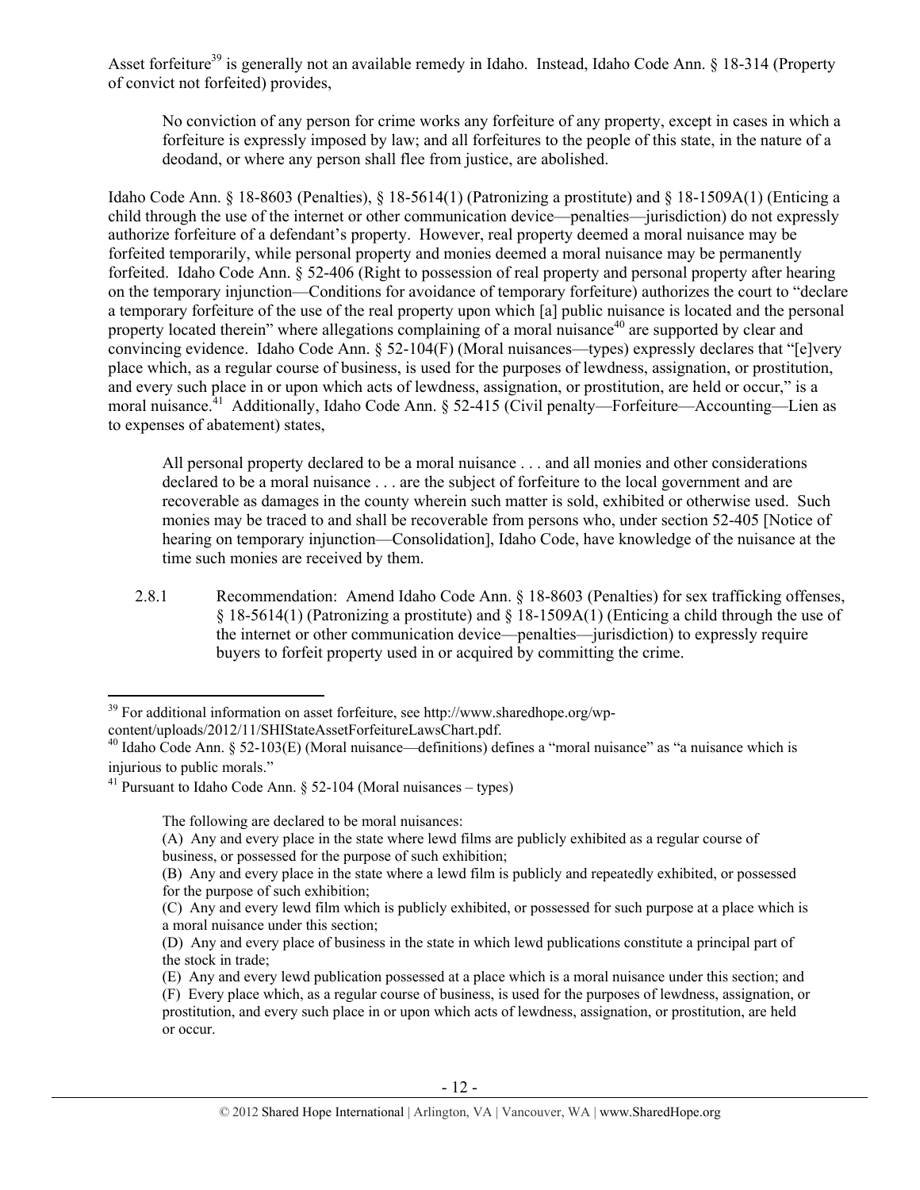Asset forfeiture[39] is generally not an available remedy in Idaho. Instead, Idaho Code Ann. § 18-314 (Property of convict not forfeited) provides,

> No conviction of any person for crime works any forfeiture of any property, except in cases in which a forfeiture is expressly imposed by law; and all forfeitures to the people of this state, in the nature of a deodand, or where any person shall flee from justice, are abolished.

Idaho Code Ann. § 18-8603 (Penalties), § 18-5614(1) (Patronizing a prostitute) and § 18-1509A(1) (Enticing a child through the use of the internet or other communication device—penalties—jurisdiction) do not expressly authorize forfeiture of a defendant's property. However, real property deemed a moral nuisance may be forfeited temporarily, while personal property and monies deemed a moral nuisance may be permanently forfeited. Idaho Code Ann. § 52-406 (Right to possession of real property and personal property after hearing on the temporary injunction—Conditions for avoidance of temporary forfeiture) authorizes the court to "declare a temporary forfeiture of the use of the real property upon which [a] public nuisance is located and the personal property located therein" where allegations complaining of a moral nuisance[40] are supported by clear and convincing evidence. Idaho Code Ann. § 52-104(F) (Moral nuisances—types) expressly declares that "[e]very place which, as a regular course of business, is used for the purposes of lewdness, assignation, or prostitution, and every such place in or upon which acts of lewdness, assignation, or prostitution, are held or occur," is a moral nuisance.[41] Additionally, Idaho Code Ann. § 52-415 (Civil penalty—Forfeiture—Accounting—Lien as to expenses of abatement) states,

> All personal property declared to be a moral nuisance . . . and all monies and other considerations declared to be a moral nuisance . . . are the subject of forfeiture to the local government and are recoverable as damages in the county wherein such matter is sold, exhibited or otherwise used. Such monies may be traced to and shall be recoverable from persons who, under section 52-405 [Notice of hearing on temporary injunction—Consolidation], Idaho Code, have knowledge of the nuisance at the time such monies are received by them.

2.8.1 Recommendation: Amend Idaho Code Ann. § 18-8603 (Penalties) for sex trafficking offenses, § 18-5614(1) (Patronizing a prostitute) and § 18-1509A(1) (Enticing a child through the use of the internet or other communication device—penalties—jurisdiction) to expressly require buyers to forfeit property used in or acquired by committing the crime.

---

[39] For additional information on asset forfeiture, see http://www.sharedhope.org/wp-content/uploads/2012/11/SHIStateAssetForfeitureLawsChart.pdf.

[40] Idaho Code Ann. § 52-103(E) (Moral nuisance—definitions) defines a "moral nuisance" as "a nuisance which is injurious to public morals."

[41] Pursuant to Idaho Code Ann. § 52-104 (Moral nuisances – types)

> The following are declared to be moral nuisances:
>
> (A) Any and every place in the state where lewd films are publicly exhibited as a regular course of business, or possessed for the purpose of such exhibition;
>
> (B) Any and every place in the state where a lewd film is publicly and repeatedly exhibited, or possessed for the purpose of such exhibition;
>
> (C) Any and every lewd film which is publicly exhibited, or possessed for such purpose at a place which is a moral nuisance under this section;
>
> (D) Any and every place of business in the state in which lewd publications constitute a principal part of the stock in trade;
>
> (E) Any and every lewd publication possessed at a place which is a moral nuisance under this section; and
>
> (F) Every place which, as a regular course of business, is used for the purposes of lewdness, assignation, or prostitution, and every such place in or upon which acts of lewdness, assignation, or prostitution, are held or occur.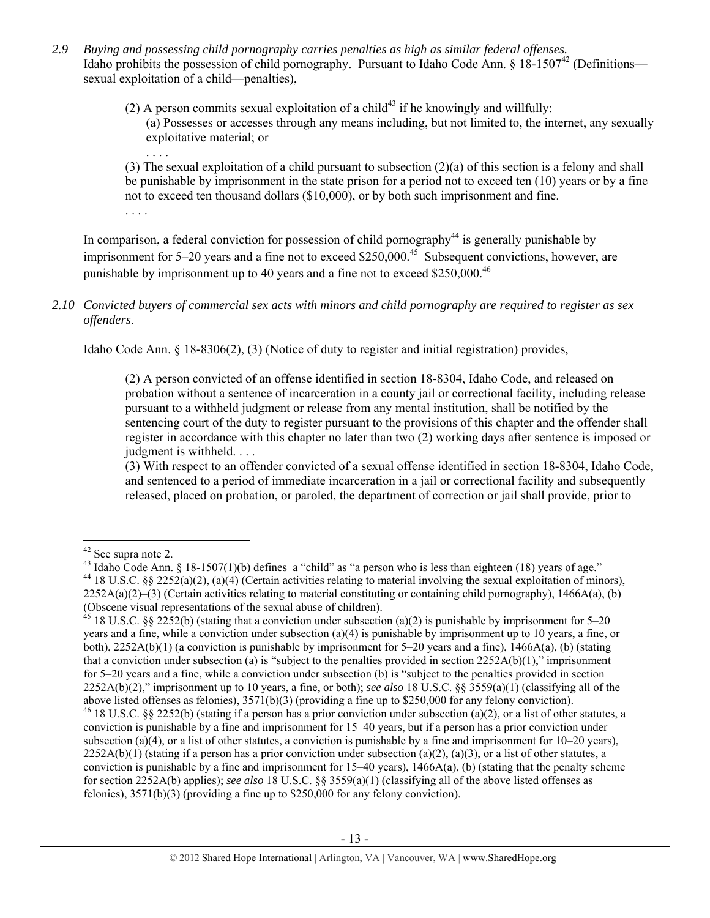*2.9 Buying and possessing child pornography carries penalties as high as similar federal offenses.*

Idaho prohibits the possession of child pornography. Pursuant to Idaho Code Ann. § 18-1507[42] (Definitions—sexual exploitation of a child—penalties),

> (2) A person commits sexual exploitation of a child[43] if he knowingly and willfully:
>
> (a) Possesses or accesses through any means including, but not limited to, the internet, any sexually exploitative material; or
>
> . . . .
>
> (3) The sexual exploitation of a child pursuant to subsection (2)(a) of this section is a felony and shall be punishable by imprisonment in the state prison for a period not to exceed ten (10) years or by a fine not to exceed ten thousand dollars ($10,000), or by both such imprisonment and fine.
>
> . . . .

In comparison, a federal conviction for possession of child pornography[44] is generally punishable by imprisonment for 5–20 years and a fine not to exceed $250,000.[45] Subsequent convictions, however, are punishable by imprisonment up to 40 years and a fine not to exceed $250,000.[46]

*2.10 Convicted buyers of commercial sex acts with minors and child pornography are required to register as sex offenders.*

Idaho Code Ann. § 18-8306(2), (3) (Notice of duty to register and initial registration) provides,

> (2) A person convicted of an offense identified in section 18-8304, Idaho Code, and released on probation without a sentence of incarceration in a county jail or correctional facility, including release pursuant to a withheld judgment or release from any mental institution, shall be notified by the sentencing court of the duty to register pursuant to the provisions of this chapter and the offender shall register in accordance with this chapter no later than two (2) working days after sentence is imposed or judgment is withheld. . . .
>
> (3) With respect to an offender convicted of a sexual offense identified in section 18-8304, Idaho Code, and sentenced to a period of immediate incarceration in a jail or correctional facility and subsequently released, placed on probation, or paroled, the department of correction or jail shall provide, prior to

---

[42] See supra note 2.

[43] Idaho Code Ann. § 18-1507(1)(b) defines a "child" as "a person who is less than eighteen (18) years of age."

[44] 18 U.S.C. §§ 2252(a)(2), (a)(4) (Certain activities relating to material involving the sexual exploitation of minors), 2252A(a)(2)–(3) (Certain activities relating to material constituting or containing child pornography), 1466A(a), (b) (Obscene visual representations of the sexual abuse of children).

[45] 18 U.S.C. §§ 2252(b) (stating that a conviction under subsection (a)(2) is punishable by imprisonment for 5–20 years and a fine, while a conviction under subsection (a)(4) is punishable by imprisonment up to 10 years, a fine, or both), 2252A(b)(1) (a conviction is punishable by imprisonment for 5–20 years and a fine), 1466A(a), (b) (stating that a conviction under subsection (a) is "subject to the penalties provided in section 2252A(b)(1)," imprisonment for 5–20 years and a fine, while a conviction under subsection (b) is "subject to the penalties provided in section 2252A(b)(2)," imprisonment up to 10 years, a fine, or both); *see also* 18 U.S.C. §§ 3559(a)(1) (classifying all of the above listed offenses as felonies), 3571(b)(3) (providing a fine up to $250,000 for any felony conviction).

[46] 18 U.S.C. §§ 2252(b) (stating if a person has a prior conviction under subsection (a)(2), or a list of other statutes, a conviction is punishable by a fine and imprisonment for 15–40 years, but if a person has a prior conviction under subsection (a)(4), or a list of other statutes, a conviction is punishable by a fine and imprisonment for 10–20 years), 2252A(b)(1) (stating if a person has a prior conviction under subsection (a)(2), (a)(3), or a list of other statutes, a conviction is punishable by a fine and imprisonment for 15–40 years), 1466A(a), (b) (stating that the penalty scheme for section 2252A(b) applies); *see also* 18 U.S.C. §§ 3559(a)(1) (classifying all of the above listed offenses as felonies), 3571(b)(3) (providing a fine up to $250,000 for any felony conviction).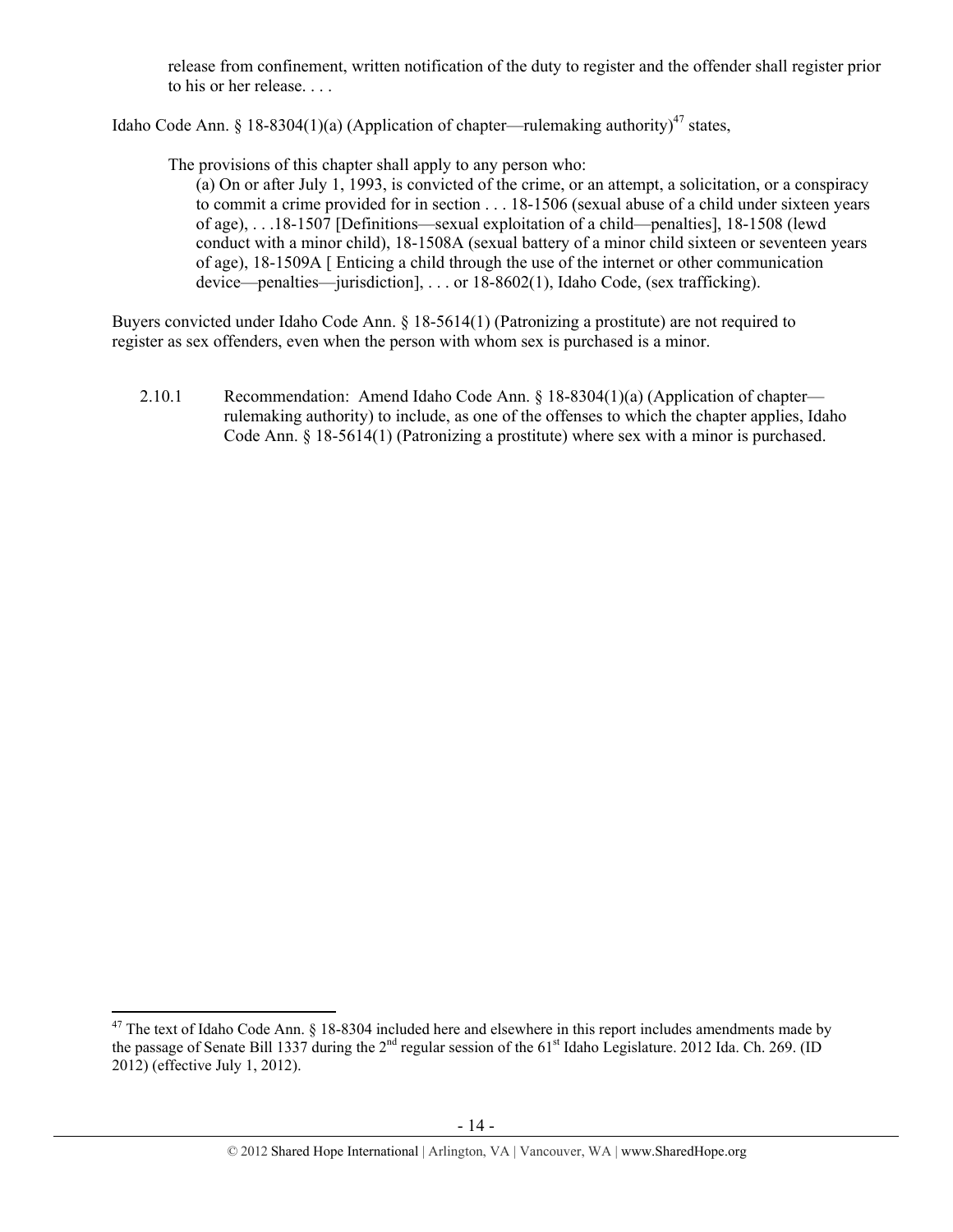> release from confinement, written notification of the duty to register and the offender shall register prior to his or her release. . . .

Idaho Code Ann. § 18-8304(1)(a) (Application of chapter—rulemaking authority)[47] states,

> The provisions of this chapter shall apply to any person who:
>
> (a) On or after July 1, 1993, is convicted of the crime, or an attempt, a solicitation, or a conspiracy to commit a crime provided for in section . . . 18-1506 (sexual abuse of a child under sixteen years of age), . . .18-1507 [Definitions—sexual exploitation of a child—penalties], 18-1508 (lewd conduct with a minor child), 18-1508A (sexual battery of a minor child sixteen or seventeen years of age), 18-1509A [ Enticing a child through the use of the internet or other communication device—penalties—jurisdiction], . . . or 18-8602(1), Idaho Code, (sex trafficking).

Buyers convicted under Idaho Code Ann. § 18-5614(1) (Patronizing a prostitute) are not required to register as sex offenders, even when the person with whom sex is purchased is a minor.

2.10.1 Recommendation: Amend Idaho Code Ann. § 18-8304(1)(a) (Application of chapter—rulemaking authority) to include, as one of the offenses to which the chapter applies, Idaho Code Ann. § 18-5614(1) (Patronizing a prostitute) where sex with a minor is purchased.

---

[47] The text of Idaho Code Ann. § 18-8304 included here and elsewhere in this report includes amendments made by the passage of Senate Bill 1337 during the 2nd regular session of the 61st Idaho Legislature. 2012 Ida. Ch. 269. (ID 2012) (effective July 1, 2012).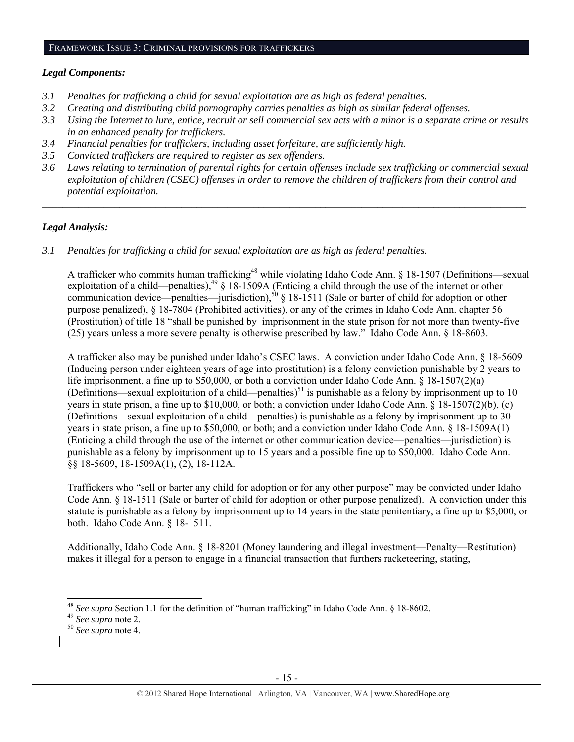## FRAMEWORK ISSUE 3: CRIMINAL PROVISIONS FOR TRAFFICKERS

### *Legal Components:*

*3.1 Penalties for trafficking a child for sexual exploitation are as high as federal penalties.*
*3.2 Creating and distributing child pornography carries penalties as high as similar federal offenses.*
*3.3 Using the Internet to lure, entice, recruit or sell commercial sex acts with a minor is a separate crime or results in an enhanced penalty for traffickers.*
*3.4 Financial penalties for traffickers, including asset forfeiture, are sufficiently high.*
*3.5 Convicted traffickers are required to register as sex offenders.*
*3.6 Laws relating to termination of parental rights for certain offenses include sex trafficking or commercial sexual exploitation of children (CSEC) offenses in order to remove the children of traffickers from their control and potential exploitation.*

---

### *Legal Analysis:*

*3.1 Penalties for trafficking a child for sexual exploitation are as high as federal penalties.*

A trafficker who commits human trafficking[48] while violating Idaho Code Ann. § 18-1507 (Definitions—sexual exploitation of a child—penalties),[49] § 18-1509A (Enticing a child through the use of the internet or other communication device—penalties—jurisdiction),[50] § 18-1511 (Sale or barter of child for adoption or other purpose penalized), § 18-7804 (Prohibited activities), or any of the crimes in Idaho Code Ann. chapter 56 (Prostitution) of title 18 "shall be punished by imprisonment in the state prison for not more than twenty-five (25) years unless a more severe penalty is otherwise prescribed by law." Idaho Code Ann. § 18-8603.

A trafficker also may be punished under Idaho's CSEC laws. A conviction under Idaho Code Ann. § 18-5609 (Inducing person under eighteen years of age into prostitution) is a felony conviction punishable by 2 years to life imprisonment, a fine up to \$50,000, or both a conviction under Idaho Code Ann. § 18-1507(2)(a) (Definitions—sexual exploitation of a child—penalties)[51] is punishable as a felony by imprisonment up to 10 years in state prison, a fine up to \$10,000, or both; a conviction under Idaho Code Ann. § 18-1507(2)(b), (c) (Definitions—sexual exploitation of a child—penalties) is punishable as a felony by imprisonment up to 30 years in state prison, a fine up to \$50,000, or both; and a conviction under Idaho Code Ann. § 18-1509A(1) (Enticing a child through the use of the internet or other communication device—penalties—jurisdiction) is punishable as a felony by imprisonment up to 15 years and a possible fine up to \$50,000. Idaho Code Ann. §§ 18-5609, 18-1509A(1), (2), 18-112A.

Traffickers who "sell or barter any child for adoption or for any other purpose" may be convicted under Idaho Code Ann. § 18-1511 (Sale or barter of child for adoption or other purpose penalized). A conviction under this statute is punishable as a felony by imprisonment up to 14 years in the state penitentiary, a fine up to \$5,000, or both. Idaho Code Ann. § 18-1511.

Additionally, Idaho Code Ann. § 18-8201 (Money laundering and illegal investment—Penalty—Restitution) makes it illegal for a person to engage in a financial transaction that furthers racketeering, stating,

---

[48] *See supra* Section 1.1 for the definition of "human trafficking" in Idaho Code Ann. § 18-8602.
[49] *See supra* note 2.
[50] *See supra* note 4.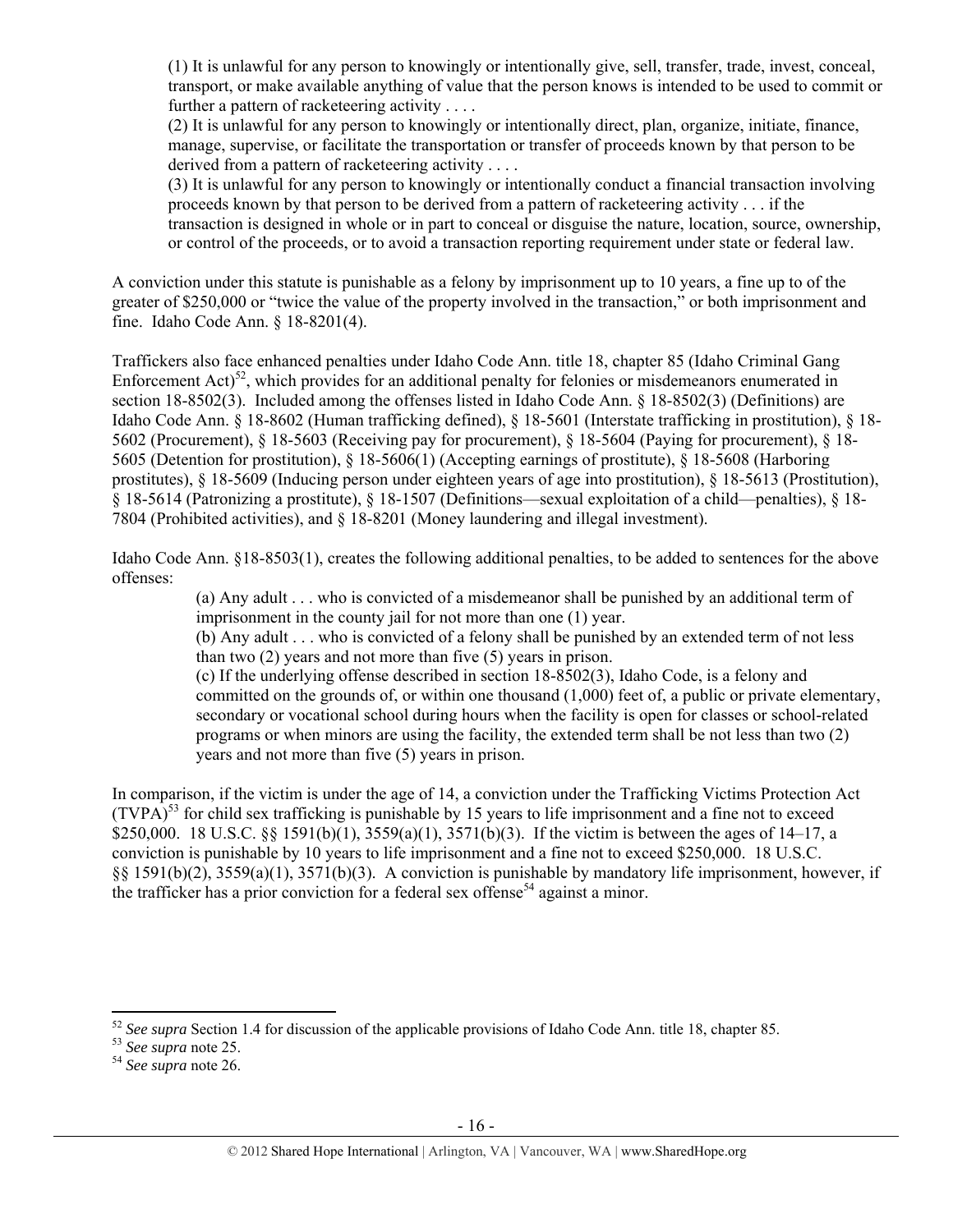> (1) It is unlawful for any person to knowingly or intentionally give, sell, transfer, trade, invest, conceal, transport, or make available anything of value that the person knows is intended to be used to commit or further a pattern of racketeering activity . . . .
> (2) It is unlawful for any person to knowingly or intentionally direct, plan, organize, initiate, finance, manage, supervise, or facilitate the transportation or transfer of proceeds known by that person to be derived from a pattern of racketeering activity . . . .
> (3) It is unlawful for any person to knowingly or intentionally conduct a financial transaction involving proceeds known by that person to be derived from a pattern of racketeering activity . . . if the transaction is designed in whole or in part to conceal or disguise the nature, location, source, ownership, or control of the proceeds, or to avoid a transaction reporting requirement under state or federal law.

A conviction under this statute is punishable as a felony by imprisonment up to 10 years, a fine up to of the greater of $250,000 or "twice the value of the property involved in the transaction," or both imprisonment and fine. Idaho Code Ann. § 18-8201(4).

Traffickers also face enhanced penalties under Idaho Code Ann. title 18, chapter 85 (Idaho Criminal Gang Enforcement Act)[52], which provides for an additional penalty for felonies or misdemeanors enumerated in section 18-8502(3). Included among the offenses listed in Idaho Code Ann. § 18-8502(3) (Definitions) are Idaho Code Ann. § 18-8602 (Human trafficking defined), § 18-5601 (Interstate trafficking in prostitution), § 18-5602 (Procurement), § 18-5603 (Receiving pay for procurement), § 18-5604 (Paying for procurement), § 18-5605 (Detention for prostitution), § 18-5606(1) (Accepting earnings of prostitute), § 18-5608 (Harboring prostitutes), § 18-5609 (Inducing person under eighteen years of age into prostitution), § 18-5613 (Prostitution), § 18-5614 (Patronizing a prostitute), § 18-1507 (Definitions—sexual exploitation of a child—penalties), § 18-7804 (Prohibited activities), and § 18-8201 (Money laundering and illegal investment).

Idaho Code Ann. §18-8503(1), creates the following additional penalties, to be added to sentences for the above offenses:

> (a) Any adult . . . who is convicted of a misdemeanor shall be punished by an additional term of imprisonment in the county jail for not more than one (1) year.
> (b) Any adult . . . who is convicted of a felony shall be punished by an extended term of not less than two (2) years and not more than five (5) years in prison.
> (c) If the underlying offense described in section 18-8502(3), Idaho Code, is a felony and committed on the grounds of, or within one thousand (1,000) feet of, a public or private elementary, secondary or vocational school during hours when the facility is open for classes or school-related programs or when minors are using the facility, the extended term shall be not less than two (2) years and not more than five (5) years in prison.

In comparison, if the victim is under the age of 14, a conviction under the Trafficking Victims Protection Act (TVPA)[53] for child sex trafficking is punishable by 15 years to life imprisonment and a fine not to exceed $250,000. 18 U.S.C. §§ 1591(b)(1), 3559(a)(1), 3571(b)(3). If the victim is between the ages of 14–17, a conviction is punishable by 10 years to life imprisonment and a fine not to exceed $250,000. 18 U.S.C. §§ 1591(b)(2), 3559(a)(1), 3571(b)(3). A conviction is punishable by mandatory life imprisonment, however, if the trafficker has a prior conviction for a federal sex offense[54] against a minor.

---

[52] *See supra* Section 1.4 for discussion of the applicable provisions of Idaho Code Ann. title 18, chapter 85.
[53] *See supra* note 25.
[54] *See supra* note 26.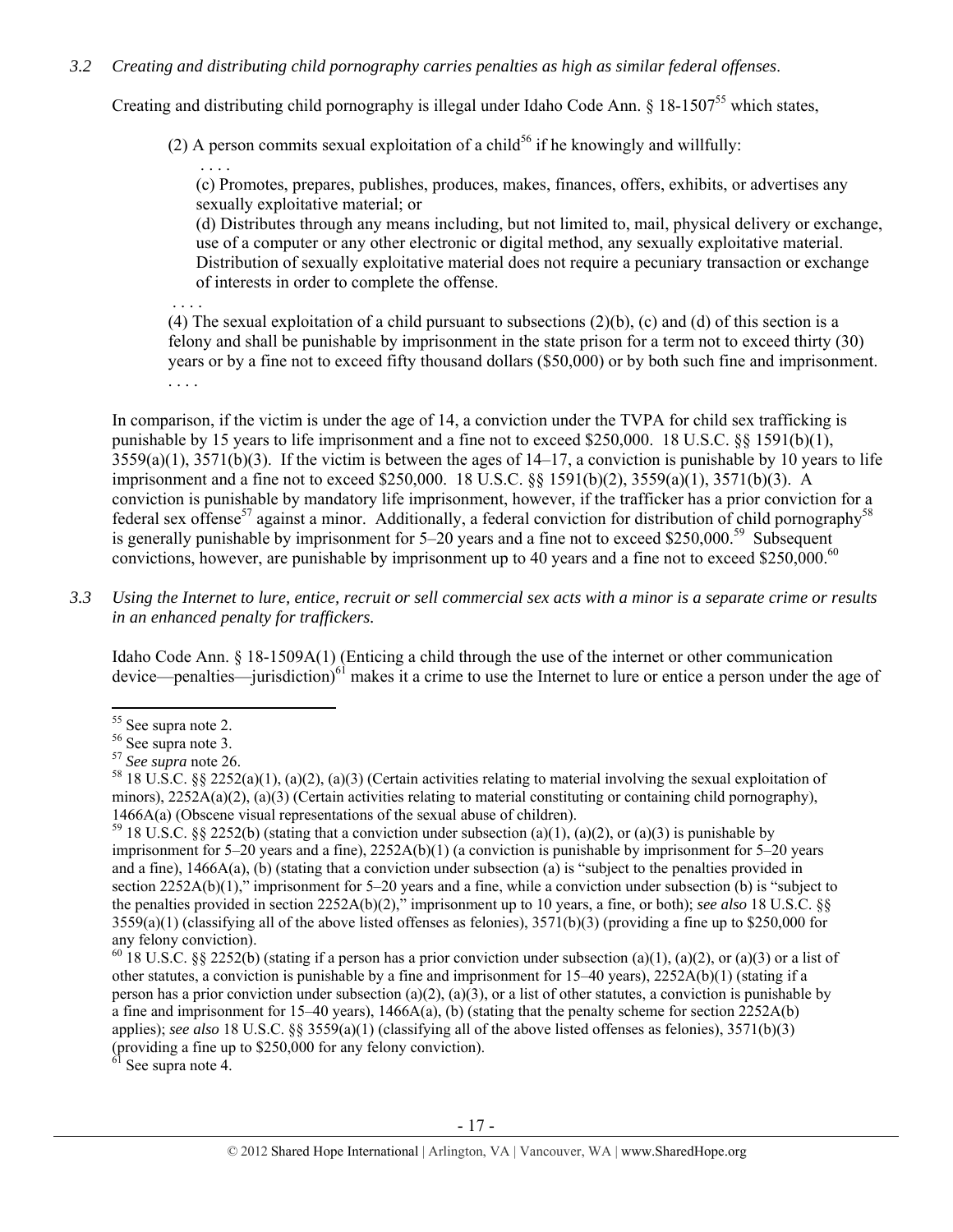*3.2 Creating and distributing child pornography carries penalties as high as similar federal offenses.*

Creating and distributing child pornography is illegal under Idaho Code Ann. § 18-1507[55] which states,

> (2) A person commits sexual exploitation of a child[56] if he knowingly and willfully:
>
> . . . .
>
> (c) Promotes, prepares, publishes, produces, makes, finances, offers, exhibits, or advertises any sexually exploitative material; or
>
> (d) Distributes through any means including, but not limited to, mail, physical delivery or exchange, use of a computer or any other electronic or digital method, any sexually exploitative material. Distribution of sexually exploitative material does not require a pecuniary transaction or exchange of interests in order to complete the offense.
>
> . . . .
>
> (4) The sexual exploitation of a child pursuant to subsections (2)(b), (c) and (d) of this section is a felony and shall be punishable by imprisonment in the state prison for a term not to exceed thirty (30) years or by a fine not to exceed fifty thousand dollars ($50,000) or by both such fine and imprisonment.
>
> . . . .

In comparison, if the victim is under the age of 14, a conviction under the TVPA for child sex trafficking is punishable by 15 years to life imprisonment and a fine not to exceed $250,000. 18 U.S.C. §§ 1591(b)(1), 3559(a)(1), 3571(b)(3). If the victim is between the ages of 14–17, a conviction is punishable by 10 years to life imprisonment and a fine not to exceed $250,000. 18 U.S.C. §§ 1591(b)(2), 3559(a)(1), 3571(b)(3). A conviction is punishable by mandatory life imprisonment, however, if the trafficker has a prior conviction for a federal sex offense[57] against a minor. Additionally, a federal conviction for distribution of child pornography[58] is generally punishable by imprisonment for 5–20 years and a fine not to exceed $250,000.[59] Subsequent convictions, however, are punishable by imprisonment up to 40 years and a fine not to exceed $250,000.[60]

*3.3 Using the Internet to lure, entice, recruit or sell commercial sex acts with a minor is a separate crime or results in an enhanced penalty for traffickers.*

Idaho Code Ann. § 18-1509A(1) (Enticing a child through the use of the internet or other communication device—penalties—jurisdiction)[61] makes it a crime to use the Internet to lure or entice a person under the age of

---

[55] See supra note 2.

[56] See supra note 3.

[57] *See supra* note 26.

[58] 18 U.S.C. §§ 2252(a)(1), (a)(2), (a)(3) (Certain activities relating to material involving the sexual exploitation of minors), 2252A(a)(2), (a)(3) (Certain activities relating to material constituting or containing child pornography), 1466A(a) (Obscene visual representations of the sexual abuse of children).

[59] 18 U.S.C. §§ 2252(b) (stating that a conviction under subsection (a)(1), (a)(2), or (a)(3) is punishable by imprisonment for 5–20 years and a fine), 2252A(b)(1) (a conviction is punishable by imprisonment for 5–20 years and a fine), 1466A(a), (b) (stating that a conviction under subsection (a) is "subject to the penalties provided in section 2252A(b)(1)," imprisonment for 5–20 years and a fine, while a conviction under subsection (b) is "subject to the penalties provided in section 2252A(b)(2)," imprisonment up to 10 years, a fine, or both); *see also* 18 U.S.C. §§ 3559(a)(1) (classifying all of the above listed offenses as felonies), 3571(b)(3) (providing a fine up to $250,000 for any felony conviction).

[60] 18 U.S.C. §§ 2252(b) (stating if a person has a prior conviction under subsection (a)(1), (a)(2), or (a)(3) or a list of other statutes, a conviction is punishable by a fine and imprisonment for 15–40 years), 2252A(b)(1) (stating if a person has a prior conviction under subsection (a)(2), (a)(3), or a list of other statutes, a conviction is punishable by a fine and imprisonment for 15–40 years), 1466A(a), (b) (stating that the penalty scheme for section 2252A(b) applies); *see also* 18 U.S.C. §§ 3559(a)(1) (classifying all of the above listed offenses as felonies), 3571(b)(3) (providing a fine up to $250,000 for any felony conviction).

[61] See supra note 4.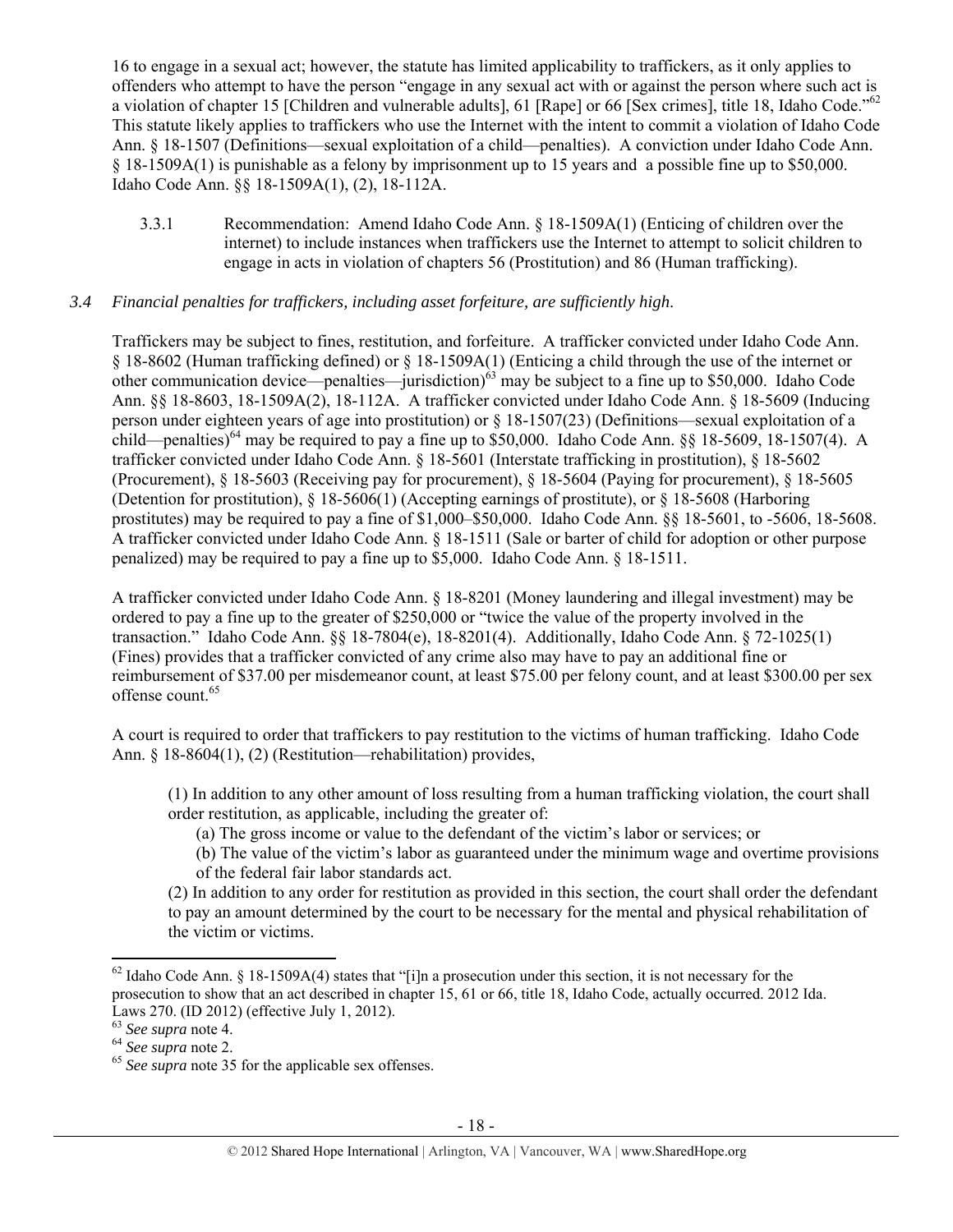16 to engage in a sexual act; however, the statute has limited applicability to traffickers, as it only applies to offenders who attempt to have the person "engage in any sexual act with or against the person where such act is a violation of chapter 15 [Children and vulnerable adults], 61 [Rape] or 66 [Sex crimes], title 18, Idaho Code."[62] This statute likely applies to traffickers who use the Internet with the intent to commit a violation of Idaho Code Ann. § 18-1507 (Definitions—sexual exploitation of a child—penalties). A conviction under Idaho Code Ann. § 18-1509A(1) is punishable as a felony by imprisonment up to 15 years and a possible fine up to $50,000. Idaho Code Ann. §§ 18-1509A(1), (2), 18-112A.

> 3.3.1 Recommendation: Amend Idaho Code Ann. § 18-1509A(1) (Enticing of children over the internet) to include instances when traffickers use the Internet to attempt to solicit children to engage in acts in violation of chapters 56 (Prostitution) and 86 (Human trafficking).

### *3.4 Financial penalties for traffickers, including asset forfeiture, are sufficiently high.*

Traffickers may be subject to fines, restitution, and forfeiture. A trafficker convicted under Idaho Code Ann. § 18-8602 (Human trafficking defined) or § 18-1509A(1) (Enticing a child through the use of the internet or other communication device—penalties—jurisdiction)[63] may be subject to a fine up to $50,000. Idaho Code Ann. §§ 18-8603, 18-1509A(2), 18-112A. A trafficker convicted under Idaho Code Ann. § 18-5609 (Inducing person under eighteen years of age into prostitution) or § 18-1507(23) (Definitions—sexual exploitation of a child—penalties)[64] may be required to pay a fine up to $50,000. Idaho Code Ann. §§ 18-5609, 18-1507(4). A trafficker convicted under Idaho Code Ann. § 18-5601 (Interstate trafficking in prostitution), § 18-5602 (Procurement), § 18-5603 (Receiving pay for procurement), § 18-5604 (Paying for procurement), § 18-5605 (Detention for prostitution), § 18-5606(1) (Accepting earnings of prostitute), or § 18-5608 (Harboring prostitutes) may be required to pay a fine of $1,000–$50,000. Idaho Code Ann. §§ 18-5601, to -5606, 18-5608. A trafficker convicted under Idaho Code Ann. § 18-1511 (Sale or barter of child for adoption or other purpose penalized) may be required to pay a fine up to $5,000. Idaho Code Ann. § 18-1511.

A trafficker convicted under Idaho Code Ann. § 18-8201 (Money laundering and illegal investment) may be ordered to pay a fine up to the greater of $250,000 or "twice the value of the property involved in the transaction." Idaho Code Ann. §§ 18-7804(e), 18-8201(4). Additionally, Idaho Code Ann. § 72-1025(1) (Fines) provides that a trafficker convicted of any crime also may have to pay an additional fine or reimbursement of $37.00 per misdemeanor count, at least $75.00 per felony count, and at least $300.00 per sex offense count.[65]

A court is required to order that traffickers to pay restitution to the victims of human trafficking. Idaho Code Ann. § 18-8604(1), (2) (Restitution—rehabilitation) provides,

> (1) In addition to any other amount of loss resulting from a human trafficking violation, the court shall order restitution, as applicable, including the greater of:
>
> (a) The gross income or value to the defendant of the victim's labor or services; or
>
> (b) The value of the victim's labor as guaranteed under the minimum wage and overtime provisions of the federal fair labor standards act.
>
> (2) In addition to any order for restitution as provided in this section, the court shall order the defendant to pay an amount determined by the court to be necessary for the mental and physical rehabilitation of the victim or victims.

---

[62] Idaho Code Ann. § 18-1509A(4) states that "[i]n a prosecution under this section, it is not necessary for the prosecution to show that an act described in chapter 15, 61 or 66, title 18, Idaho Code, actually occurred. 2012 Ida. Laws 270. (ID 2012) (effective July 1, 2012).

[63] *See supra* note 4.

[64] *See supra* note 2.

[65] *See supra* note 35 for the applicable sex offenses.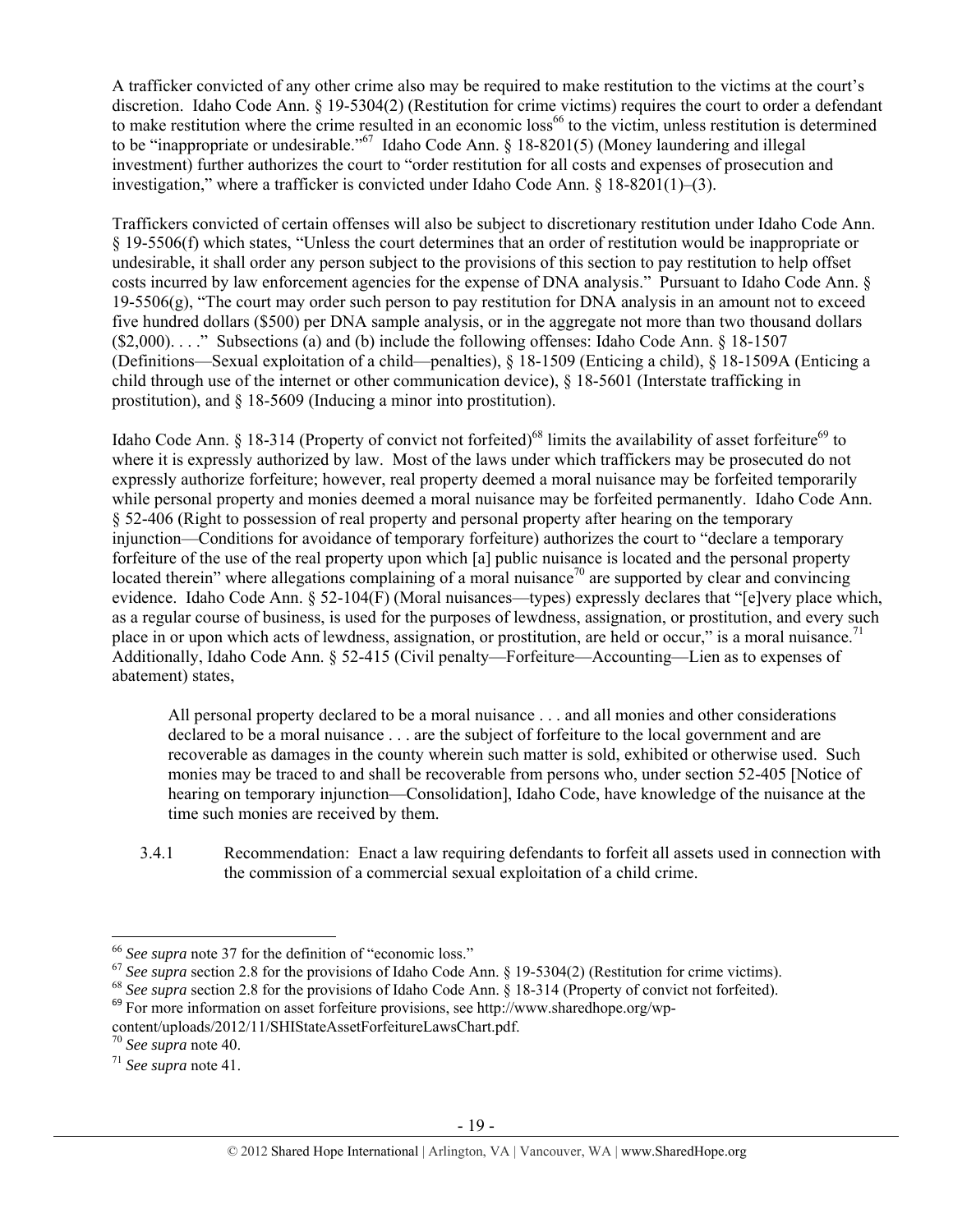A trafficker convicted of any other crime also may be required to make restitution to the victims at the court's discretion. Idaho Code Ann. § 19-5304(2) (Restitution for crime victims) requires the court to order a defendant to make restitution where the crime resulted in an economic loss[66] to the victim, unless restitution is determined to be "inappropriate or undesirable."[67] Idaho Code Ann. § 18-8201(5) (Money laundering and illegal investment) further authorizes the court to "order restitution for all costs and expenses of prosecution and investigation," where a trafficker is convicted under Idaho Code Ann. § 18-8201(1)–(3).

Traffickers convicted of certain offenses will also be subject to discretionary restitution under Idaho Code Ann. § 19-5506(f) which states, "Unless the court determines that an order of restitution would be inappropriate or undesirable, it shall order any person subject to the provisions of this section to pay restitution to help offset costs incurred by law enforcement agencies for the expense of DNA analysis." Pursuant to Idaho Code Ann. § 19-5506(g), "The court may order such person to pay restitution for DNA analysis in an amount not to exceed five hundred dollars ($500) per DNA sample analysis, or in the aggregate not more than two thousand dollars ($2,000). . . ." Subsections (a) and (b) include the following offenses: Idaho Code Ann. § 18-1507 (Definitions—Sexual exploitation of a child—penalties), § 18-1509 (Enticing a child), § 18-1509A (Enticing a child through use of the internet or other communication device), § 18-5601 (Interstate trafficking in prostitution), and § 18-5609 (Inducing a minor into prostitution).

Idaho Code Ann. § 18-314 (Property of convict not forfeited)[68] limits the availability of asset forfeiture[69] to where it is expressly authorized by law. Most of the laws under which traffickers may be prosecuted do not expressly authorize forfeiture; however, real property deemed a moral nuisance may be forfeited temporarily while personal property and monies deemed a moral nuisance may be forfeited permanently. Idaho Code Ann. § 52-406 (Right to possession of real property and personal property after hearing on the temporary injunction—Conditions for avoidance of temporary forfeiture) authorizes the court to "declare a temporary forfeiture of the use of the real property upon which [a] public nuisance is located and the personal property located therein" where allegations complaining of a moral nuisance[70] are supported by clear and convincing evidence. Idaho Code Ann. § 52-104(F) (Moral nuisances—types) expressly declares that "[e]very place which, as a regular course of business, is used for the purposes of lewdness, assignation, or prostitution, and every such place in or upon which acts of lewdness, assignation, or prostitution, are held or occur," is a moral nuisance.[71] Additionally, Idaho Code Ann. § 52-415 (Civil penalty—Forfeiture—Accounting—Lien as to expenses of abatement) states,

> All personal property declared to be a moral nuisance . . . and all monies and other considerations declared to be a moral nuisance . . . are the subject of forfeiture to the local government and are recoverable as damages in the county wherein such matter is sold, exhibited or otherwise used. Such monies may be traced to and shall be recoverable from persons who, under section 52-405 [Notice of hearing on temporary injunction—Consolidation], Idaho Code, have knowledge of the nuisance at the time such monies are received by them.

3.4.1 Recommendation: Enact a law requiring defendants to forfeit all assets used in connection with the commission of a commercial sexual exploitation of a child crime.

---

[66] *See supra* note 37 for the definition of "economic loss."

[67] *See supra* section 2.8 for the provisions of Idaho Code Ann. § 19-5304(2) (Restitution for crime victims).

[68] *See supra* section 2.8 for the provisions of Idaho Code Ann. § 18-314 (Property of convict not forfeited).

[69] For more information on asset forfeiture provisions, see http://www.sharedhope.org/wp-content/uploads/2012/11/SHIStateAssetForfeitureLawsChart.pdf.

[70] *See supra* note 40.

[71] *See supra* note 41.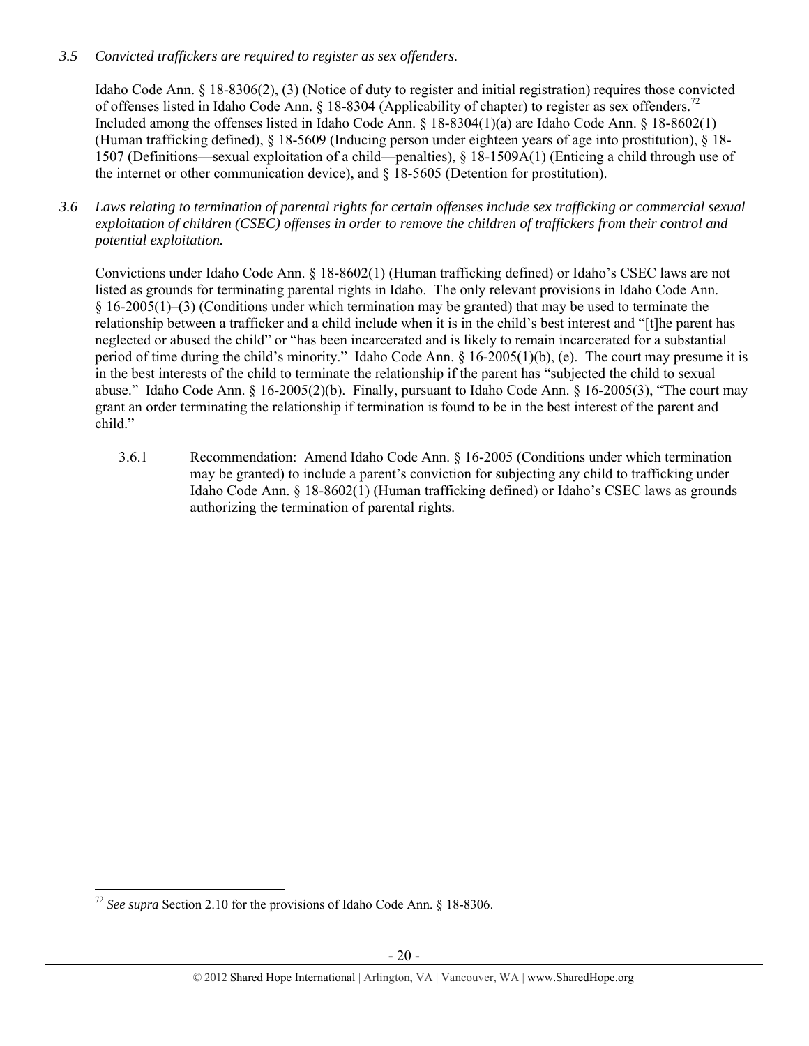*3.5 Convicted traffickers are required to register as sex offenders.*

Idaho Code Ann. § 18-8306(2), (3) (Notice of duty to register and initial registration) requires those convicted of offenses listed in Idaho Code Ann. § 18-8304 (Applicability of chapter) to register as sex offenders.[72] Included among the offenses listed in Idaho Code Ann. § 18-8304(1)(a) are Idaho Code Ann. § 18-8602(1) (Human trafficking defined), § 18-5609 (Inducing person under eighteen years of age into prostitution), § 18-1507 (Definitions—sexual exploitation of a child—penalties), § 18-1509A(1) (Enticing a child through use of the internet or other communication device), and § 18-5605 (Detention for prostitution).

*3.6 Laws relating to termination of parental rights for certain offenses include sex trafficking or commercial sexual exploitation of children (CSEC) offenses in order to remove the children of traffickers from their control and potential exploitation.*

Convictions under Idaho Code Ann. § 18-8602(1) (Human trafficking defined) or Idaho's CSEC laws are not listed as grounds for terminating parental rights in Idaho. The only relevant provisions in Idaho Code Ann. § 16-2005(1)–(3) (Conditions under which termination may be granted) that may be used to terminate the relationship between a trafficker and a child include when it is in the child's best interest and "[t]he parent has neglected or abused the child" or "has been incarcerated and is likely to remain incarcerated for a substantial period of time during the child's minority." Idaho Code Ann. § 16-2005(1)(b), (e). The court may presume it is in the best interests of the child to terminate the relationship if the parent has "subjected the child to sexual abuse." Idaho Code Ann. § 16-2005(2)(b). Finally, pursuant to Idaho Code Ann. § 16-2005(3), "The court may grant an order terminating the relationship if termination is found to be in the best interest of the parent and child."

3.6.1 Recommendation: Amend Idaho Code Ann. § 16-2005 (Conditions under which termination may be granted) to include a parent's conviction for subjecting any child to trafficking under Idaho Code Ann. § 18-8602(1) (Human trafficking defined) or Idaho's CSEC laws as grounds authorizing the termination of parental rights.

---

[72] *See supra* Section 2.10 for the provisions of Idaho Code Ann. § 18-8306.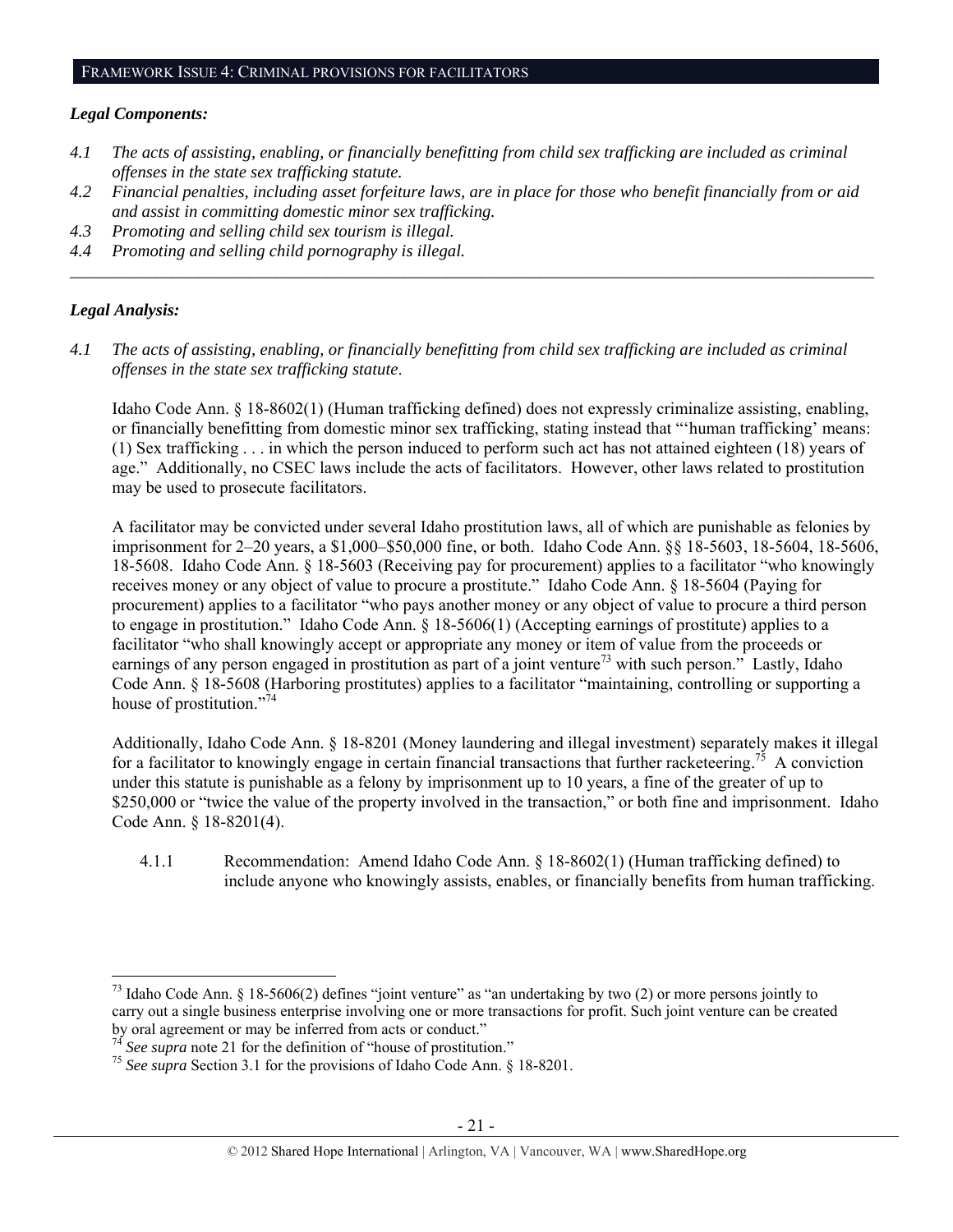## FRAMEWORK ISSUE 4: CRIMINAL PROVISIONS FOR FACILITATORS

### *Legal Components:*

*4.1 The acts of assisting, enabling, or financially benefitting from child sex trafficking are included as criminal offenses in the state sex trafficking statute.*

*4.2 Financial penalties, including asset forfeiture laws, are in place for those who benefit financially from or aid and assist in committing domestic minor sex trafficking.*

*4.3 Promoting and selling child sex tourism is illegal.*

*4.4 Promoting and selling child pornography is illegal.*

---

### *Legal Analysis:*

*4.1 The acts of assisting, enabling, or financially benefitting from child sex trafficking are included as criminal offenses in the state sex trafficking statute.*

Idaho Code Ann. § 18-8602(1) (Human trafficking defined) does not expressly criminalize assisting, enabling, or financially benefitting from domestic minor sex trafficking, stating instead that "'human trafficking' means: (1) Sex trafficking . . . in which the person induced to perform such act has not attained eighteen (18) years of age." Additionally, no CSEC laws include the acts of facilitators. However, other laws related to prostitution may be used to prosecute facilitators.

A facilitator may be convicted under several Idaho prostitution laws, all of which are punishable as felonies by imprisonment for 2–20 years, a $1,000–$50,000 fine, or both. Idaho Code Ann. §§ 18-5603, 18-5604, 18-5606, 18-5608. Idaho Code Ann. § 18-5603 (Receiving pay for procurement) applies to a facilitator "who knowingly receives money or any object of value to procure a prostitute." Idaho Code Ann. § 18-5604 (Paying for procurement) applies to a facilitator "who pays another money or any object of value to procure a third person to engage in prostitution." Idaho Code Ann. § 18-5606(1) (Accepting earnings of prostitute) applies to a facilitator "who shall knowingly accept or appropriate any money or item of value from the proceeds or earnings of any person engaged in prostitution as part of a joint venture[73] with such person." Lastly, Idaho Code Ann. § 18-5608 (Harboring prostitutes) applies to a facilitator "maintaining, controlling or supporting a house of prostitution."[74]

Additionally, Idaho Code Ann. § 18-8201 (Money laundering and illegal investment) separately makes it illegal for a facilitator to knowingly engage in certain financial transactions that further racketeering.[75] A conviction under this statute is punishable as a felony by imprisonment up to 10 years, a fine of the greater of up to $250,000 or "twice the value of the property involved in the transaction," or both fine and imprisonment. Idaho Code Ann. § 18-8201(4).

4.1.1 Recommendation: Amend Idaho Code Ann. § 18-8602(1) (Human trafficking defined) to include anyone who knowingly assists, enables, or financially benefits from human trafficking.

---

[73] Idaho Code Ann. § 18-5606(2) defines "joint venture" as "an undertaking by two (2) or more persons jointly to carry out a single business enterprise involving one or more transactions for profit. Such joint venture can be created by oral agreement or may be inferred from acts or conduct."

[74] *See supra* note 21 for the definition of "house of prostitution."

[75] *See supra* Section 3.1 for the provisions of Idaho Code Ann. § 18-8201.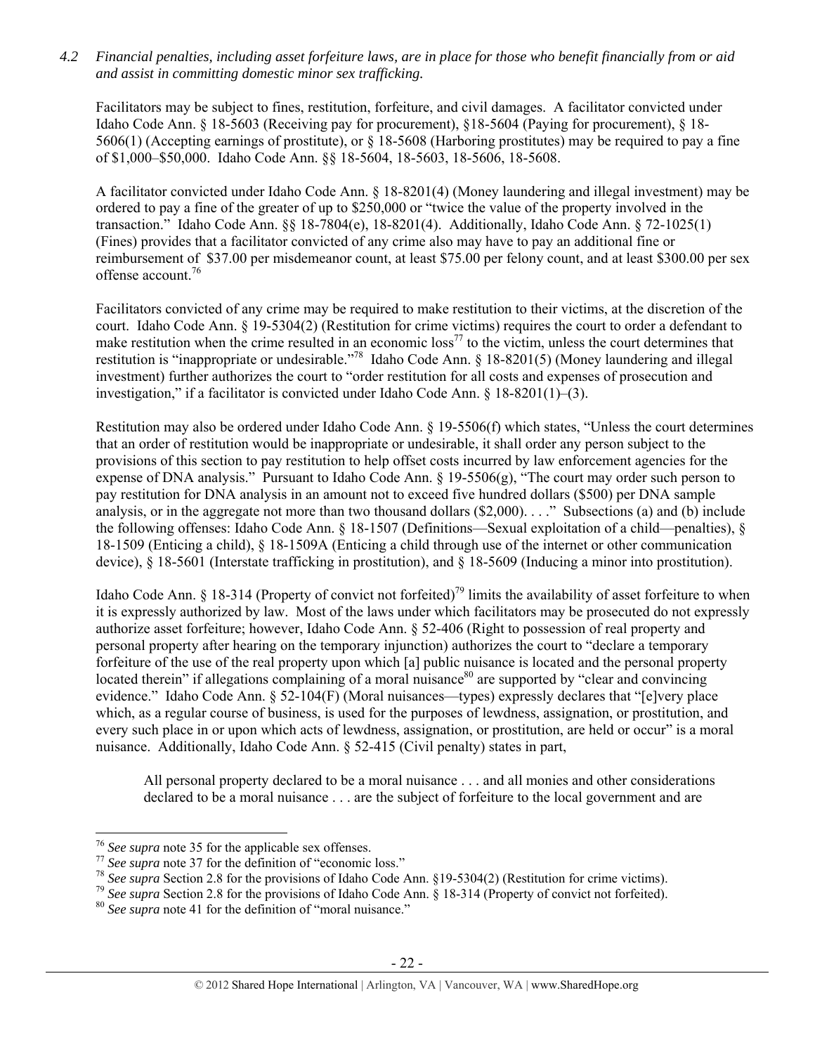*4.2 Financial penalties, including asset forfeiture laws, are in place for those who benefit financially from or aid and assist in committing domestic minor sex trafficking.*

Facilitators may be subject to fines, restitution, forfeiture, and civil damages. A facilitator convicted under Idaho Code Ann. § 18-5603 (Receiving pay for procurement), §18-5604 (Paying for procurement), § 18-5606(1) (Accepting earnings of prostitute), or § 18-5608 (Harboring prostitutes) may be required to pay a fine of $1,000–$50,000. Idaho Code Ann. §§ 18-5604, 18-5603, 18-5606, 18-5608.

A facilitator convicted under Idaho Code Ann. § 18-8201(4) (Money laundering and illegal investment) may be ordered to pay a fine of the greater of up to $250,000 or "twice the value of the property involved in the transaction." Idaho Code Ann. §§ 18-7804(e), 18-8201(4). Additionally, Idaho Code Ann. § 72-1025(1) (Fines) provides that a facilitator convicted of any crime also may have to pay an additional fine or reimbursement of $37.00 per misdemeanor count, at least $75.00 per felony count, and at least $300.00 per sex offense account.[76]

Facilitators convicted of any crime may be required to make restitution to their victims, at the discretion of the court. Idaho Code Ann. § 19-5304(2) (Restitution for crime victims) requires the court to order a defendant to make restitution when the crime resulted in an economic loss[77] to the victim, unless the court determines that restitution is "inappropriate or undesirable."[78] Idaho Code Ann. § 18-8201(5) (Money laundering and illegal investment) further authorizes the court to "order restitution for all costs and expenses of prosecution and investigation," if a facilitator is convicted under Idaho Code Ann. § 18-8201(1)–(3).

Restitution may also be ordered under Idaho Code Ann. § 19-5506(f) which states, "Unless the court determines that an order of restitution would be inappropriate or undesirable, it shall order any person subject to the provisions of this section to pay restitution to help offset costs incurred by law enforcement agencies for the expense of DNA analysis." Pursuant to Idaho Code Ann. § 19-5506(g), "The court may order such person to pay restitution for DNA analysis in an amount not to exceed five hundred dollars ($500) per DNA sample analysis, or in the aggregate not more than two thousand dollars ($2,000). . . ." Subsections (a) and (b) include the following offenses: Idaho Code Ann. § 18-1507 (Definitions—Sexual exploitation of a child—penalties), § 18-1509 (Enticing a child), § 18-1509A (Enticing a child through use of the internet or other communication device), § 18-5601 (Interstate trafficking in prostitution), and § 18-5609 (Inducing a minor into prostitution).

Idaho Code Ann. § 18-314 (Property of convict not forfeited)[79] limits the availability of asset forfeiture to when it is expressly authorized by law. Most of the laws under which facilitators may be prosecuted do not expressly authorize asset forfeiture; however, Idaho Code Ann. § 52-406 (Right to possession of real property and personal property after hearing on the temporary injunction) authorizes the court to "declare a temporary forfeiture of the use of the real property upon which [a] public nuisance is located and the personal property located therein" if allegations complaining of a moral nuisance[80] are supported by "clear and convincing evidence." Idaho Code Ann. § 52-104(F) (Moral nuisances—types) expressly declares that "[e]very place which, as a regular course of business, is used for the purposes of lewdness, assignation, or prostitution, and every such place in or upon which acts of lewdness, assignation, or prostitution, are held or occur" is a moral nuisance. Additionally, Idaho Code Ann. § 52-415 (Civil penalty) states in part,

> All personal property declared to be a moral nuisance . . . and all monies and other considerations declared to be a moral nuisance . . . are the subject of forfeiture to the local government and are

---

[76] *See supra* note 35 for the applicable sex offenses.

[77] *See supra* note 37 for the definition of "economic loss."

[78] *See supra* Section 2.8 for the provisions of Idaho Code Ann. §19-5304(2) (Restitution for crime victims).

[79] *See supra* Section 2.8 for the provisions of Idaho Code Ann. § 18-314 (Property of convict not forfeited).

[80] *See supra* note 41 for the definition of "moral nuisance."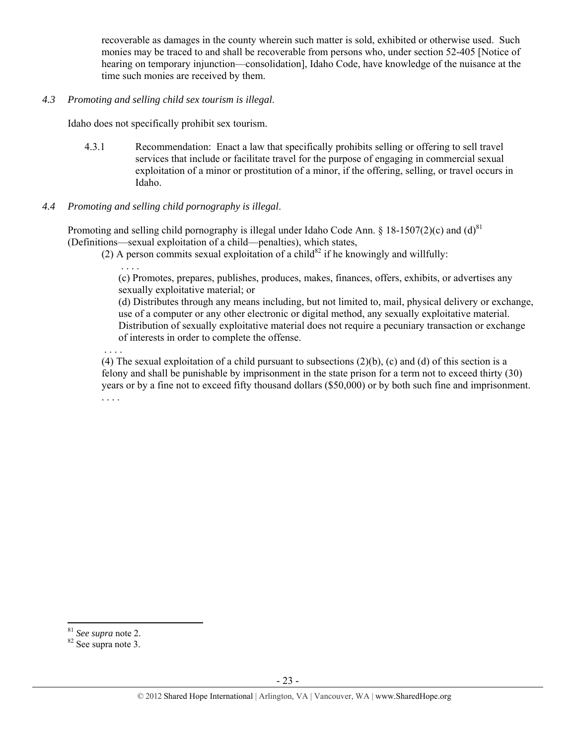recoverable as damages in the county wherein such matter is sold, exhibited or otherwise used. Such monies may be traced to and shall be recoverable from persons who, under section 52-405 [Notice of hearing on temporary injunction—consolidation], Idaho Code, have knowledge of the nuisance at the time such monies are received by them.

*4.3 Promoting and selling child sex tourism is illegal.*

Idaho does not specifically prohibit sex tourism.

4.3.1 Recommendation: Enact a law that specifically prohibits selling or offering to sell travel services that include or facilitate travel for the purpose of engaging in commercial sexual exploitation of a minor or prostitution of a minor, if the offering, selling, or travel occurs in Idaho.

*4.4 Promoting and selling child pornography is illegal.*

Promoting and selling child pornography is illegal under Idaho Code Ann. § 18-1507(2)(c) and (d)[81] (Definitions—sexual exploitation of a child—penalties), which states,

(2) A person commits sexual exploitation of a child[82] if he knowingly and willfully:

. . . .

(c) Promotes, prepares, publishes, produces, makes, finances, offers, exhibits, or advertises any sexually exploitative material; or

(d) Distributes through any means including, but not limited to, mail, physical delivery or exchange, use of a computer or any other electronic or digital method, any sexually exploitative material. Distribution of sexually exploitative material does not require a pecuniary transaction or exchange of interests in order to complete the offense.

. . . .

(4) The sexual exploitation of a child pursuant to subsections (2)(b), (c) and (d) of this section is a felony and shall be punishable by imprisonment in the state prison for a term not to exceed thirty (30) years or by a fine not to exceed fifty thousand dollars ($50,000) or by both such fine and imprisonment.

. . . .

---

[81] *See supra* note 2.

[82] See supra note 3.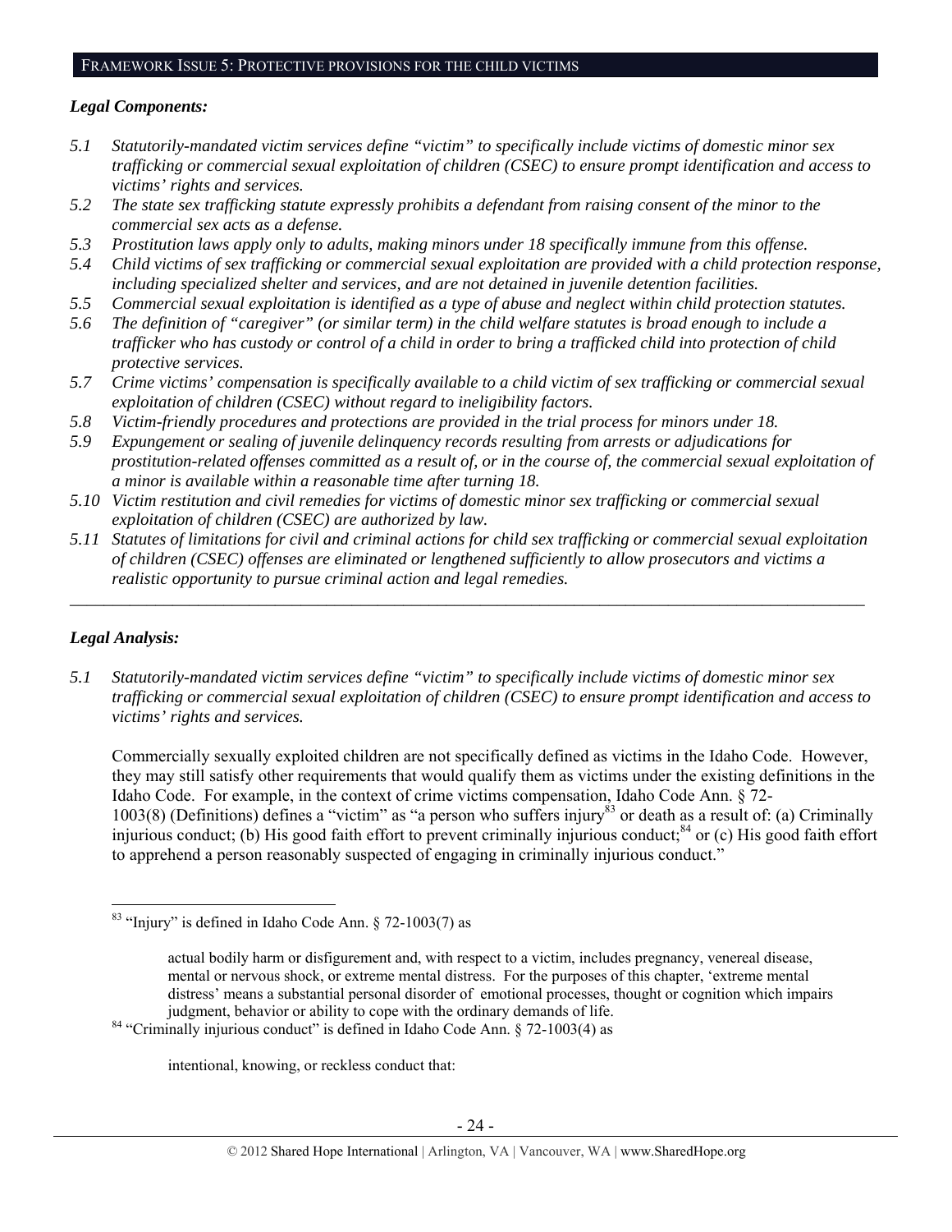## FRAMEWORK ISSUE 5: PROTECTIVE PROVISIONS FOR THE CHILD VICTIMS

### *Legal Components:*

*5.1 Statutorily-mandated victim services define "victim" to specifically include victims of domestic minor sex trafficking or commercial sexual exploitation of children (CSEC) to ensure prompt identification and access to victims' rights and services.*

*5.2 The state sex trafficking statute expressly prohibits a defendant from raising consent of the minor to the commercial sex acts as a defense.*

*5.3 Prostitution laws apply only to adults, making minors under 18 specifically immune from this offense.*

*5.4 Child victims of sex trafficking or commercial sexual exploitation are provided with a child protection response, including specialized shelter and services, and are not detained in juvenile detention facilities.*

*5.5 Commercial sexual exploitation is identified as a type of abuse and neglect within child protection statutes.*

*5.6 The definition of "caregiver" (or similar term) in the child welfare statutes is broad enough to include a trafficker who has custody or control of a child in order to bring a trafficked child into protection of child protective services.*

*5.7 Crime victims' compensation is specifically available to a child victim of sex trafficking or commercial sexual exploitation of children (CSEC) without regard to ineligibility factors.*

*5.8 Victim-friendly procedures and protections are provided in the trial process for minors under 18.*

*5.9 Expungement or sealing of juvenile delinquency records resulting from arrests or adjudications for prostitution-related offenses committed as a result of, or in the course of, the commercial sexual exploitation of a minor is available within a reasonable time after turning 18.*

*5.10 Victim restitution and civil remedies for victims of domestic minor sex trafficking or commercial sexual exploitation of children (CSEC) are authorized by law.*

*5.11 Statutes of limitations for civil and criminal actions for child sex trafficking or commercial sexual exploitation of children (CSEC) offenses are eliminated or lengthened sufficiently to allow prosecutors and victims a realistic opportunity to pursue criminal action and legal remedies.*

---

### *Legal Analysis:*

*5.1 Statutorily-mandated victim services define "victim" to specifically include victims of domestic minor sex trafficking or commercial sexual exploitation of children (CSEC) to ensure prompt identification and access to victims' rights and services.*

Commercially sexually exploited children are not specifically defined as victims in the Idaho Code. However, they may still satisfy other requirements that would qualify them as victims under the existing definitions in the Idaho Code. For example, in the context of crime victims compensation, Idaho Code Ann. § 72-1003(8) (Definitions) defines a "victim" as "a person who suffers injury[83] or death as a result of: (a) Criminally injurious conduct; (b) His good faith effort to prevent criminally injurious conduct;[84] or (c) His good faith effort to apprehend a person reasonably suspected of engaging in criminally injurious conduct."

---

[83] "Injury" is defined in Idaho Code Ann. § 72-1003(7) as

> actual bodily harm or disfigurement and, with respect to a victim, includes pregnancy, venereal disease, mental or nervous shock, or extreme mental distress. For the purposes of this chapter, 'extreme mental distress' means a substantial personal disorder of emotional processes, thought or cognition which impairs judgment, behavior or ability to cope with the ordinary demands of life.

[84] "Criminally injurious conduct" is defined in Idaho Code Ann. § 72-1003(4) as

> intentional, knowing, or reckless conduct that: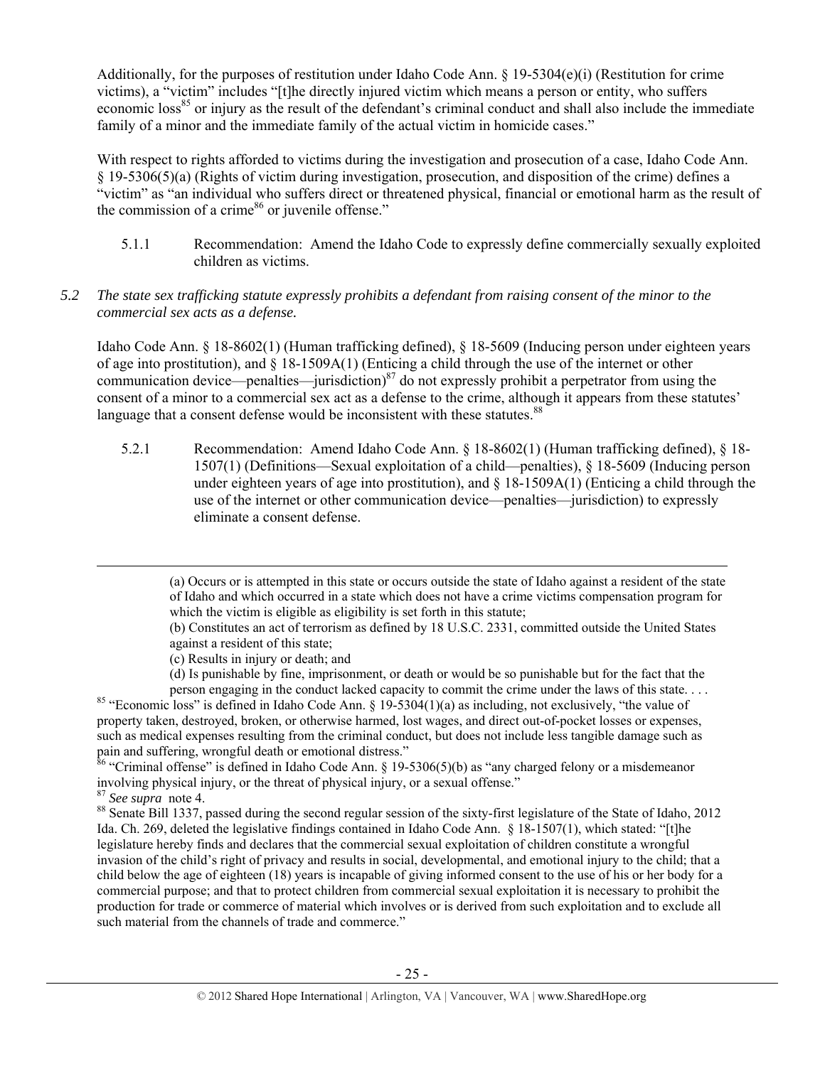Additionally, for the purposes of restitution under Idaho Code Ann. § 19-5304(e)(i) (Restitution for crime victims), a "victim" includes "[t]he directly injured victim which means a person or entity, who suffers economic loss[85] or injury as the result of the defendant's criminal conduct and shall also include the immediate family of a minor and the immediate family of the actual victim in homicide cases."

With respect to rights afforded to victims during the investigation and prosecution of a case, Idaho Code Ann. § 19-5306(5)(a) (Rights of victim during investigation, prosecution, and disposition of the crime) defines a "victim" as "an individual who suffers direct or threatened physical, financial or emotional harm as the result of the commission of a crime[86] or juvenile offense."

5.1.1 Recommendation: Amend the Idaho Code to expressly define commercially sexually exploited children as victims.

*5.2 The state sex trafficking statute expressly prohibits a defendant from raising consent of the minor to the commercial sex acts as a defense.*

Idaho Code Ann. § 18-8602(1) (Human trafficking defined), § 18-5609 (Inducing person under eighteen years of age into prostitution), and § 18-1509A(1) (Enticing a child through the use of the internet or other communication device—penalties—jurisdiction)[87] do not expressly prohibit a perpetrator from using the consent of a minor to a commercial sex act as a defense to the crime, although it appears from these statutes' language that a consent defense would be inconsistent with these statutes.[88]

5.2.1 Recommendation: Amend Idaho Code Ann. § 18-8602(1) (Human trafficking defined), § 18-1507(1) (Definitions—Sexual exploitation of a child—penalties), § 18-5609 (Inducing person under eighteen years of age into prostitution), and § 18-1509A(1) (Enticing a child through the use of the internet or other communication device—penalties—jurisdiction) to expressly eliminate a consent defense.

---

> (a) Occurs or is attempted in this state or occurs outside the state of Idaho against a resident of the state of Idaho and which occurred in a state which does not have a crime victims compensation program for which the victim is eligible as eligibility is set forth in this statute;
>
> (b) Constitutes an act of terrorism as defined by 18 U.S.C. 2331, committed outside the United States against a resident of this state;
>
> (c) Results in injury or death; and
>
> (d) Is punishable by fine, imprisonment, or death or would be so punishable but for the fact that the person engaging in the conduct lacked capacity to commit the crime under the laws of this state. . . .

[85] "Economic loss" is defined in Idaho Code Ann. § 19-5304(1)(a) as including, not exclusively, "the value of property taken, destroyed, broken, or otherwise harmed, lost wages, and direct out-of-pocket losses or expenses, such as medical expenses resulting from the criminal conduct, but does not include less tangible damage such as pain and suffering, wrongful death or emotional distress."

[86] "Criminal offense" is defined in Idaho Code Ann. § 19-5306(5)(b) as "any charged felony or a misdemeanor involving physical injury, or the threat of physical injury, or a sexual offense."

[87] *See supra* note 4.

[88] Senate Bill 1337, passed during the second regular session of the sixty-first legislature of the State of Idaho, 2012 Ida. Ch. 269, deleted the legislative findings contained in Idaho Code Ann. § 18-1507(1), which stated: "[t]he legislature hereby finds and declares that the commercial sexual exploitation of children constitute a wrongful invasion of the child's right of privacy and results in social, developmental, and emotional injury to the child; that a child below the age of eighteen (18) years is incapable of giving informed consent to the use of his or her body for a commercial purpose; and that to protect children from commercial sexual exploitation it is necessary to prohibit the production for trade or commerce of material which involves or is derived from such exploitation and to exclude all such material from the channels of trade and commerce."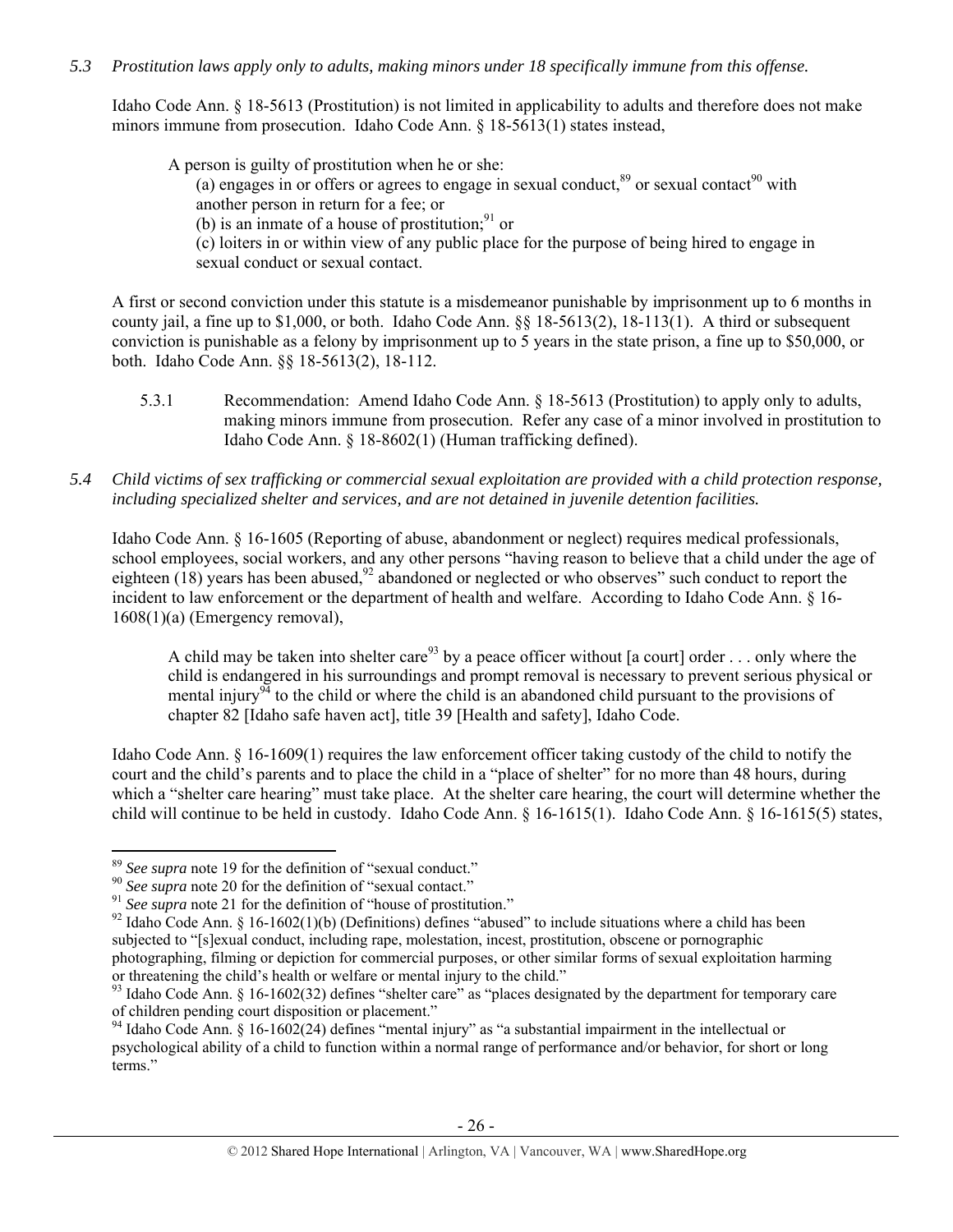*5.3 Prostitution laws apply only to adults, making minors under 18 specifically immune from this offense.*

Idaho Code Ann. § 18-5613 (Prostitution) is not limited in applicability to adults and therefore does not make minors immune from prosecution. Idaho Code Ann. § 18-5613(1) states instead,

> A person is guilty of prostitution when he or she:
> (a) engages in or offers or agrees to engage in sexual conduct,[89] or sexual contact[90] with another person in return for a fee; or
> (b) is an inmate of a house of prostitution;[91] or
> (c) loiters in or within view of any public place for the purpose of being hired to engage in sexual conduct or sexual contact.

A first or second conviction under this statute is a misdemeanor punishable by imprisonment up to 6 months in county jail, a fine up to $1,000, or both. Idaho Code Ann. §§ 18-5613(2), 18-113(1). A third or subsequent conviction is punishable as a felony by imprisonment up to 5 years in the state prison, a fine up to $50,000, or both. Idaho Code Ann. §§ 18-5613(2), 18-112.

5.3.1 Recommendation: Amend Idaho Code Ann. § 18-5613 (Prostitution) to apply only to adults, making minors immune from prosecution. Refer any case of a minor involved in prostitution to Idaho Code Ann. § 18-8602(1) (Human trafficking defined).

*5.4 Child victims of sex trafficking or commercial sexual exploitation are provided with a child protection response, including specialized shelter and services, and are not detained in juvenile detention facilities.*

Idaho Code Ann. § 16-1605 (Reporting of abuse, abandonment or neglect) requires medical professionals, school employees, social workers, and any other persons "having reason to believe that a child under the age of eighteen (18) years has been abused,[92] abandoned or neglected or who observes" such conduct to report the incident to law enforcement or the department of health and welfare. According to Idaho Code Ann. § 16-1608(1)(a) (Emergency removal),

> A child may be taken into shelter care[93] by a peace officer without [a court] order . . . only where the child is endangered in his surroundings and prompt removal is necessary to prevent serious physical or mental injury[94] to the child or where the child is an abandoned child pursuant to the provisions of chapter 82 [Idaho safe haven act], title 39 [Health and safety], Idaho Code.

Idaho Code Ann. § 16-1609(1) requires the law enforcement officer taking custody of the child to notify the court and the child's parents and to place the child in a "place of shelter" for no more than 48 hours, during which a "shelter care hearing" must take place. At the shelter care hearing, the court will determine whether the child will continue to be held in custody. Idaho Code Ann. § 16-1615(1). Idaho Code Ann. § 16-1615(5) states,

---

[89] *See supra* note 19 for the definition of "sexual conduct."

[90] *See supra* note 20 for the definition of "sexual contact."

[91] *See supra* note 21 for the definition of "house of prostitution."

[92] Idaho Code Ann. § 16-1602(1)(b) (Definitions) defines "abused" to include situations where a child has been subjected to "[s]exual conduct, including rape, molestation, incest, prostitution, obscene or pornographic photographing, filming or depiction for commercial purposes, or other similar forms of sexual exploitation harming or threatening the child's health or welfare or mental injury to the child."

[93] Idaho Code Ann. § 16-1602(32) defines "shelter care" as "places designated by the department for temporary care of children pending court disposition or placement."

[94] Idaho Code Ann. § 16-1602(24) defines "mental injury" as "a substantial impairment in the intellectual or psychological ability of a child to function within a normal range of performance and/or behavior, for short or long terms."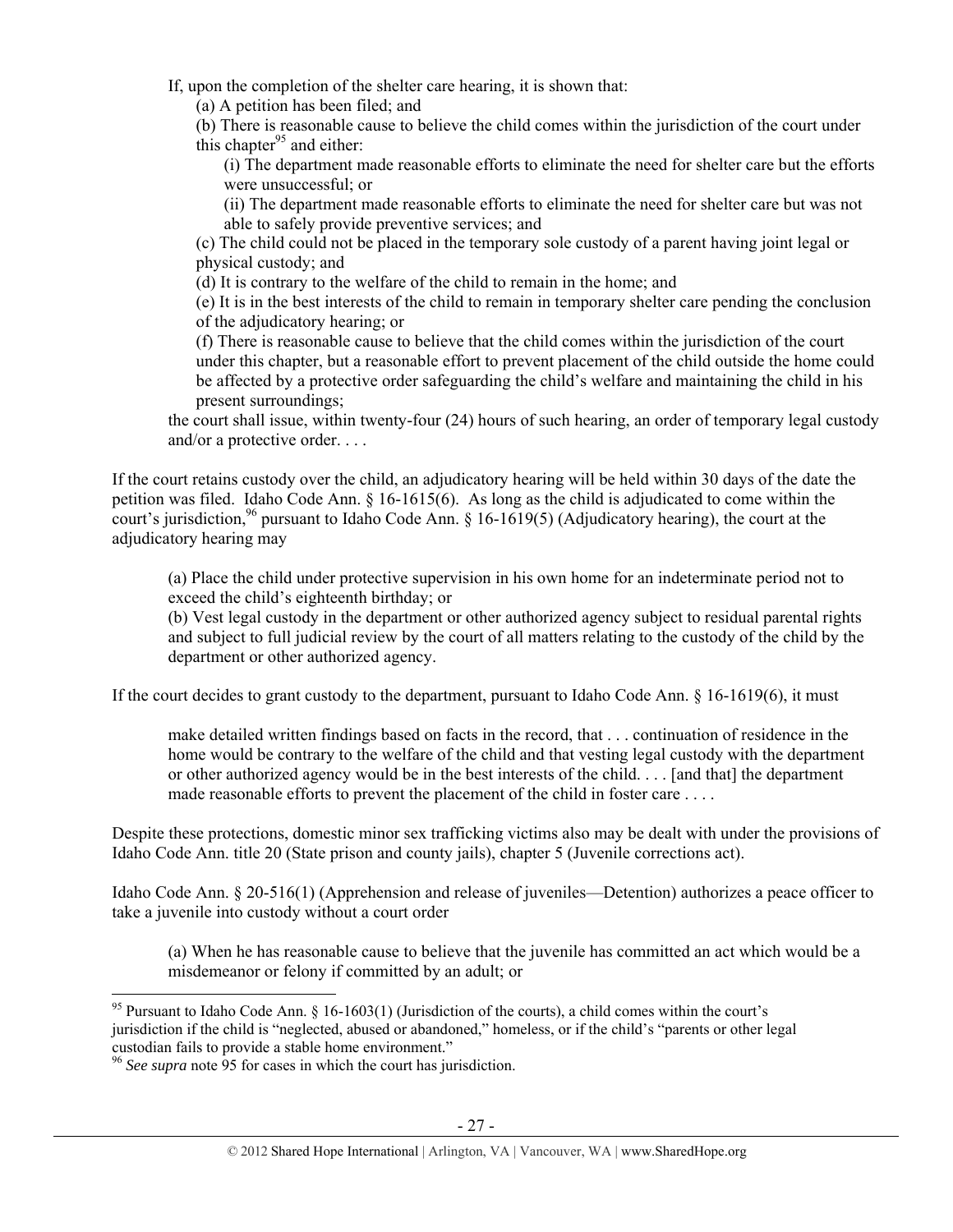> If, upon the completion of the shelter care hearing, it is shown that:
>
> (a) A petition has been filed; and
>
> (b) There is reasonable cause to believe the child comes within the jurisdiction of the court under this chapter[95] and either:
>
> (i) The department made reasonable efforts to eliminate the need for shelter care but the efforts were unsuccessful; or
>
> (ii) The department made reasonable efforts to eliminate the need for shelter care but was not able to safely provide preventive services; and
>
> (c) The child could not be placed in the temporary sole custody of a parent having joint legal or physical custody; and
>
> (d) It is contrary to the welfare of the child to remain in the home; and
>
> (e) It is in the best interests of the child to remain in temporary shelter care pending the conclusion of the adjudicatory hearing; or
>
> (f) There is reasonable cause to believe that the child comes within the jurisdiction of the court under this chapter, but a reasonable effort to prevent placement of the child outside the home could be affected by a protective order safeguarding the child's welfare and maintaining the child in his present surroundings;
>
> the court shall issue, within twenty-four (24) hours of such hearing, an order of temporary legal custody and/or a protective order. . . .

If the court retains custody over the child, an adjudicatory hearing will be held within 30 days of the date the petition was filed. Idaho Code Ann. § 16-1615(6). As long as the child is adjudicated to come within the court's jurisdiction,[96] pursuant to Idaho Code Ann. § 16-1619(5) (Adjudicatory hearing), the court at the adjudicatory hearing may

> (a) Place the child under protective supervision in his own home for an indeterminate period not to exceed the child's eighteenth birthday; or
>
> (b) Vest legal custody in the department or other authorized agency subject to residual parental rights and subject to full judicial review by the court of all matters relating to the custody of the child by the department or other authorized agency.

If the court decides to grant custody to the department, pursuant to Idaho Code Ann. § 16-1619(6), it must

> make detailed written findings based on facts in the record, that . . . continuation of residence in the home would be contrary to the welfare of the child and that vesting legal custody with the department or other authorized agency would be in the best interests of the child. . . . [and that] the department made reasonable efforts to prevent the placement of the child in foster care . . . .

Despite these protections, domestic minor sex trafficking victims also may be dealt with under the provisions of Idaho Code Ann. title 20 (State prison and county jails), chapter 5 (Juvenile corrections act).

Idaho Code Ann. § 20-516(1) (Apprehension and release of juveniles—Detention) authorizes a peace officer to take a juvenile into custody without a court order

> (a) When he has reasonable cause to believe that the juvenile has committed an act which would be a misdemeanor or felony if committed by an adult; or

---

[95] Pursuant to Idaho Code Ann. § 16-1603(1) (Jurisdiction of the courts), a child comes within the court's jurisdiction if the child is "neglected, abused or abandoned," homeless, or if the child's "parents or other legal custodian fails to provide a stable home environment."

[96] *See supra* note 95 for cases in which the court has jurisdiction.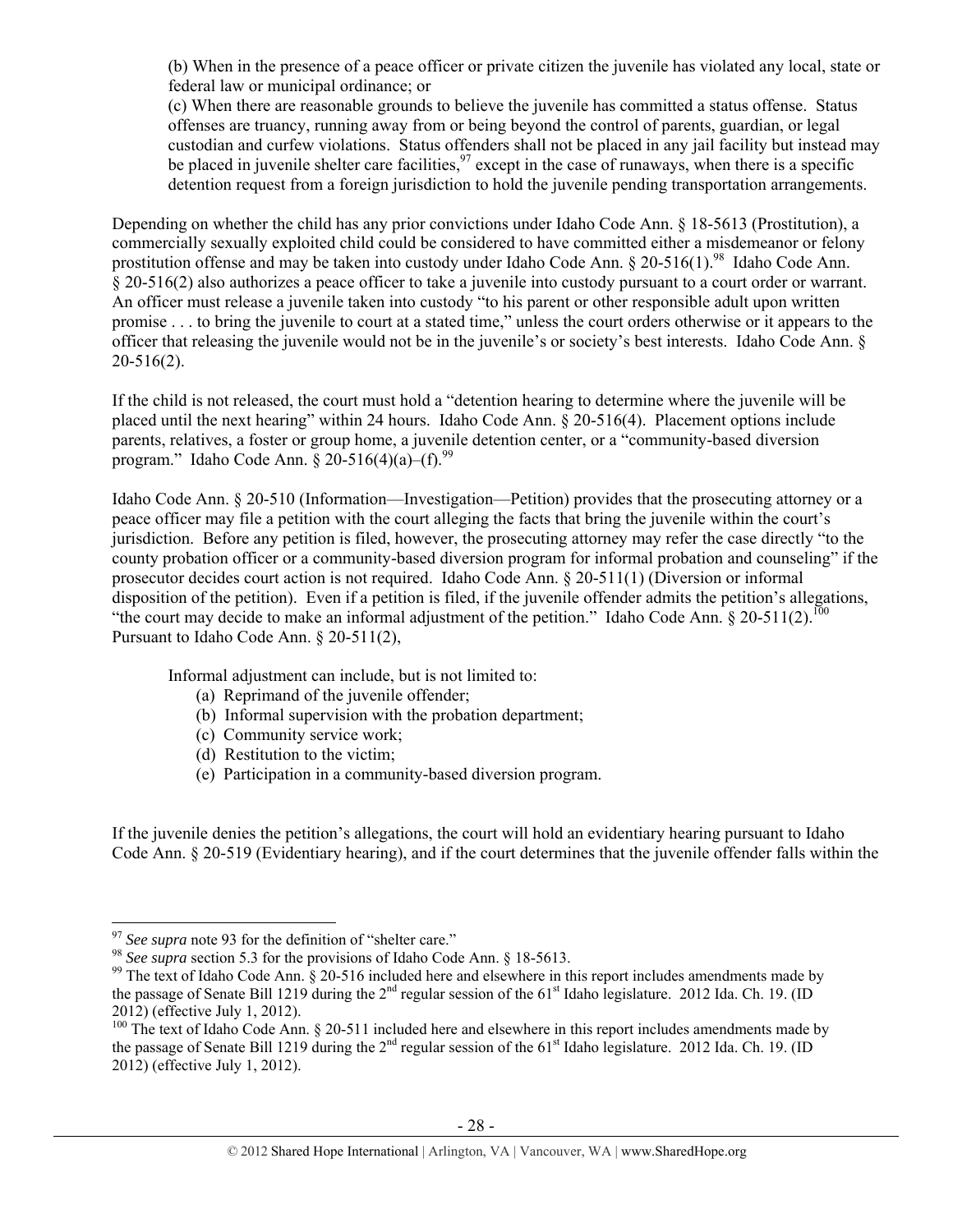(b) When in the presence of a peace officer or private citizen the juvenile has violated any local, state or federal law or municipal ordinance; or

(c) When there are reasonable grounds to believe the juvenile has committed a status offense. Status offenses are truancy, running away from or being beyond the control of parents, guardian, or legal custodian and curfew violations. Status offenders shall not be placed in any jail facility but instead may be placed in juvenile shelter care facilities,[97] except in the case of runaways, when there is a specific detention request from a foreign jurisdiction to hold the juvenile pending transportation arrangements.

Depending on whether the child has any prior convictions under Idaho Code Ann. § 18-5613 (Prostitution), a commercially sexually exploited child could be considered to have committed either a misdemeanor or felony prostitution offense and may be taken into custody under Idaho Code Ann. § 20-516(1).[98] Idaho Code Ann. § 20-516(2) also authorizes a peace officer to take a juvenile into custody pursuant to a court order or warrant. An officer must release a juvenile taken into custody "to his parent or other responsible adult upon written promise . . . to bring the juvenile to court at a stated time," unless the court orders otherwise or it appears to the officer that releasing the juvenile would not be in the juvenile's or society's best interests. Idaho Code Ann. § 20-516(2).

If the child is not released, the court must hold a "detention hearing to determine where the juvenile will be placed until the next hearing" within 24 hours. Idaho Code Ann. § 20-516(4). Placement options include parents, relatives, a foster or group home, a juvenile detention center, or a "community-based diversion program." Idaho Code Ann. § 20-516(4)(a)–(f).[99]

Idaho Code Ann. § 20-510 (Information—Investigation—Petition) provides that the prosecuting attorney or a peace officer may file a petition with the court alleging the facts that bring the juvenile within the court's jurisdiction. Before any petition is filed, however, the prosecuting attorney may refer the case directly "to the county probation officer or a community-based diversion program for informal probation and counseling" if the prosecutor decides court action is not required. Idaho Code Ann. § 20-511(1) (Diversion or informal disposition of the petition). Even if a petition is filed, if the juvenile offender admits the petition's allegations, "the court may decide to make an informal adjustment of the petition." Idaho Code Ann. § 20-511(2).[100] Pursuant to Idaho Code Ann. § 20-511(2),

> Informal adjustment can include, but is not limited to:
> (a) Reprimand of the juvenile offender;
> (b) Informal supervision with the probation department;
> (c) Community service work;
> (d) Restitution to the victim;
> (e) Participation in a community-based diversion program.

If the juvenile denies the petition's allegations, the court will hold an evidentiary hearing pursuant to Idaho Code Ann. § 20-519 (Evidentiary hearing), and if the court determines that the juvenile offender falls within the

---

[97] *See supra* note 93 for the definition of "shelter care."

[98] *See supra* section 5.3 for the provisions of Idaho Code Ann. § 18-5613.

[99] The text of Idaho Code Ann. § 20-516 included here and elsewhere in this report includes amendments made by the passage of Senate Bill 1219 during the 2nd regular session of the 61st Idaho legislature. 2012 Ida. Ch. 19. (ID 2012) (effective July 1, 2012).

[100] The text of Idaho Code Ann. § 20-511 included here and elsewhere in this report includes amendments made by the passage of Senate Bill 1219 during the 2nd regular session of the 61st Idaho legislature. 2012 Ida. Ch. 19. (ID 2012) (effective July 1, 2012).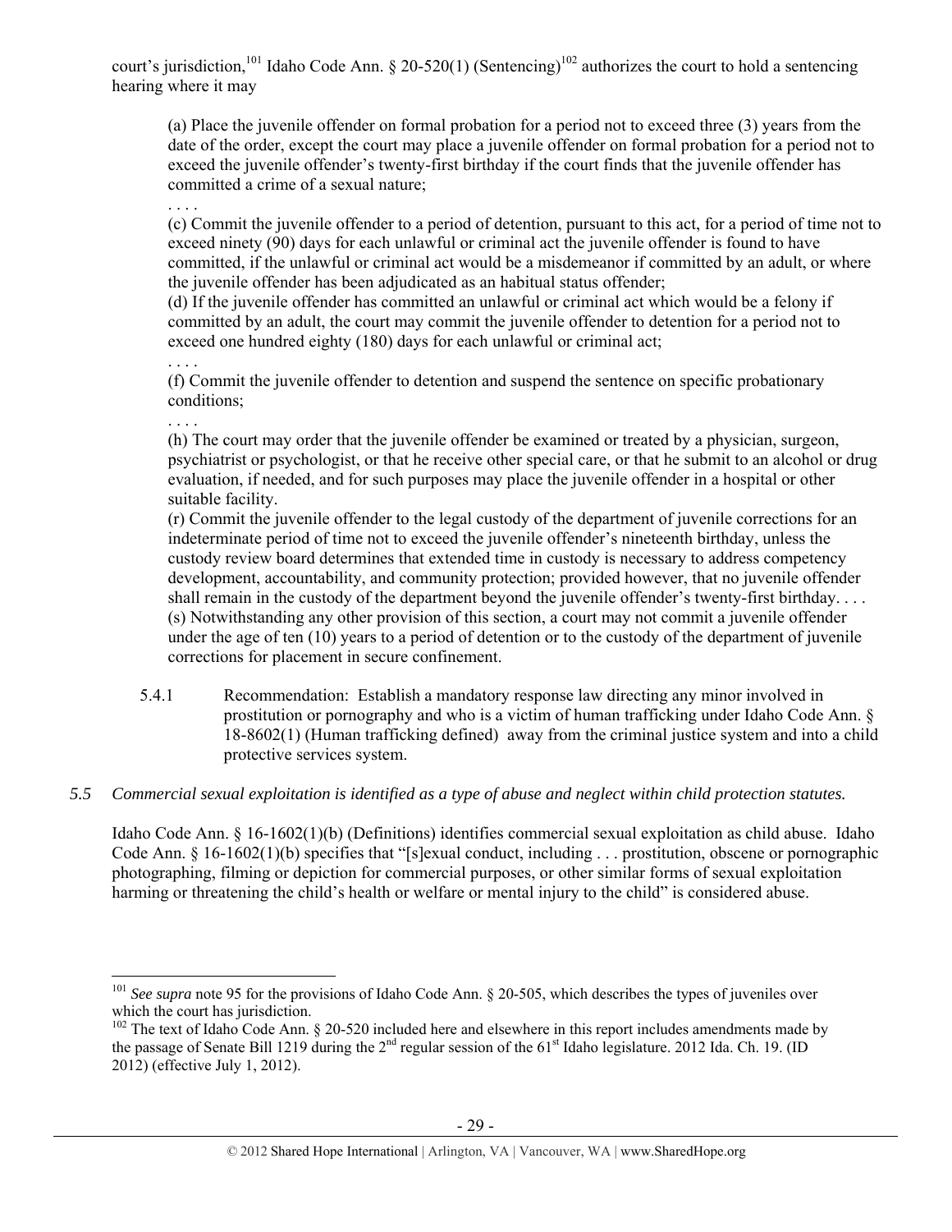court's jurisdiction,[101] Idaho Code Ann. § 20-520(1) (Sentencing)[102] authorizes the court to hold a sentencing hearing where it may

> (a) Place the juvenile offender on formal probation for a period not to exceed three (3) years from the date of the order, except the court may place a juvenile offender on formal probation for a period not to exceed the juvenile offender's twenty-first birthday if the court finds that the juvenile offender has committed a crime of a sexual nature;
>
> . . . .
>
> (c) Commit the juvenile offender to a period of detention, pursuant to this act, for a period of time not to exceed ninety (90) days for each unlawful or criminal act the juvenile offender is found to have committed, if the unlawful or criminal act would be a misdemeanor if committed by an adult, or where the juvenile offender has been adjudicated as an habitual status offender;
>
> (d) If the juvenile offender has committed an unlawful or criminal act which would be a felony if committed by an adult, the court may commit the juvenile offender to detention for a period not to exceed one hundred eighty (180) days for each unlawful or criminal act;
>
> . . . .
>
> (f) Commit the juvenile offender to detention and suspend the sentence on specific probationary conditions;
>
> . . . .
>
> (h) The court may order that the juvenile offender be examined or treated by a physician, surgeon, psychiatrist or psychologist, or that he receive other special care, or that he submit to an alcohol or drug evaluation, if needed, and for such purposes may place the juvenile offender in a hospital or other suitable facility.
>
> (r) Commit the juvenile offender to the legal custody of the department of juvenile corrections for an indeterminate period of time not to exceed the juvenile offender's nineteenth birthday, unless the custody review board determines that extended time in custody is necessary to address competency development, accountability, and community protection; provided however, that no juvenile offender shall remain in the custody of the department beyond the juvenile offender's twenty-first birthday. . . .
>
> (s) Notwithstanding any other provision of this section, a court may not commit a juvenile offender under the age of ten (10) years to a period of detention or to the custody of the department of juvenile corrections for placement in secure confinement.

5.4.1 Recommendation: Establish a mandatory response law directing any minor involved in prostitution or pornography and who is a victim of human trafficking under Idaho Code Ann. § 18-8602(1) (Human trafficking defined) away from the criminal justice system and into a child protective services system.

*5.5 Commercial sexual exploitation is identified as a type of abuse and neglect within child protection statutes.*

Idaho Code Ann. § 16-1602(1)(b) (Definitions) identifies commercial sexual exploitation as child abuse. Idaho Code Ann. § 16-1602(1)(b) specifies that "[s]exual conduct, including . . . prostitution, obscene or pornographic photographing, filming or depiction for commercial purposes, or other similar forms of sexual exploitation harming or threatening the child's health or welfare or mental injury to the child" is considered abuse.

---

[101] *See supra* note 95 for the provisions of Idaho Code Ann. § 20-505, which describes the types of juveniles over which the court has jurisdiction.

[102] The text of Idaho Code Ann. § 20-520 included here and elsewhere in this report includes amendments made by the passage of Senate Bill 1219 during the 2nd regular session of the 61st Idaho legislature. 2012 Ida. Ch. 19. (ID 2012) (effective July 1, 2012).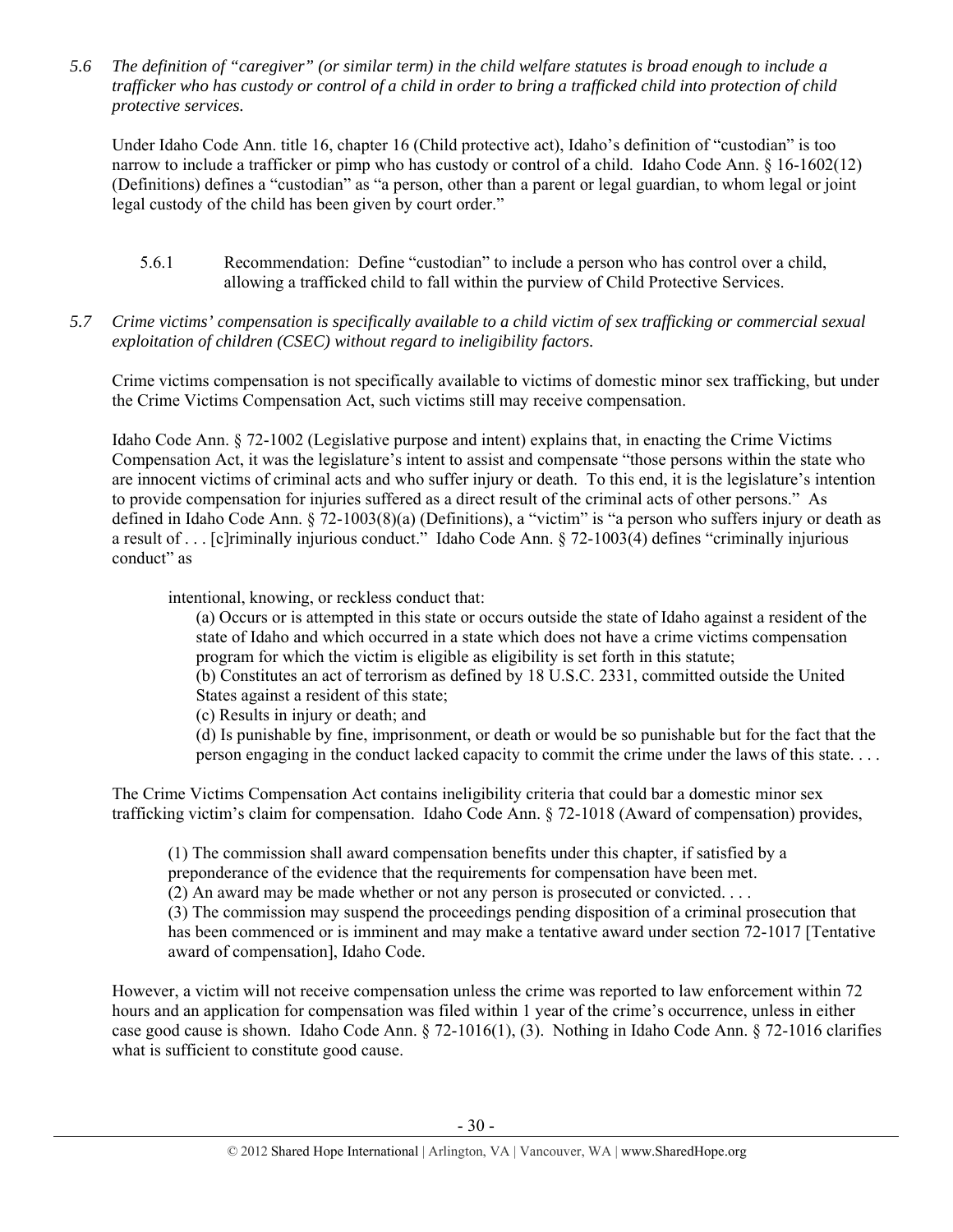*5.6 The definition of "caregiver" (or similar term) in the child welfare statutes is broad enough to include a trafficker who has custody or control of a child in order to bring a trafficked child into protection of child protective services.*

Under Idaho Code Ann. title 16, chapter 16 (Child protective act), Idaho's definition of "custodian" is too narrow to include a trafficker or pimp who has custody or control of a child. Idaho Code Ann. § 16-1602(12) (Definitions) defines a "custodian" as "a person, other than a parent or legal guardian, to whom legal or joint legal custody of the child has been given by court order."

> 5.6.1 Recommendation: Define "custodian" to include a person who has control over a child, allowing a trafficked child to fall within the purview of Child Protective Services.

*5.7 Crime victims' compensation is specifically available to a child victim of sex trafficking or commercial sexual exploitation of children (CSEC) without regard to ineligibility factors.*

Crime victims compensation is not specifically available to victims of domestic minor sex trafficking, but under the Crime Victims Compensation Act, such victims still may receive compensation.

Idaho Code Ann. § 72-1002 (Legislative purpose and intent) explains that, in enacting the Crime Victims Compensation Act, it was the legislature's intent to assist and compensate "those persons within the state who are innocent victims of criminal acts and who suffer injury or death. To this end, it is the legislature's intention to provide compensation for injuries suffered as a direct result of the criminal acts of other persons." As defined in Idaho Code Ann. § 72-1003(8)(a) (Definitions), a "victim" is "a person who suffers injury or death as a result of . . . [c]riminally injurious conduct." Idaho Code Ann. § 72-1003(4) defines "criminally injurious conduct" as

> intentional, knowing, or reckless conduct that:
>
> (a) Occurs or is attempted in this state or occurs outside the state of Idaho against a resident of the state of Idaho and which occurred in a state which does not have a crime victims compensation program for which the victim is eligible as eligibility is set forth in this statute;
>
> (b) Constitutes an act of terrorism as defined by 18 U.S.C. 2331, committed outside the United States against a resident of this state;
>
> (c) Results in injury or death; and
>
> (d) Is punishable by fine, imprisonment, or death or would be so punishable but for the fact that the person engaging in the conduct lacked capacity to commit the crime under the laws of this state. . . .

The Crime Victims Compensation Act contains ineligibility criteria that could bar a domestic minor sex trafficking victim's claim for compensation. Idaho Code Ann. § 72-1018 (Award of compensation) provides,

> (1) The commission shall award compensation benefits under this chapter, if satisfied by a preponderance of the evidence that the requirements for compensation have been met.
>
> (2) An award may be made whether or not any person is prosecuted or convicted. . . .
>
> (3) The commission may suspend the proceedings pending disposition of a criminal prosecution that has been commenced or is imminent and may make a tentative award under section 72-1017 [Tentative award of compensation], Idaho Code.

However, a victim will not receive compensation unless the crime was reported to law enforcement within 72 hours and an application for compensation was filed within 1 year of the crime's occurrence, unless in either case good cause is shown. Idaho Code Ann. § 72-1016(1), (3). Nothing in Idaho Code Ann. § 72-1016 clarifies what is sufficient to constitute good cause.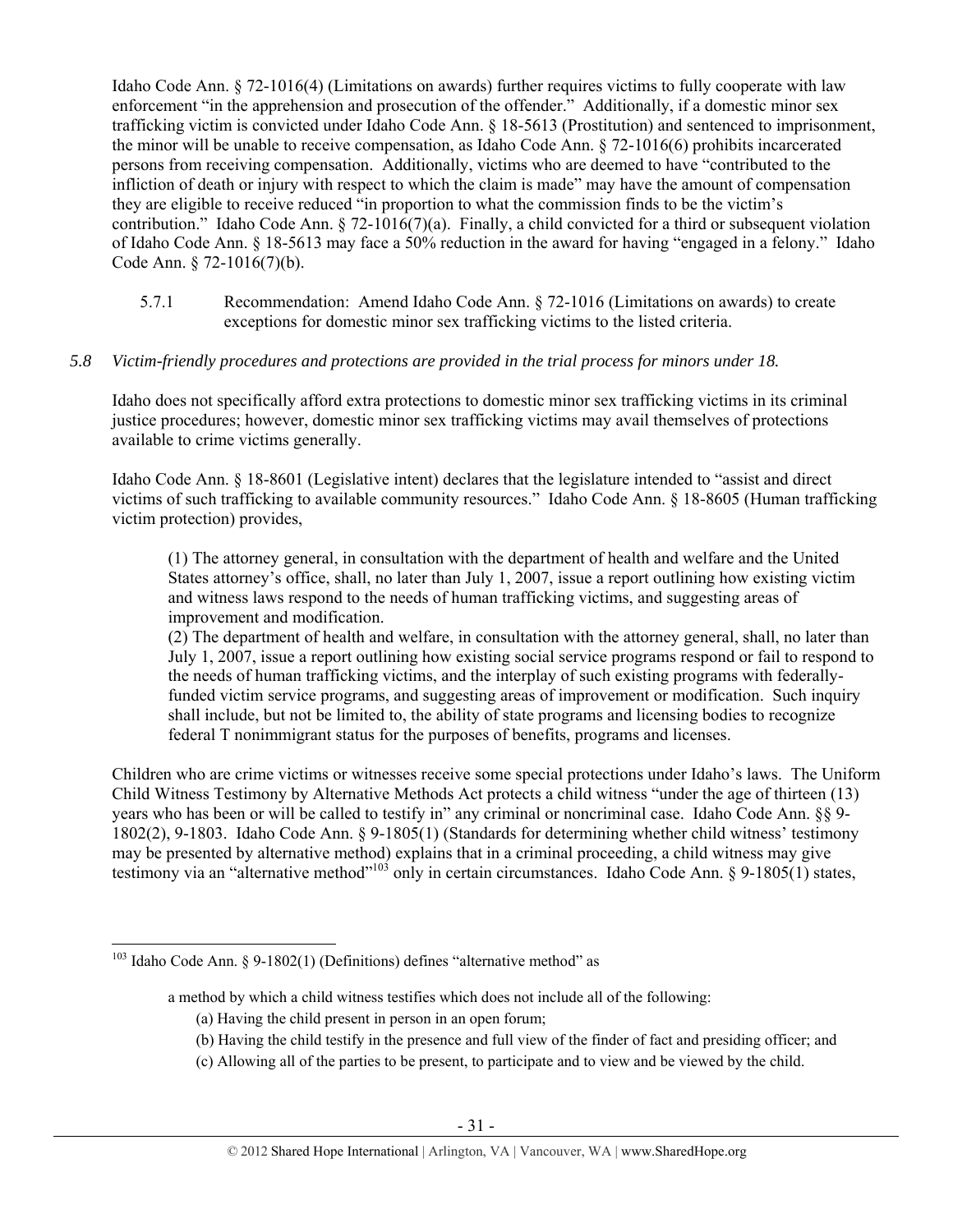Idaho Code Ann. § 72-1016(4) (Limitations on awards) further requires victims to fully cooperate with law enforcement "in the apprehension and prosecution of the offender." Additionally, if a domestic minor sex trafficking victim is convicted under Idaho Code Ann. § 18-5613 (Prostitution) and sentenced to imprisonment, the minor will be unable to receive compensation, as Idaho Code Ann. § 72-1016(6) prohibits incarcerated persons from receiving compensation. Additionally, victims who are deemed to have "contributed to the infliction of death or injury with respect to which the claim is made" may have the amount of compensation they are eligible to receive reduced "in proportion to what the commission finds to be the victim's contribution." Idaho Code Ann. § 72-1016(7)(a). Finally, a child convicted for a third or subsequent violation of Idaho Code Ann. § 18-5613 may face a 50% reduction in the award for having "engaged in a felony." Idaho Code Ann. § 72-1016(7)(b).

5.7.1 Recommendation: Amend Idaho Code Ann. § 72-1016 (Limitations on awards) to create exceptions for domestic minor sex trafficking victims to the listed criteria.

*5.8 Victim-friendly procedures and protections are provided in the trial process for minors under 18.*

Idaho does not specifically afford extra protections to domestic minor sex trafficking victims in its criminal justice procedures; however, domestic minor sex trafficking victims may avail themselves of protections available to crime victims generally.

Idaho Code Ann. § 18-8601 (Legislative intent) declares that the legislature intended to "assist and direct victims of such trafficking to available community resources." Idaho Code Ann. § 18-8605 (Human trafficking victim protection) provides,

> (1) The attorney general, in consultation with the department of health and welfare and the United States attorney's office, shall, no later than July 1, 2007, issue a report outlining how existing victim and witness laws respond to the needs of human trafficking victims, and suggesting areas of improvement and modification.
>
> (2) The department of health and welfare, in consultation with the attorney general, shall, no later than July 1, 2007, issue a report outlining how existing social service programs respond or fail to respond to the needs of human trafficking victims, and the interplay of such existing programs with federally-funded victim service programs, and suggesting areas of improvement or modification. Such inquiry shall include, but not be limited to, the ability of state programs and licensing bodies to recognize federal T nonimmigrant status for the purposes of benefits, programs and licenses.

Children who are crime victims or witnesses receive some special protections under Idaho's laws. The Uniform Child Witness Testimony by Alternative Methods Act protects a child witness "under the age of thirteen (13) years who has been or will be called to testify in" any criminal or noncriminal case. Idaho Code Ann. §§ 9-1802(2), 9-1803. Idaho Code Ann. § 9-1805(1) (Standards for determining whether child witness' testimony may be presented by alternative method) explains that in a criminal proceeding, a child witness may give testimony via an "alternative method"[103] only in certain circumstances. Idaho Code Ann. § 9-1805(1) states,

---

[103] Idaho Code Ann. § 9-1802(1) (Definitions) defines "alternative method" as

> a method by which a child witness testifies which does not include all of the following:
>
> (a) Having the child present in person in an open forum;
>
> (b) Having the child testify in the presence and full view of the finder of fact and presiding officer; and
>
> (c) Allowing all of the parties to be present, to participate and to view and be viewed by the child.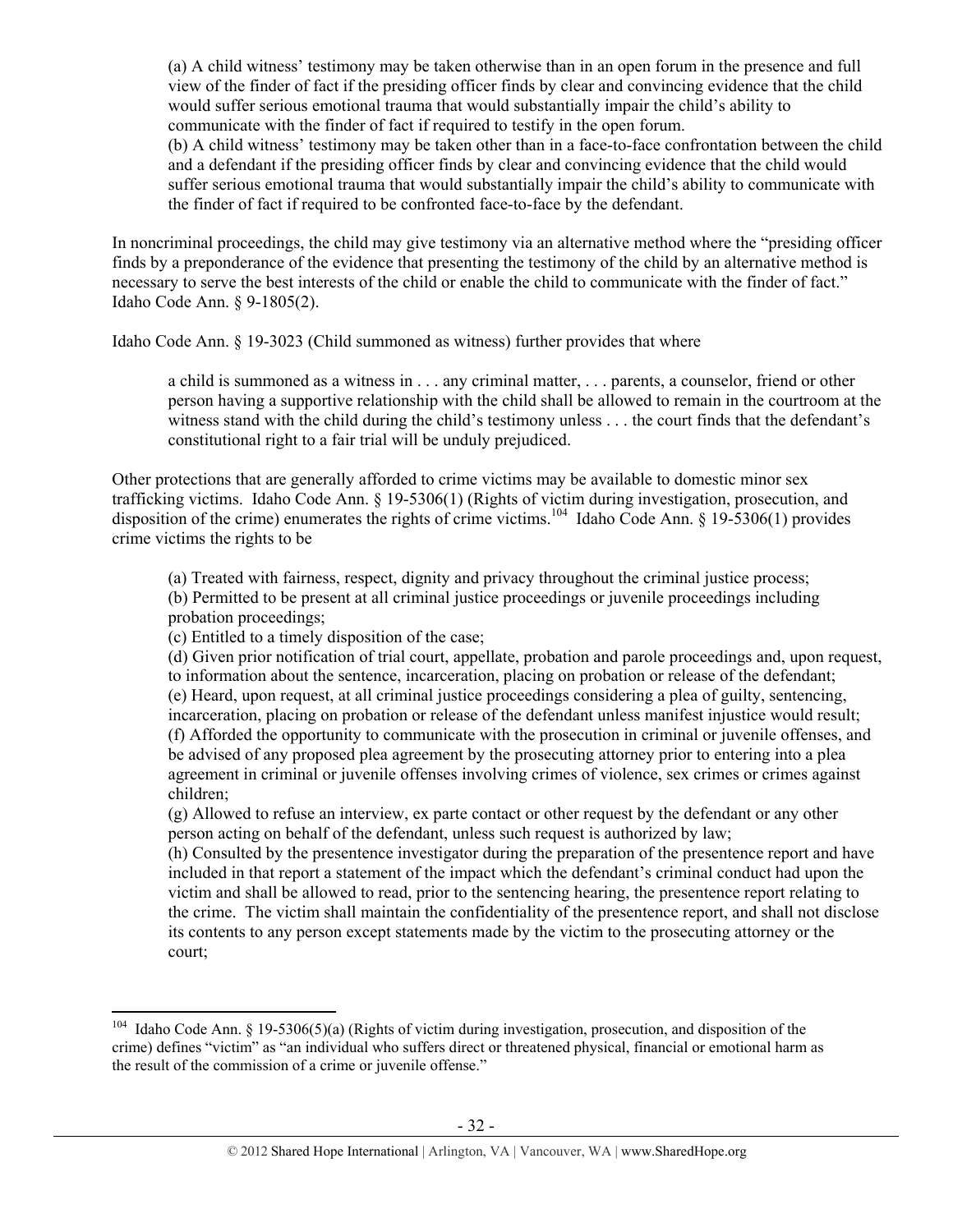> (a) A child witness' testimony may be taken otherwise than in an open forum in the presence and full view of the finder of fact if the presiding officer finds by clear and convincing evidence that the child would suffer serious emotional trauma that would substantially impair the child's ability to communicate with the finder of fact if required to testify in the open forum.
> (b) A child witness' testimony may be taken other than in a face-to-face confrontation between the child and a defendant if the presiding officer finds by clear and convincing evidence that the child would suffer serious emotional trauma that would substantially impair the child's ability to communicate with the finder of fact if required to be confronted face-to-face by the defendant.

In noncriminal proceedings, the child may give testimony via an alternative method where the "presiding officer finds by a preponderance of the evidence that presenting the testimony of the child by an alternative method is necessary to serve the best interests of the child or enable the child to communicate with the finder of fact." Idaho Code Ann. § 9-1805(2).

Idaho Code Ann. § 19-3023 (Child summoned as witness) further provides that where

> a child is summoned as a witness in . . . any criminal matter, . . . parents, a counselor, friend or other person having a supportive relationship with the child shall be allowed to remain in the courtroom at the witness stand with the child during the child's testimony unless . . . the court finds that the defendant's constitutional right to a fair trial will be unduly prejudiced.

Other protections that are generally afforded to crime victims may be available to domestic minor sex trafficking victims. Idaho Code Ann. § 19-5306(1) (Rights of victim during investigation, prosecution, and disposition of the crime) enumerates the rights of crime victims.[104] Idaho Code Ann. § 19-5306(1) provides crime victims the rights to be

> (a) Treated with fairness, respect, dignity and privacy throughout the criminal justice process;
> (b) Permitted to be present at all criminal justice proceedings or juvenile proceedings including probation proceedings;
> (c) Entitled to a timely disposition of the case;
> (d) Given prior notification of trial court, appellate, probation and parole proceedings and, upon request, to information about the sentence, incarceration, placing on probation or release of the defendant;
> (e) Heard, upon request, at all criminal justice proceedings considering a plea of guilty, sentencing, incarceration, placing on probation or release of the defendant unless manifest injustice would result;
> (f) Afforded the opportunity to communicate with the prosecution in criminal or juvenile offenses, and be advised of any proposed plea agreement by the prosecuting attorney prior to entering into a plea agreement in criminal or juvenile offenses involving crimes of violence, sex crimes or crimes against children;
> (g) Allowed to refuse an interview, ex parte contact or other request by the defendant or any other person acting on behalf of the defendant, unless such request is authorized by law;
> (h) Consulted by the presentence investigator during the preparation of the presentence report and have included in that report a statement of the impact which the defendant's criminal conduct had upon the victim and shall be allowed to read, prior to the sentencing hearing, the presentence report relating to the crime. The victim shall maintain the confidentiality of the presentence report, and shall not disclose its contents to any person except statements made by the victim to the prosecuting attorney or the court;

---

[104] Idaho Code Ann. § 19-5306(5)(a) (Rights of victim during investigation, prosecution, and disposition of the crime) defines "victim" as "an individual who suffers direct or threatened physical, financial or emotional harm as the result of the commission of a crime or juvenile offense."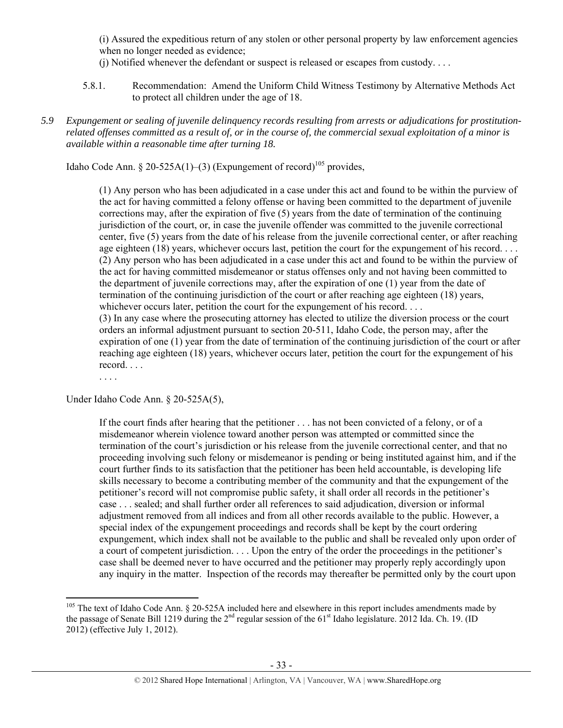(i) Assured the expeditious return of any stolen or other personal property by law enforcement agencies when no longer needed as evidence;
(j) Notified whenever the defendant or suspect is released or escapes from custody. . . .

5.8.1. Recommendation: Amend the Uniform Child Witness Testimony by Alternative Methods Act to protect all children under the age of 18.

*5.9 Expungement or sealing of juvenile delinquency records resulting from arrests or adjudications for prostitution-related offenses committed as a result of, or in the course of, the commercial sexual exploitation of a minor is available within a reasonable time after turning 18.*

Idaho Code Ann. § 20-525A(1)–(3) (Expungement of record)[105] provides,

> (1) Any person who has been adjudicated in a case under this act and found to be within the purview of the act for having committed a felony offense or having been committed to the department of juvenile corrections may, after the expiration of five (5) years from the date of termination of the continuing jurisdiction of the court, or, in case the juvenile offender was committed to the juvenile correctional center, five (5) years from the date of his release from the juvenile correctional center, or after reaching age eighteen (18) years, whichever occurs last, petition the court for the expungement of his record. . . .
> (2) Any person who has been adjudicated in a case under this act and found to be within the purview of the act for having committed misdemeanor or status offenses only and not having been committed to the department of juvenile corrections may, after the expiration of one (1) year from the date of termination of the continuing jurisdiction of the court or after reaching age eighteen (18) years, whichever occurs later, petition the court for the expungement of his record. . . .
> (3) In any case where the prosecuting attorney has elected to utilize the diversion process or the court orders an informal adjustment pursuant to section 20-511, Idaho Code, the person may, after the expiration of one (1) year from the date of termination of the continuing jurisdiction of the court or after reaching age eighteen (18) years, whichever occurs later, petition the court for the expungement of his record. . . .
> . . . .

Under Idaho Code Ann. § 20-525A(5),

> If the court finds after hearing that the petitioner . . . has not been convicted of a felony, or of a misdemeanor wherein violence toward another person was attempted or committed since the termination of the court's jurisdiction or his release from the juvenile correctional center, and that no proceeding involving such felony or misdemeanor is pending or being instituted against him, and if the court further finds to its satisfaction that the petitioner has been held accountable, is developing life skills necessary to become a contributing member of the community and that the expungement of the petitioner's record will not compromise public safety, it shall order all records in the petitioner's case . . . sealed; and shall further order all references to said adjudication, diversion or informal adjustment removed from all indices and from all other records available to the public. However, a special index of the expungement proceedings and records shall be kept by the court ordering expungement, which index shall not be available to the public and shall be revealed only upon order of a court of competent jurisdiction. . . . Upon the entry of the order the proceedings in the petitioner's case shall be deemed never to have occurred and the petitioner may properly reply accordingly upon any inquiry in the matter. Inspection of the records may thereafter be permitted only by the court upon

[105] The text of Idaho Code Ann. § 20-525A included here and elsewhere in this report includes amendments made by the passage of Senate Bill 1219 during the 2nd regular session of the 61st Idaho legislature. 2012 Ida. Ch. 19. (ID 2012) (effective July 1, 2012).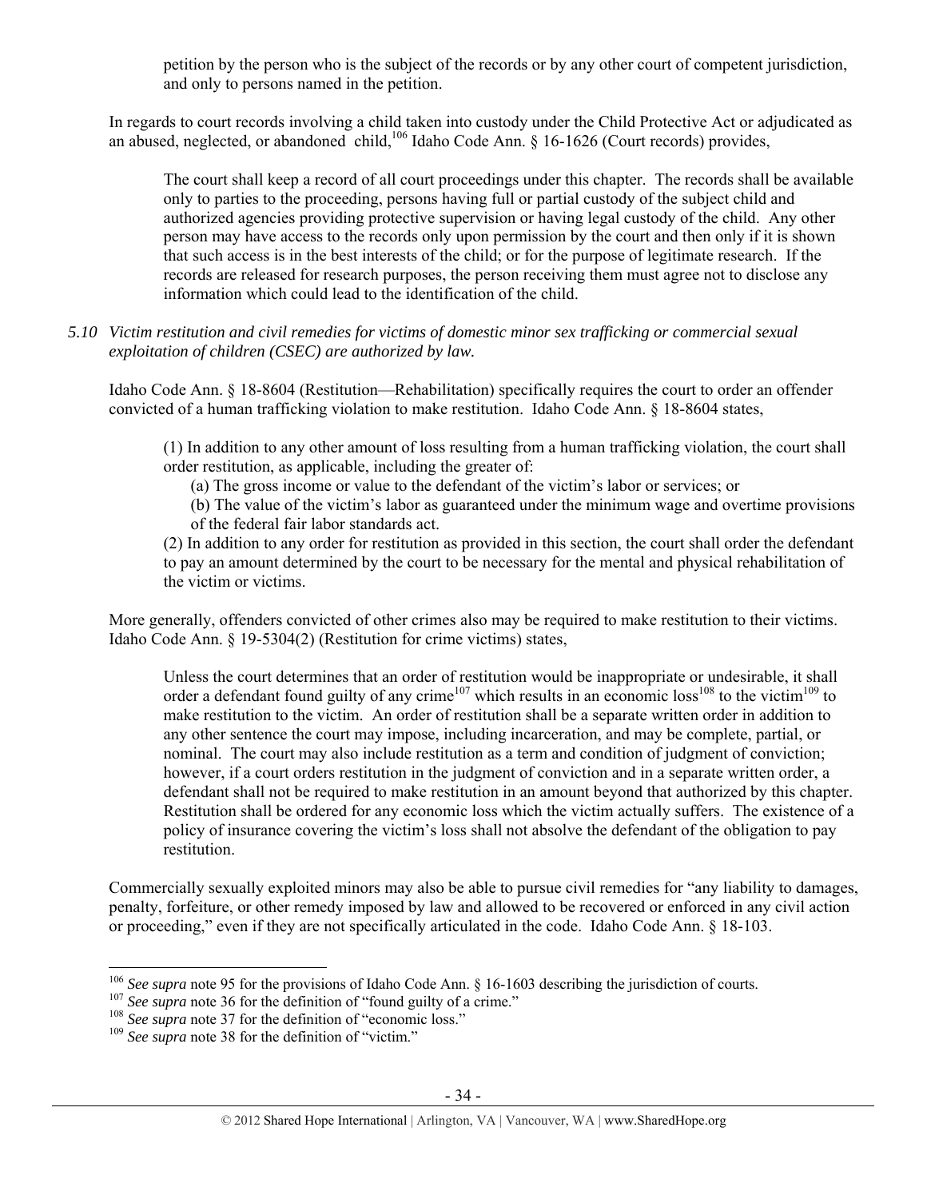petition by the person who is the subject of the records or by any other court of competent jurisdiction, and only to persons named in the petition.

In regards to court records involving a child taken into custody under the Child Protective Act or adjudicated as an abused, neglected, or abandoned child,[106] Idaho Code Ann. § 16-1626 (Court records) provides,

> The court shall keep a record of all court proceedings under this chapter. The records shall be available only to parties to the proceeding, persons having full or partial custody of the subject child and authorized agencies providing protective supervision or having legal custody of the child. Any other person may have access to the records only upon permission by the court and then only if it is shown that such access is in the best interests of the child; or for the purpose of legitimate research. If the records are released for research purposes, the person receiving them must agree not to disclose any information which could lead to the identification of the child.

*5.10 Victim restitution and civil remedies for victims of domestic minor sex trafficking or commercial sexual exploitation of children (CSEC) are authorized by law.*

Idaho Code Ann. § 18-8604 (Restitution—Rehabilitation) specifically requires the court to order an offender convicted of a human trafficking violation to make restitution. Idaho Code Ann. § 18-8604 states,

> (1) In addition to any other amount of loss resulting from a human trafficking violation, the court shall order restitution, as applicable, including the greater of:
>
> (a) The gross income or value to the defendant of the victim's labor or services; or
>
> (b) The value of the victim's labor as guaranteed under the minimum wage and overtime provisions of the federal fair labor standards act.
>
> (2) In addition to any order for restitution as provided in this section, the court shall order the defendant to pay an amount determined by the court to be necessary for the mental and physical rehabilitation of the victim or victims.

More generally, offenders convicted of other crimes also may be required to make restitution to their victims. Idaho Code Ann. § 19-5304(2) (Restitution for crime victims) states,

> Unless the court determines that an order of restitution would be inappropriate or undesirable, it shall order a defendant found guilty of any crime[107] which results in an economic loss[108] to the victim[109] to make restitution to the victim. An order of restitution shall be a separate written order in addition to any other sentence the court may impose, including incarceration, and may be complete, partial, or nominal. The court may also include restitution as a term and condition of judgment of conviction; however, if a court orders restitution in the judgment of conviction and in a separate written order, a defendant shall not be required to make restitution in an amount beyond that authorized by this chapter. Restitution shall be ordered for any economic loss which the victim actually suffers. The existence of a policy of insurance covering the victim's loss shall not absolve the defendant of the obligation to pay restitution.

Commercially sexually exploited minors may also be able to pursue civil remedies for "any liability to damages, penalty, forfeiture, or other remedy imposed by law and allowed to be recovered or enforced in any civil action or proceeding," even if they are not specifically articulated in the code. Idaho Code Ann. § 18-103.

---

[106] *See supra* note 95 for the provisions of Idaho Code Ann. § 16-1603 describing the jurisdiction of courts.
[107] *See supra* note 36 for the definition of "found guilty of a crime."
[108] *See supra* note 37 for the definition of "economic loss."
[109] *See supra* note 38 for the definition of "victim."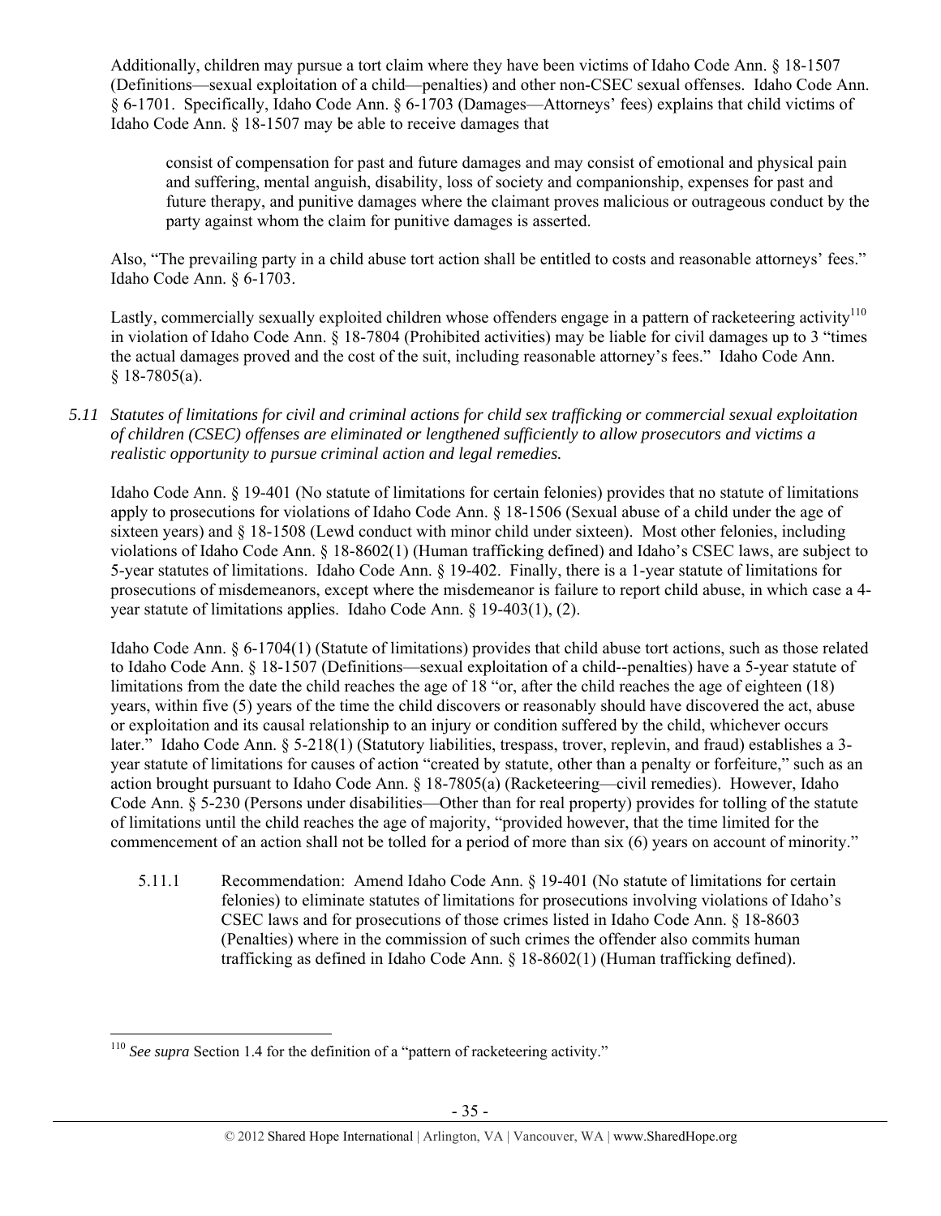Additionally, children may pursue a tort claim where they have been victims of Idaho Code Ann. § 18-1507 (Definitions—sexual exploitation of a child—penalties) and other non-CSEC sexual offenses. Idaho Code Ann. § 6-1701. Specifically, Idaho Code Ann. § 6-1703 (Damages—Attorneys' fees) explains that child victims of Idaho Code Ann. § 18-1507 may be able to receive damages that

> consist of compensation for past and future damages and may consist of emotional and physical pain and suffering, mental anguish, disability, loss of society and companionship, expenses for past and future therapy, and punitive damages where the claimant proves malicious or outrageous conduct by the party against whom the claim for punitive damages is asserted.

Also, "The prevailing party in a child abuse tort action shall be entitled to costs and reasonable attorneys' fees." Idaho Code Ann. § 6-1703.

Lastly, commercially sexually exploited children whose offenders engage in a pattern of racketeering activity[110] in violation of Idaho Code Ann. § 18-7804 (Prohibited activities) may be liable for civil damages up to 3 "times the actual damages proved and the cost of the suit, including reasonable attorney's fees." Idaho Code Ann. § 18-7805(a).

*5.11 Statutes of limitations for civil and criminal actions for child sex trafficking or commercial sexual exploitation of children (CSEC) offenses are eliminated or lengthened sufficiently to allow prosecutors and victims a realistic opportunity to pursue criminal action and legal remedies.*

Idaho Code Ann. § 19-401 (No statute of limitations for certain felonies) provides that no statute of limitations apply to prosecutions for violations of Idaho Code Ann. § 18-1506 (Sexual abuse of a child under the age of sixteen years) and § 18-1508 (Lewd conduct with minor child under sixteen). Most other felonies, including violations of Idaho Code Ann. § 18-8602(1) (Human trafficking defined) and Idaho's CSEC laws, are subject to 5-year statutes of limitations. Idaho Code Ann. § 19-402. Finally, there is a 1-year statute of limitations for prosecutions of misdemeanors, except where the misdemeanor is failure to report child abuse, in which case a 4-year statute of limitations applies. Idaho Code Ann. § 19-403(1), (2).

Idaho Code Ann. § 6-1704(1) (Statute of limitations) provides that child abuse tort actions, such as those related to Idaho Code Ann. § 18-1507 (Definitions—sexual exploitation of a child--penalties) have a 5-year statute of limitations from the date the child reaches the age of 18 "or, after the child reaches the age of eighteen (18) years, within five (5) years of the time the child discovers or reasonably should have discovered the act, abuse or exploitation and its causal relationship to an injury or condition suffered by the child, whichever occurs later." Idaho Code Ann. § 5-218(1) (Statutory liabilities, trespass, trover, replevin, and fraud) establishes a 3-year statute of limitations for causes of action "created by statute, other than a penalty or forfeiture," such as an action brought pursuant to Idaho Code Ann. § 18-7805(a) (Racketeering—civil remedies). However, Idaho Code Ann. § 5-230 (Persons under disabilities—Other than for real property) provides for tolling of the statute of limitations until the child reaches the age of majority, "provided however, that the time limited for the commencement of an action shall not be tolled for a period of more than six (6) years on account of minority."

5.11.1 Recommendation: Amend Idaho Code Ann. § 19-401 (No statute of limitations for certain felonies) to eliminate statutes of limitations for prosecutions involving violations of Idaho's CSEC laws and for prosecutions of those crimes listed in Idaho Code Ann. § 18-8603 (Penalties) where in the commission of such crimes the offender also commits human trafficking as defined in Idaho Code Ann. § 18-8602(1) (Human trafficking defined).

---

[110] *See supra* Section 1.4 for the definition of a "pattern of racketeering activity."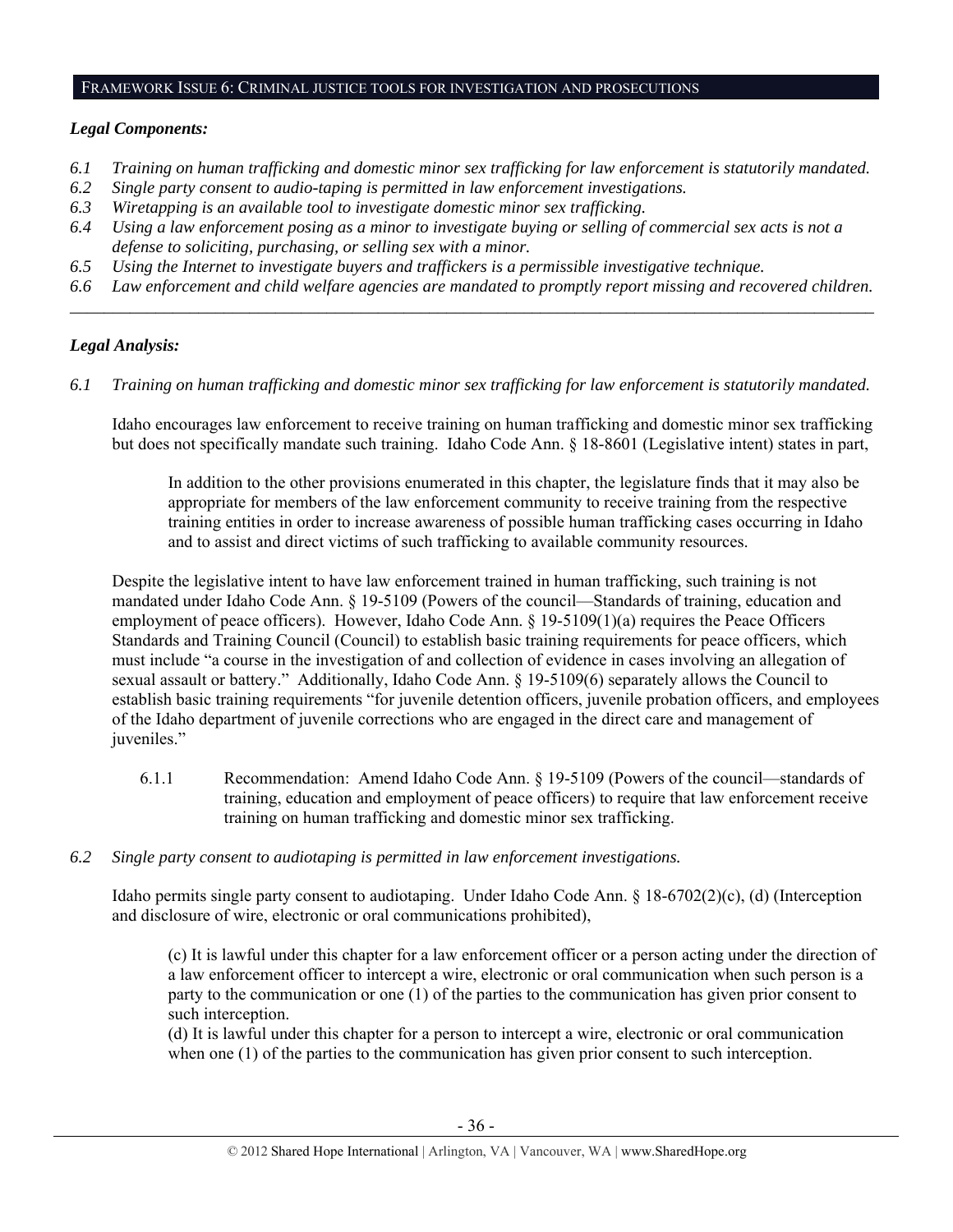## FRAMEWORK ISSUE 6: CRIMINAL JUSTICE TOOLS FOR INVESTIGATION AND PROSECUTIONS

***Legal Components:***

- *6.1 Training on human trafficking and domestic minor sex trafficking for law enforcement is statutorily mandated.*
- *6.2 Single party consent to audio-taping is permitted in law enforcement investigations.*
- *6.3 Wiretapping is an available tool to investigate domestic minor sex trafficking.*
- *6.4 Using a law enforcement posing as a minor to investigate buying or selling of commercial sex acts is not a defense to soliciting, purchasing, or selling sex with a minor.*
- *6.5 Using the Internet to investigate buyers and traffickers is a permissible investigative technique.*
- *6.6 Law enforcement and child welfare agencies are mandated to promptly report missing and recovered children.*

---

***Legal Analysis:***

*6.1 Training on human trafficking and domestic minor sex trafficking for law enforcement is statutorily mandated.*

Idaho encourages law enforcement to receive training on human trafficking and domestic minor sex trafficking but does not specifically mandate such training. Idaho Code Ann. § 18-8601 (Legislative intent) states in part,

> In addition to the other provisions enumerated in this chapter, the legislature finds that it may also be appropriate for members of the law enforcement community to receive training from the respective training entities in order to increase awareness of possible human trafficking cases occurring in Idaho and to assist and direct victims of such trafficking to available community resources.

Despite the legislative intent to have law enforcement trained in human trafficking, such training is not mandated under Idaho Code Ann. § 19-5109 (Powers of the council—Standards of training, education and employment of peace officers). However, Idaho Code Ann. § 19-5109(1)(a) requires the Peace Officers Standards and Training Council (Council) to establish basic training requirements for peace officers, which must include "a course in the investigation of and collection of evidence in cases involving an allegation of sexual assault or battery." Additionally, Idaho Code Ann. § 19-5109(6) separately allows the Council to establish basic training requirements "for juvenile detention officers, juvenile probation officers, and employees of the Idaho department of juvenile corrections who are engaged in the direct care and management of juveniles."

6.1.1 Recommendation: Amend Idaho Code Ann. § 19-5109 (Powers of the council—standards of training, education and employment of peace officers) to require that law enforcement receive training on human trafficking and domestic minor sex trafficking.

*6.2 Single party consent to audiotaping is permitted in law enforcement investigations.*

Idaho permits single party consent to audiotaping. Under Idaho Code Ann. § 18-6702(2)(c), (d) (Interception and disclosure of wire, electronic or oral communications prohibited),

> (c) It is lawful under this chapter for a law enforcement officer or a person acting under the direction of a law enforcement officer to intercept a wire, electronic or oral communication when such person is a party to the communication or one (1) of the parties to the communication has given prior consent to such interception.
> (d) It is lawful under this chapter for a person to intercept a wire, electronic or oral communication when one (1) of the parties to the communication has given prior consent to such interception.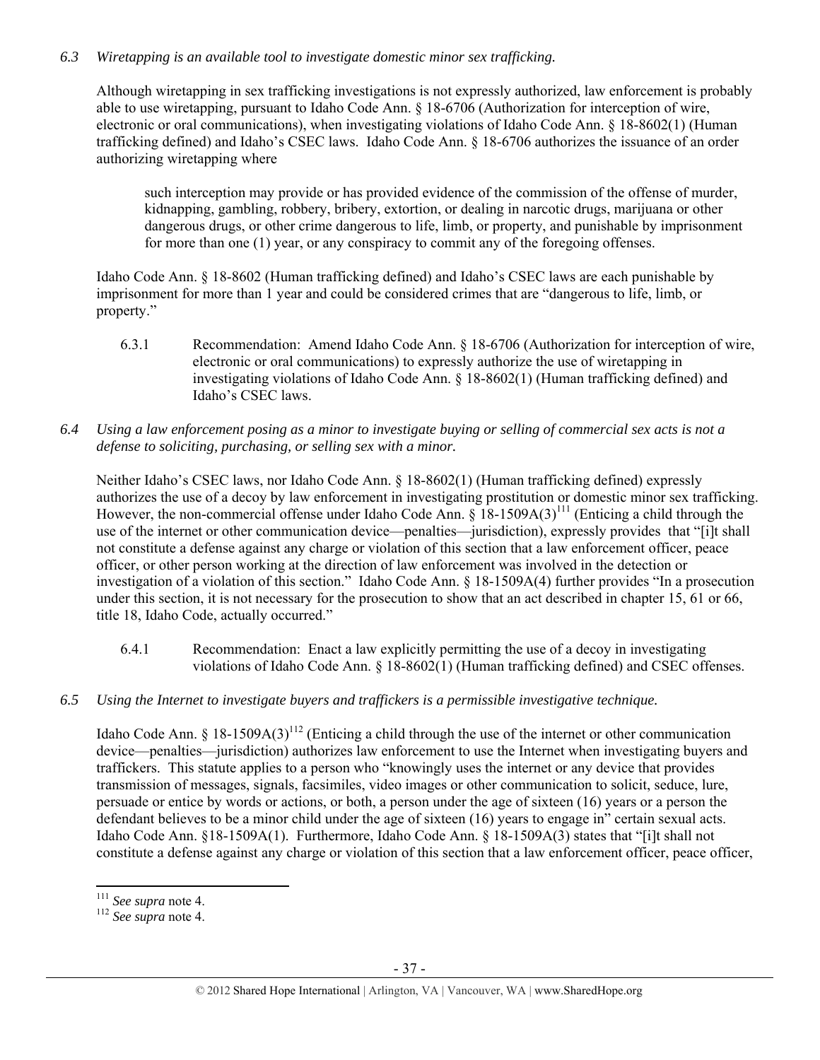*6.3 Wiretapping is an available tool to investigate domestic minor sex trafficking.*

Although wiretapping in sex trafficking investigations is not expressly authorized, law enforcement is probably able to use wiretapping, pursuant to Idaho Code Ann. § 18-6706 (Authorization for interception of wire, electronic or oral communications), when investigating violations of Idaho Code Ann. § 18-8602(1) (Human trafficking defined) and Idaho's CSEC laws. Idaho Code Ann. § 18-6706 authorizes the issuance of an order authorizing wiretapping where

> such interception may provide or has provided evidence of the commission of the offense of murder, kidnapping, gambling, robbery, bribery, extortion, or dealing in narcotic drugs, marijuana or other dangerous drugs, or other crime dangerous to life, limb, or property, and punishable by imprisonment for more than one (1) year, or any conspiracy to commit any of the foregoing offenses.

Idaho Code Ann. § 18-8602 (Human trafficking defined) and Idaho's CSEC laws are each punishable by imprisonment for more than 1 year and could be considered crimes that are "dangerous to life, limb, or property."

6.3.1 Recommendation: Amend Idaho Code Ann. § 18-6706 (Authorization for interception of wire, electronic or oral communications) to expressly authorize the use of wiretapping in investigating violations of Idaho Code Ann. § 18-8602(1) (Human trafficking defined) and Idaho's CSEC laws.

*6.4 Using a law enforcement posing as a minor to investigate buying or selling of commercial sex acts is not a defense to soliciting, purchasing, or selling sex with a minor.*

Neither Idaho's CSEC laws, nor Idaho Code Ann. § 18-8602(1) (Human trafficking defined) expressly authorizes the use of a decoy by law enforcement in investigating prostitution or domestic minor sex trafficking. However, the non-commercial offense under Idaho Code Ann. § 18-1509A(3)[111] (Enticing a child through the use of the internet or other communication device—penalties—jurisdiction), expressly provides that "[i]t shall not constitute a defense against any charge or violation of this section that a law enforcement officer, peace officer, or other person working at the direction of law enforcement was involved in the detection or investigation of a violation of this section." Idaho Code Ann. § 18-1509A(4) further provides "In a prosecution under this section, it is not necessary for the prosecution to show that an act described in chapter 15, 61 or 66, title 18, Idaho Code, actually occurred."

6.4.1 Recommendation: Enact a law explicitly permitting the use of a decoy in investigating violations of Idaho Code Ann. § 18-8602(1) (Human trafficking defined) and CSEC offenses.

*6.5 Using the Internet to investigate buyers and traffickers is a permissible investigative technique.*

Idaho Code Ann. § 18-1509A(3)[112] (Enticing a child through the use of the internet or other communication device—penalties—jurisdiction) authorizes law enforcement to use the Internet when investigating buyers and traffickers. This statute applies to a person who "knowingly uses the internet or any device that provides transmission of messages, signals, facsimiles, video images or other communication to solicit, seduce, lure, persuade or entice by words or actions, or both, a person under the age of sixteen (16) years or a person the defendant believes to be a minor child under the age of sixteen (16) years to engage in" certain sexual acts. Idaho Code Ann. §18-1509A(1). Furthermore, Idaho Code Ann. § 18-1509A(3) states that "[i]t shall not constitute a defense against any charge or violation of this section that a law enforcement officer, peace officer,

---

[111] *See supra* note 4.

[112] *See supra* note 4.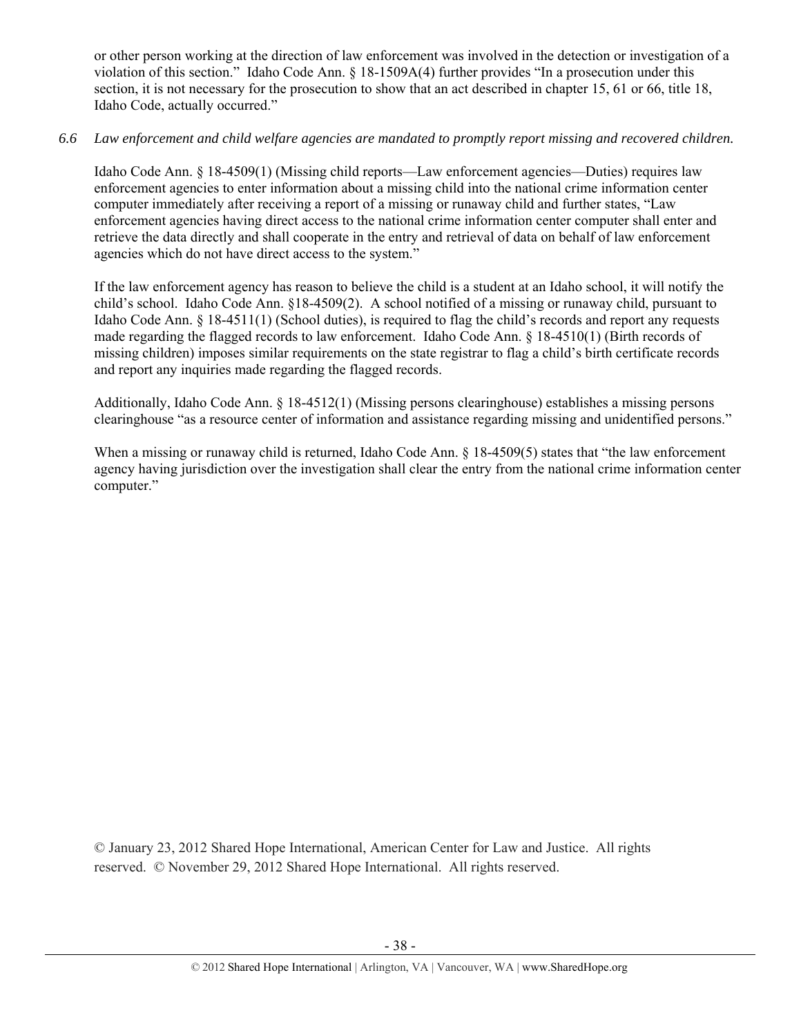or other person working at the direction of law enforcement was involved in the detection or investigation of a violation of this section." Idaho Code Ann. § 18-1509A(4) further provides "In a prosecution under this section, it is not necessary for the prosecution to show that an act described in chapter 15, 61 or 66, title 18, Idaho Code, actually occurred."

*6.6 Law enforcement and child welfare agencies are mandated to promptly report missing and recovered children.*

Idaho Code Ann. § 18-4509(1) (Missing child reports—Law enforcement agencies—Duties) requires law enforcement agencies to enter information about a missing child into the national crime information center computer immediately after receiving a report of a missing or runaway child and further states, "Law enforcement agencies having direct access to the national crime information center computer shall enter and retrieve the data directly and shall cooperate in the entry and retrieval of data on behalf of law enforcement agencies which do not have direct access to the system."

If the law enforcement agency has reason to believe the child is a student at an Idaho school, it will notify the child's school. Idaho Code Ann. §18-4509(2). A school notified of a missing or runaway child, pursuant to Idaho Code Ann. § 18-4511(1) (School duties), is required to flag the child's records and report any requests made regarding the flagged records to law enforcement. Idaho Code Ann. § 18-4510(1) (Birth records of missing children) imposes similar requirements on the state registrar to flag a child's birth certificate records and report any inquiries made regarding the flagged records.

Additionally, Idaho Code Ann. § 18-4512(1) (Missing persons clearinghouse) establishes a missing persons clearinghouse "as a resource center of information and assistance regarding missing and unidentified persons."

When a missing or runaway child is returned, Idaho Code Ann. § 18-4509(5) states that "the law enforcement agency having jurisdiction over the investigation shall clear the entry from the national crime information center computer."

© January 23, 2012 Shared Hope International, American Center for Law and Justice. All rights reserved. © November 29, 2012 Shared Hope International. All rights reserved.